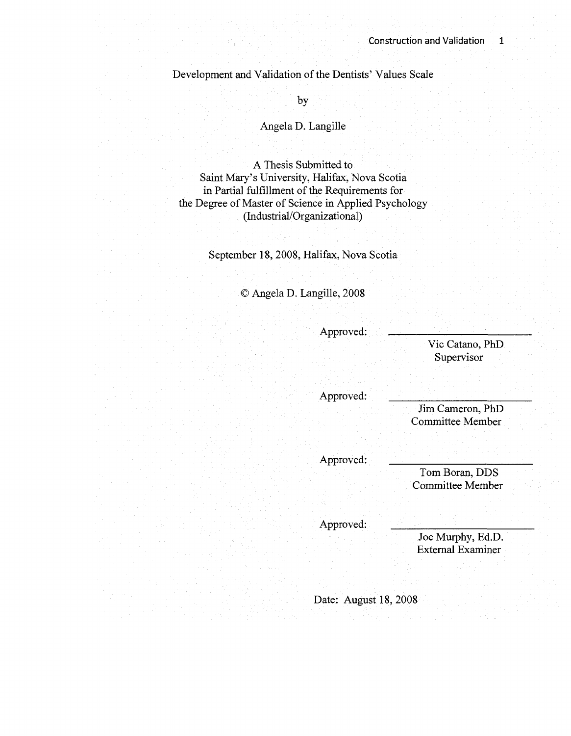# Development and Validation of the Dentists' Values Scale

by

Angela D. Langille

A Thesis Submitted to
Saint Mary's University, Halifax, Nova Scotia
in Partial fulfillment of the Requirements for
the Degree of Master of Science in Applied Psychology
(Industrial/Organizational)

September 18, 2008, Halifax, Nova Scotia

© Angela D. Langille, 2008

Approved: ______________________
Vic Catano, PhD
Supervisor

Approved: ______________________
Jim Cameron, PhD
Committee Member

Approved: ______________________
Tom Boran, DDS
Committee Member

Approved: ______________________
Joe Murphy, Ed.D.
External Examiner

Date: August 18, 2008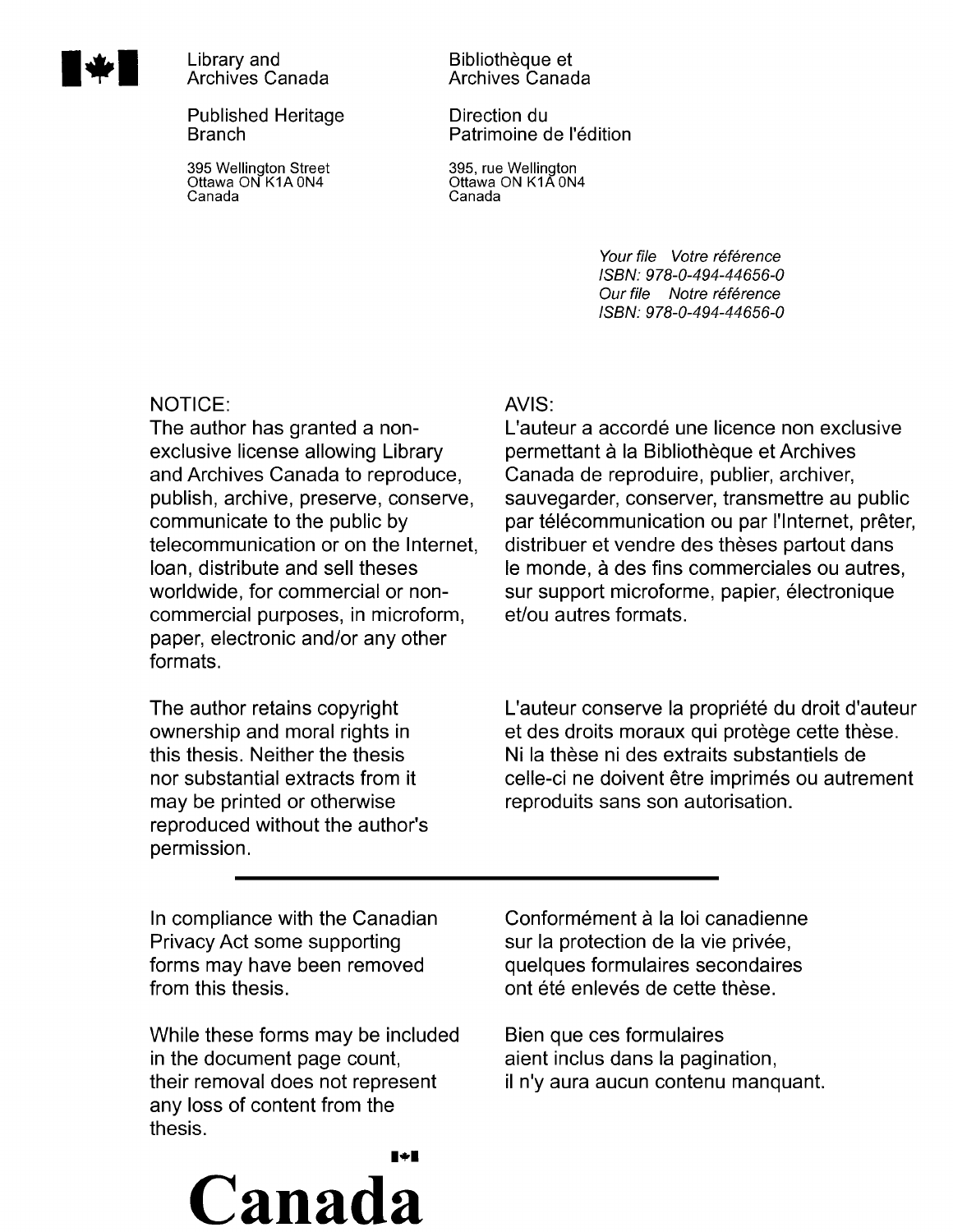Library and Archives Canada

Published Heritage Branch

395 Wellington Street
Ottawa ON K1A 0N4
Canada

Bibliothèque et Archives Canada

Direction du Patrimoine de l'édition

395, rue Wellington
Ottawa ON K1A 0N4
Canada

*Your file Votre référence*
*ISBN: 978-0-494-44656-0*
*Our file Notre référence*
*ISBN: 978-0-494-44656-0*

NOTICE:
The author has granted a non-exclusive license allowing Library and Archives Canada to reproduce, publish, archive, preserve, conserve, communicate to the public by telecommunication or on the Internet, loan, distribute and sell theses worldwide, for commercial or non-commercial purposes, in microform, paper, electronic and/or any other formats.

The author retains copyright ownership and moral rights in this thesis. Neither the thesis nor substantial extracts from it may be printed or otherwise reproduced without the author's permission.

AVIS:
L'auteur a accordé une licence non exclusive permettant à la Bibliothèque et Archives Canada de reproduire, publier, archiver, sauvegarder, conserver, transmettre au public par télécommunication ou par l'Internet, prêter, distribuer et vendre des thèses partout dans le monde, à des fins commerciales ou autres, sur support microforme, papier, électronique et/ou autres formats.

L'auteur conserve la propriété du droit d'auteur et des droits moraux qui protège cette thèse. Ni la thèse ni des extraits substantiels de celle-ci ne doivent être imprimés ou autrement reproduits sans son autorisation.

---

In compliance with the Canadian Privacy Act some supporting forms may have been removed from this thesis.

While these forms may be included in the document page count, their removal does not represent any loss of content from the thesis.

Conformément à la loi canadienne sur la protection de la vie privée, quelques formulaires secondaires ont été enlevés de cette thèse.

Bien que ces formulaires aient inclus dans la pagination, il n'y aura aucun contenu manquant.

Canada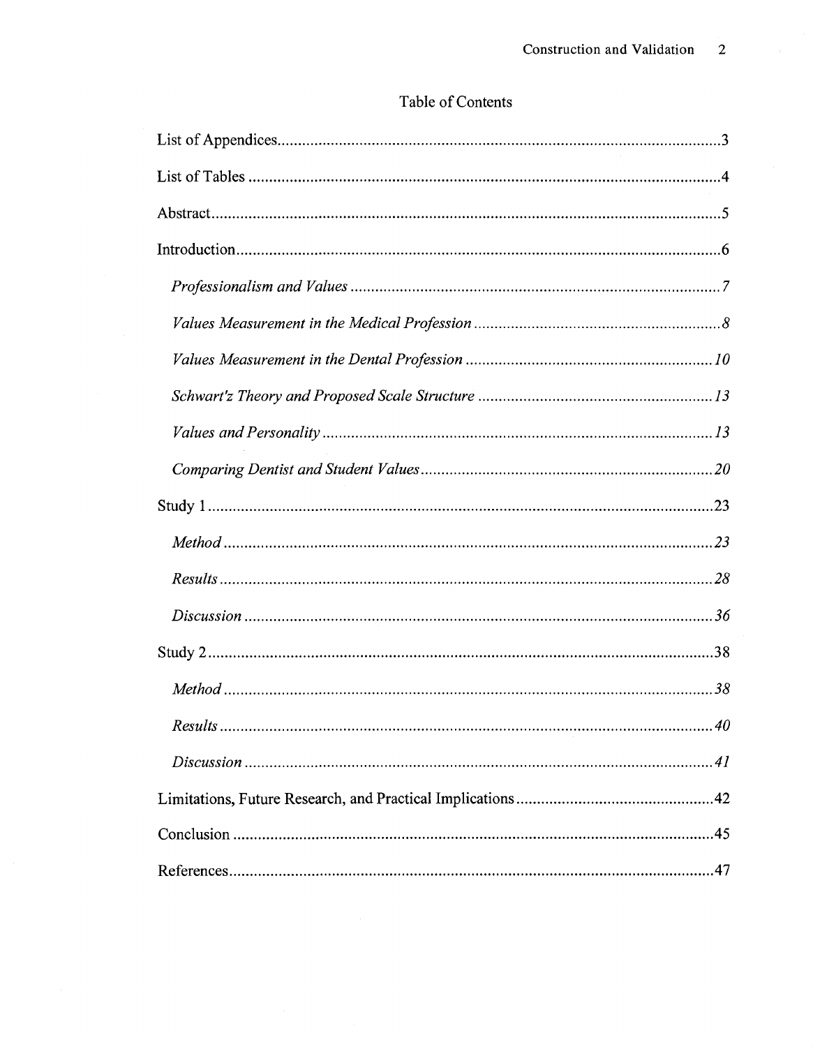# Table of Contents

List of Appendices....................................................................................................3

List of Tables ............................................................................................................4

Abstract.....................................................................................................................5

Introduction...............................................................................................................6

*Professionalism and Values* ..................................................................................7

*Values Measurement in the Medical Profession* ....................................................8

*Values Measurement in the Dental Profession* .....................................................10

*Schwart'z Theory and Proposed Scale Structure* ..................................................13

*Values and Personality* .........................................................................................13

*Comparing Dentist and Student Values*.................................................................20

Study 1.....................................................................................................................23

*Method*..................................................................................................................23

*Results*...................................................................................................................28

*Discussion* .............................................................................................................36

Study 2.....................................................................................................................38

*Method*..................................................................................................................38

*Results*...................................................................................................................40

*Discussion* .............................................................................................................41

Limitations, Future Research, and Practical Implications.........................................42

Conclusion ...............................................................................................................45

References................................................................................................................47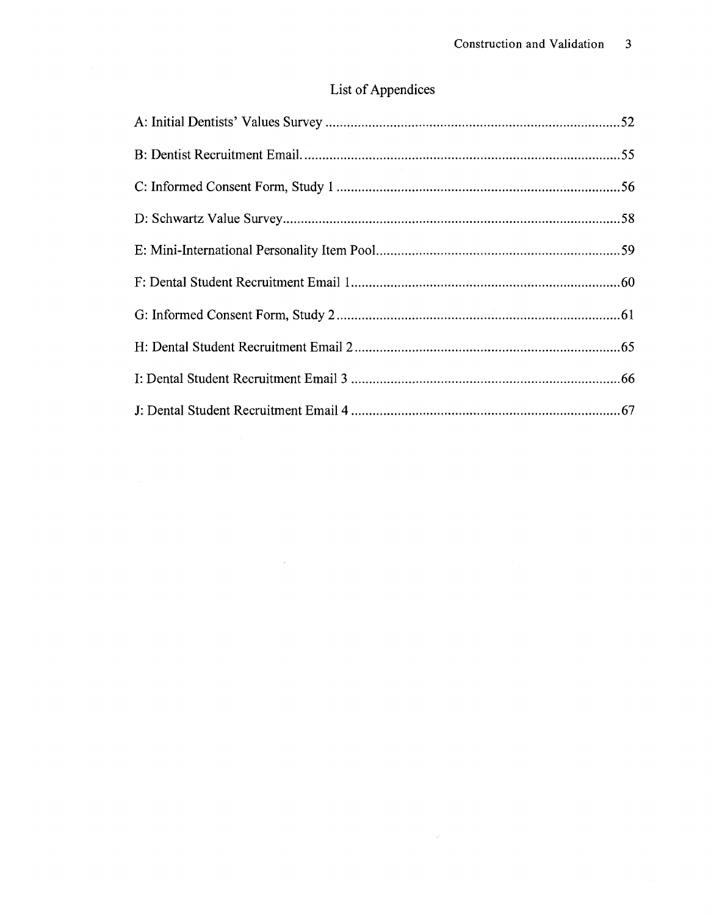# List of Appendices

A: Initial Dentists' Values Survey .................................................................................52

B: Dentist Recruitment Email. ........................................................................................55

C: Informed Consent Form, Study 1 ..............................................................................56

D: Schwartz Value Survey.............................................................................................58

E: Mini-International Personality Item Pool...................................................................59

F: Dental Student Recruitment Email 1..........................................................................60

G: Informed Consent Form, Study 2..............................................................................61

H: Dental Student Recruitment Email 2..........................................................................65

I: Dental Student Recruitment Email 3 ..........................................................................66

J: Dental Student Recruitment Email 4 ..........................................................................67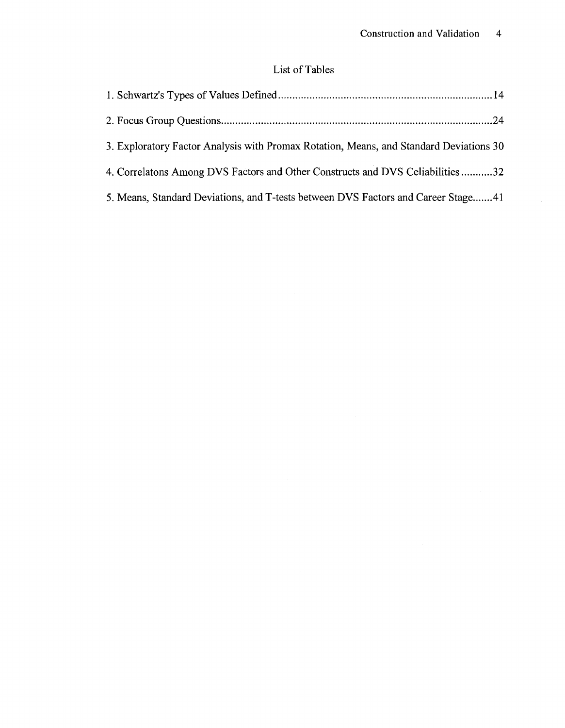# List of Tables

1. Schwartz's Types of Values Defined........................................................................14

2. Focus Group Questions..............................................................................................24

3. Exploratory Factor Analysis with Promax Rotation, Means, and Standard Deviations 30

4. Correlatons Among DVS Factors and Other Constructs and DVS Celiabilities...........32

5. Means, Standard Deviations, and T-tests between DVS Factors and Career Stage.......41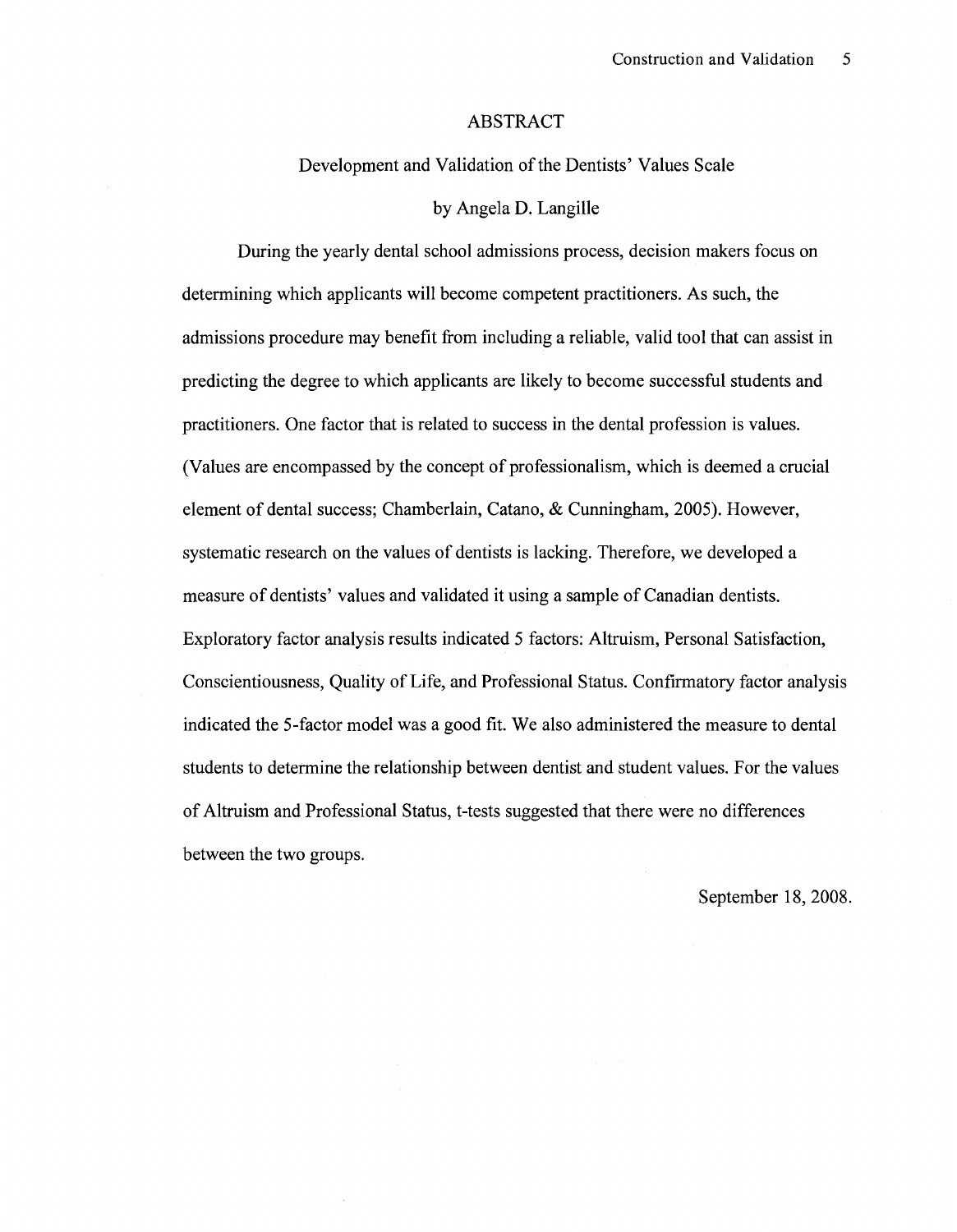# ABSTRACT

## Development and Validation of the Dentists' Values Scale

by Angela D. Langille

During the yearly dental school admissions process, decision makers focus on determining which applicants will become competent practitioners. As such, the admissions procedure may benefit from including a reliable, valid tool that can assist in predicting the degree to which applicants are likely to become successful students and practitioners. One factor that is related to success in the dental profession is values. (Values are encompassed by the concept of professionalism, which is deemed a crucial element of dental success; Chamberlain, Catano, & Cunningham, 2005). However, systematic research on the values of dentists is lacking. Therefore, we developed a measure of dentists' values and validated it using a sample of Canadian dentists. Exploratory factor analysis results indicated 5 factors: Altruism, Personal Satisfaction, Conscientiousness, Quality of Life, and Professional Status. Confirmatory factor analysis indicated the 5-factor model was a good fit. We also administered the measure to dental students to determine the relationship between dentist and student values. For the values of Altruism and Professional Status, t-tests suggested that there were no differences between the two groups.

September 18, 2008.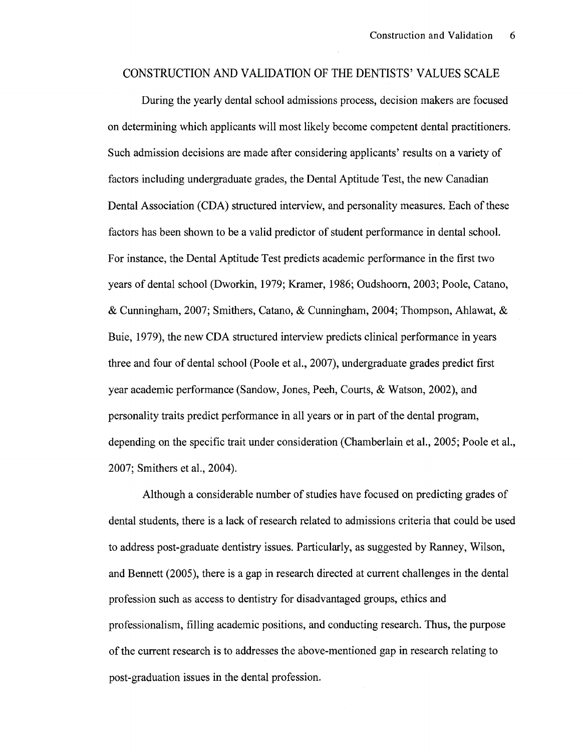# CONSTRUCTION AND VALIDATION OF THE DENTISTS' VALUES SCALE

During the yearly dental school admissions process, decision makers are focused on determining which applicants will most likely become competent dental practitioners. Such admission decisions are made after considering applicants' results on a variety of factors including undergraduate grades, the Dental Aptitude Test, the new Canadian Dental Association (CDA) structured interview, and personality measures. Each of these factors has been shown to be a valid predictor of student performance in dental school. For instance, the Dental Aptitude Test predicts academic performance in the first two years of dental school (Dworkin, 1979; Kramer, 1986; Oudshoorn, 2003; Poole, Catano, & Cunningham, 2007; Smithers, Catano, & Cunningham, 2004; Thompson, Ahlawat, & Buie, 1979), the new CDA structured interview predicts clinical performance in years three and four of dental school (Poole et al., 2007), undergraduate grades predict first year academic performance (Sandow, Jones, Peeh, Courts, & Watson, 2002), and personality traits predict performance in all years or in part of the dental program, depending on the specific trait under consideration (Chamberlain et al., 2005; Poole et al., 2007; Smithers et al., 2004).

Although a considerable number of studies have focused on predicting grades of dental students, there is a lack of research related to admissions criteria that could be used to address post-graduate dentistry issues. Particularly, as suggested by Ranney, Wilson, and Bennett (2005), there is a gap in research directed at current challenges in the dental profession such as access to dentistry for disadvantaged groups, ethics and professionalism, filling academic positions, and conducting research. Thus, the purpose of the current research is to addresses the above-mentioned gap in research relating to post-graduation issues in the dental profession.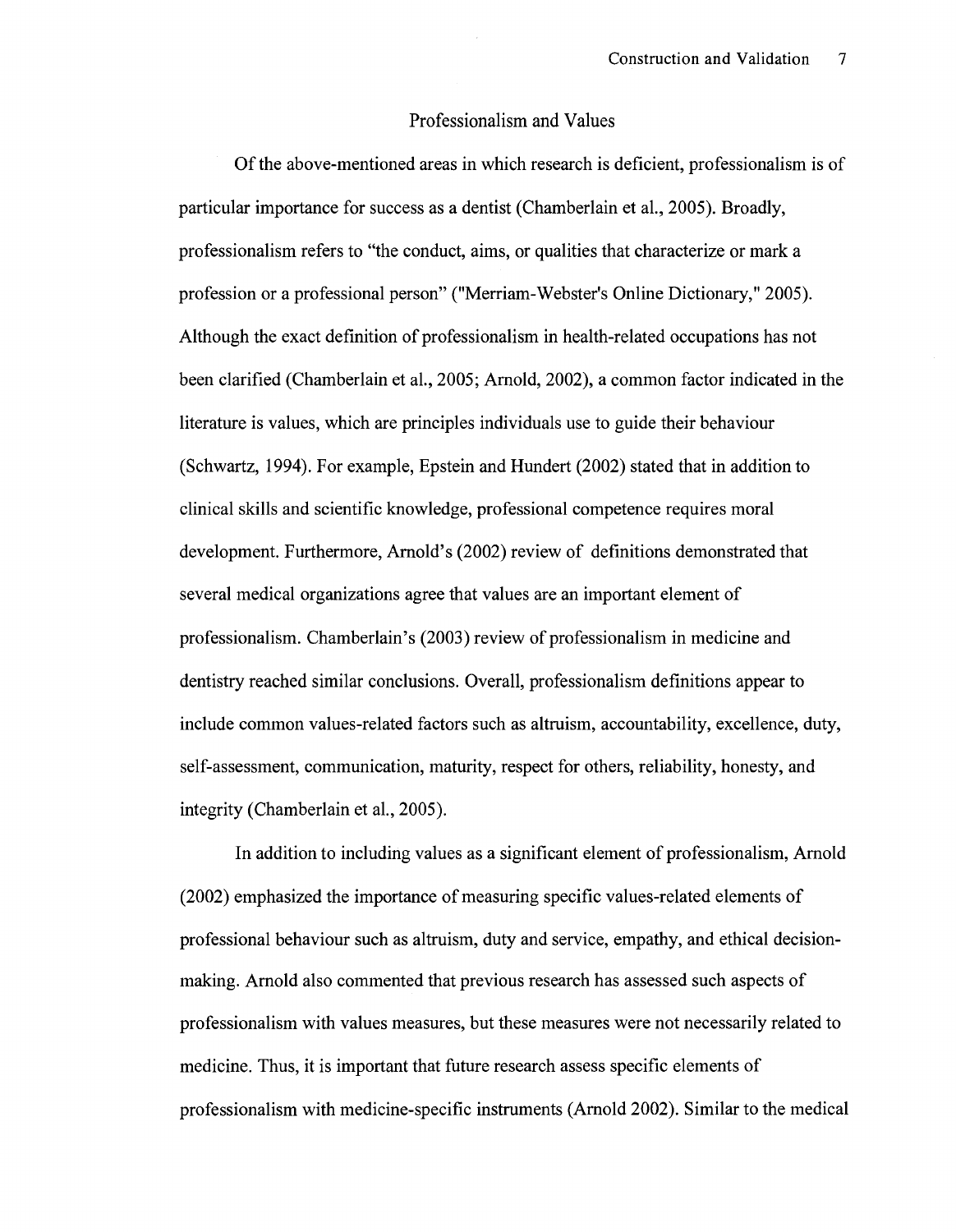## Professionalism and Values

Of the above-mentioned areas in which research is deficient, professionalism is of particular importance for success as a dentist (Chamberlain et al., 2005). Broadly, professionalism refers to "the conduct, aims, or qualities that characterize or mark a profession or a professional person" ("Merriam-Webster's Online Dictionary," 2005). Although the exact definition of professionalism in health-related occupations has not been clarified (Chamberlain et al., 2005; Arnold, 2002), a common factor indicated in the literature is values, which are principles individuals use to guide their behaviour (Schwartz, 1994). For example, Epstein and Hundert (2002) stated that in addition to clinical skills and scientific knowledge, professional competence requires moral development. Furthermore, Arnold's (2002) review of definitions demonstrated that several medical organizations agree that values are an important element of professionalism. Chamberlain's (2003) review of professionalism in medicine and dentistry reached similar conclusions. Overall, professionalism definitions appear to include common values-related factors such as altruism, accountability, excellence, duty, self-assessment, communication, maturity, respect for others, reliability, honesty, and integrity (Chamberlain et al., 2005).

In addition to including values as a significant element of professionalism, Arnold (2002) emphasized the importance of measuring specific values-related elements of professional behaviour such as altruism, duty and service, empathy, and ethical decision-making. Arnold also commented that previous research has assessed such aspects of professionalism with values measures, but these measures were not necessarily related to medicine. Thus, it is important that future research assess specific elements of professionalism with medicine-specific instruments (Arnold 2002). Similar to the medical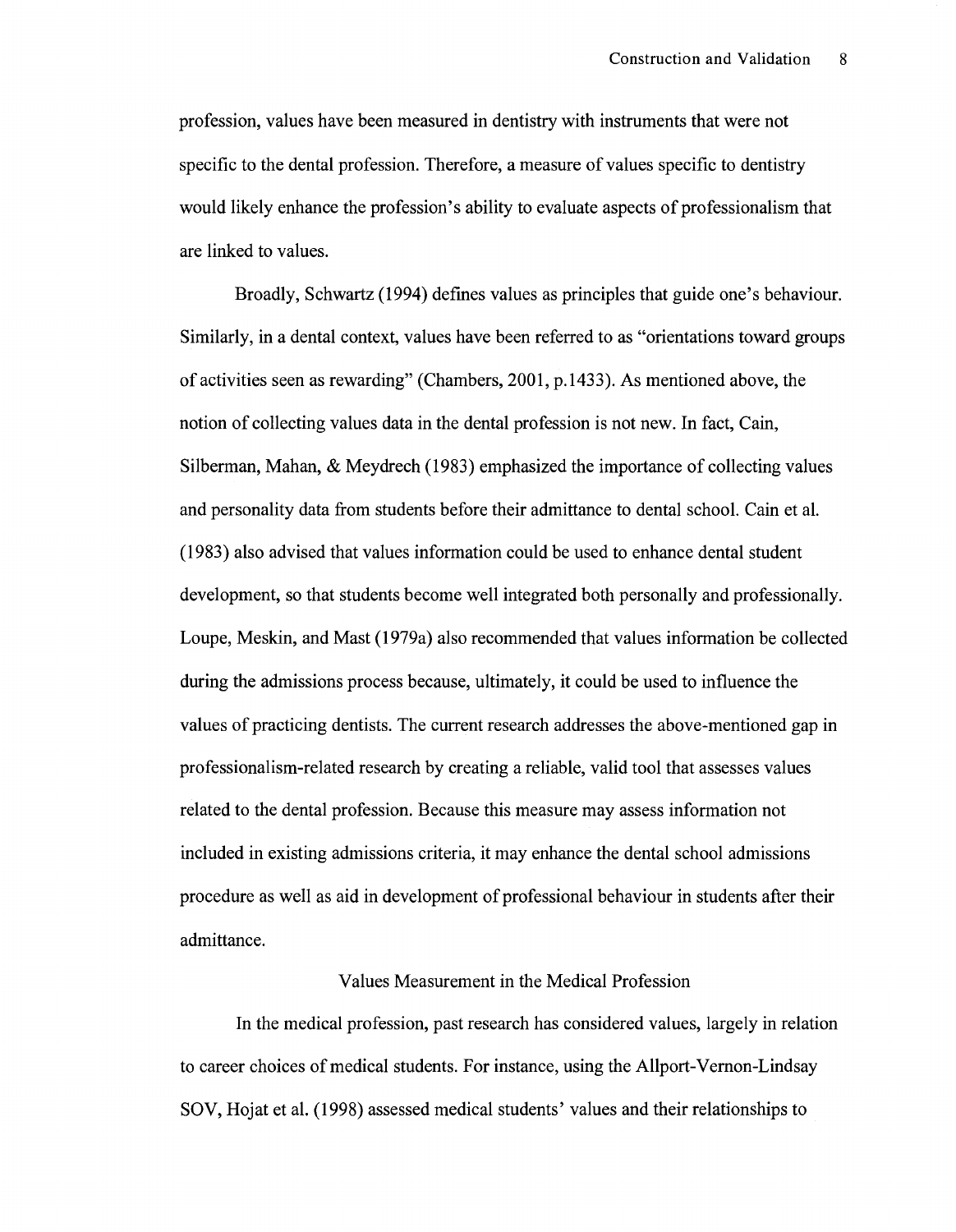profession, values have been measured in dentistry with instruments that were not specific to the dental profession. Therefore, a measure of values specific to dentistry would likely enhance the profession's ability to evaluate aspects of professionalism that are linked to values.

Broadly, Schwartz (1994) defines values as principles that guide one's behaviour. Similarly, in a dental context, values have been referred to as "orientations toward groups of activities seen as rewarding" (Chambers, 2001, p.1433). As mentioned above, the notion of collecting values data in the dental profession is not new. In fact, Cain, Silberman, Mahan, & Meydrech (1983) emphasized the importance of collecting values and personality data from students before their admittance to dental school. Cain et al. (1983) also advised that values information could be used to enhance dental student development, so that students become well integrated both personally and professionally. Loupe, Meskin, and Mast (1979a) also recommended that values information be collected during the admissions process because, ultimately, it could be used to influence the values of practicing dentists. The current research addresses the above-mentioned gap in professionalism-related research by creating a reliable, valid tool that assesses values related to the dental profession. Because this measure may assess information not included in existing admissions criteria, it may enhance the dental school admissions procedure as well as aid in development of professional behaviour in students after their admittance.

## Values Measurement in the Medical Profession

In the medical profession, past research has considered values, largely in relation to career choices of medical students. For instance, using the Allport-Vernon-Lindsay SOV, Hojat et al. (1998) assessed medical students' values and their relationships to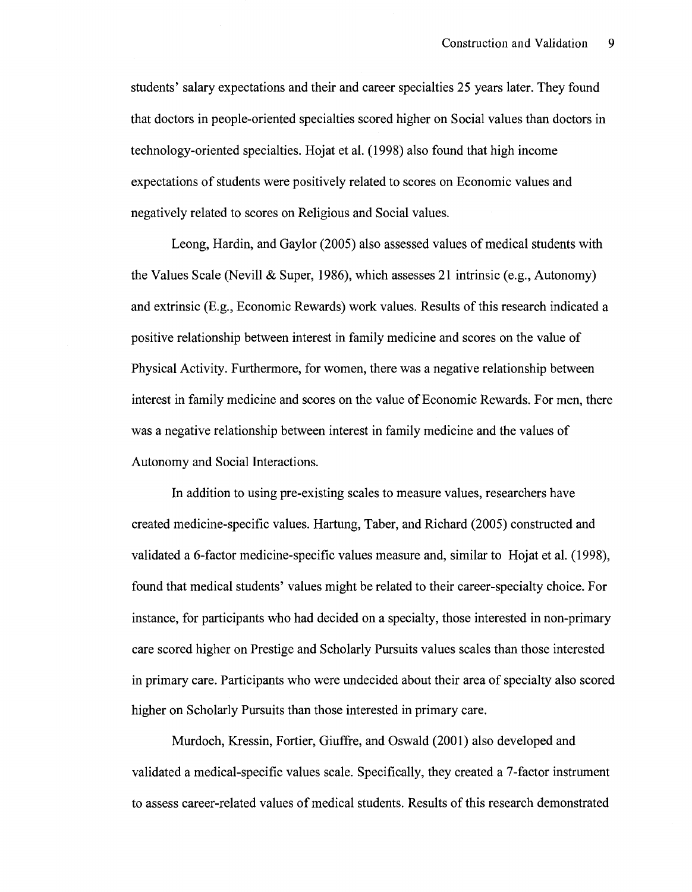students' salary expectations and their and career specialties 25 years later. They found that doctors in people-oriented specialties scored higher on Social values than doctors in technology-oriented specialties. Hojat et al. (1998) also found that high income expectations of students were positively related to scores on Economic values and negatively related to scores on Religious and Social values.

Leong, Hardin, and Gaylor (2005) also assessed values of medical students with the Values Scale (Nevill & Super, 1986), which assesses 21 intrinsic (e.g., Autonomy) and extrinsic (E.g., Economic Rewards) work values. Results of this research indicated a positive relationship between interest in family medicine and scores on the value of Physical Activity. Furthermore, for women, there was a negative relationship between interest in family medicine and scores on the value of Economic Rewards. For men, there was a negative relationship between interest in family medicine and the values of Autonomy and Social Interactions.

In addition to using pre-existing scales to measure values, researchers have created medicine-specific values. Hartung, Taber, and Richard (2005) constructed and validated a 6-factor medicine-specific values measure and, similar to Hojat et al. (1998), found that medical students' values might be related to their career-specialty choice. For instance, for participants who had decided on a specialty, those interested in non-primary care scored higher on Prestige and Scholarly Pursuits values scales than those interested in primary care. Participants who were undecided about their area of specialty also scored higher on Scholarly Pursuits than those interested in primary care.

Murdoch, Kressin, Fortier, Giuffre, and Oswald (2001) also developed and validated a medical-specific values scale. Specifically, they created a 7-factor instrument to assess career-related values of medical students. Results of this research demonstrated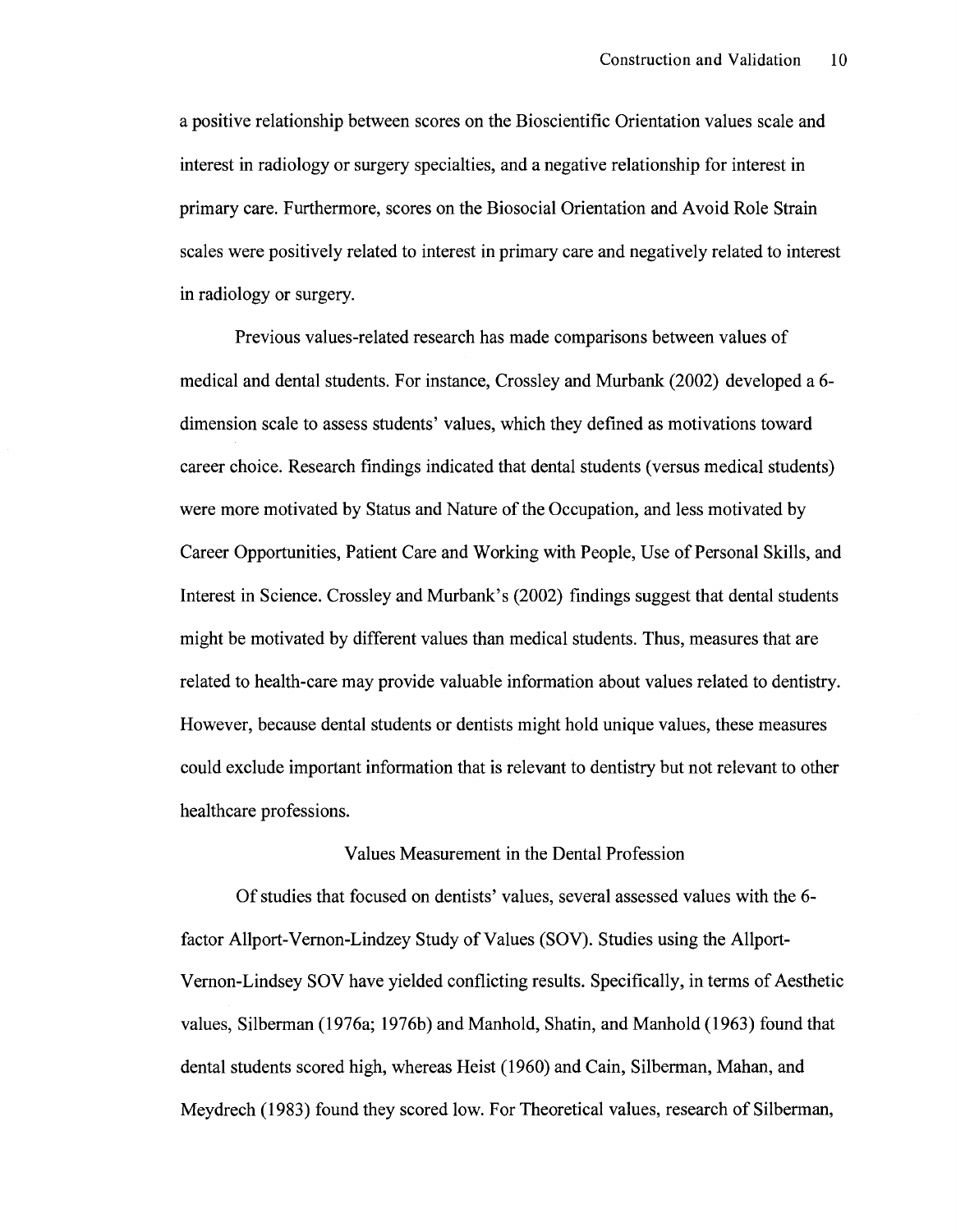a positive relationship between scores on the Bioscientific Orientation values scale and interest in radiology or surgery specialties, and a negative relationship for interest in primary care. Furthermore, scores on the Biosocial Orientation and Avoid Role Strain scales were positively related to interest in primary care and negatively related to interest in radiology or surgery.

Previous values-related research has made comparisons between values of medical and dental students. For instance, Crossley and Murbank (2002) developed a 6-dimension scale to assess students' values, which they defined as motivations toward career choice. Research findings indicated that dental students (versus medical students) were more motivated by Status and Nature of the Occupation, and less motivated by Career Opportunities, Patient Care and Working with People, Use of Personal Skills, and Interest in Science. Crossley and Murbank's (2002) findings suggest that dental students might be motivated by different values than medical students. Thus, measures that are related to health-care may provide valuable information about values related to dentistry. However, because dental students or dentists might hold unique values, these measures could exclude important information that is relevant to dentistry but not relevant to other healthcare professions.

## Values Measurement in the Dental Profession

Of studies that focused on dentists' values, several assessed values with the 6-factor Allport-Vernon-Lindzey Study of Values (SOV). Studies using the Allport-Vernon-Lindsey SOV have yielded conflicting results. Specifically, in terms of Aesthetic values, Silberman (1976a; 1976b) and Manhold, Shatin, and Manhold (1963) found that dental students scored high, whereas Heist (1960) and Cain, Silberman, Mahan, and Meydrech (1983) found they scored low. For Theoretical values, research of Silberman,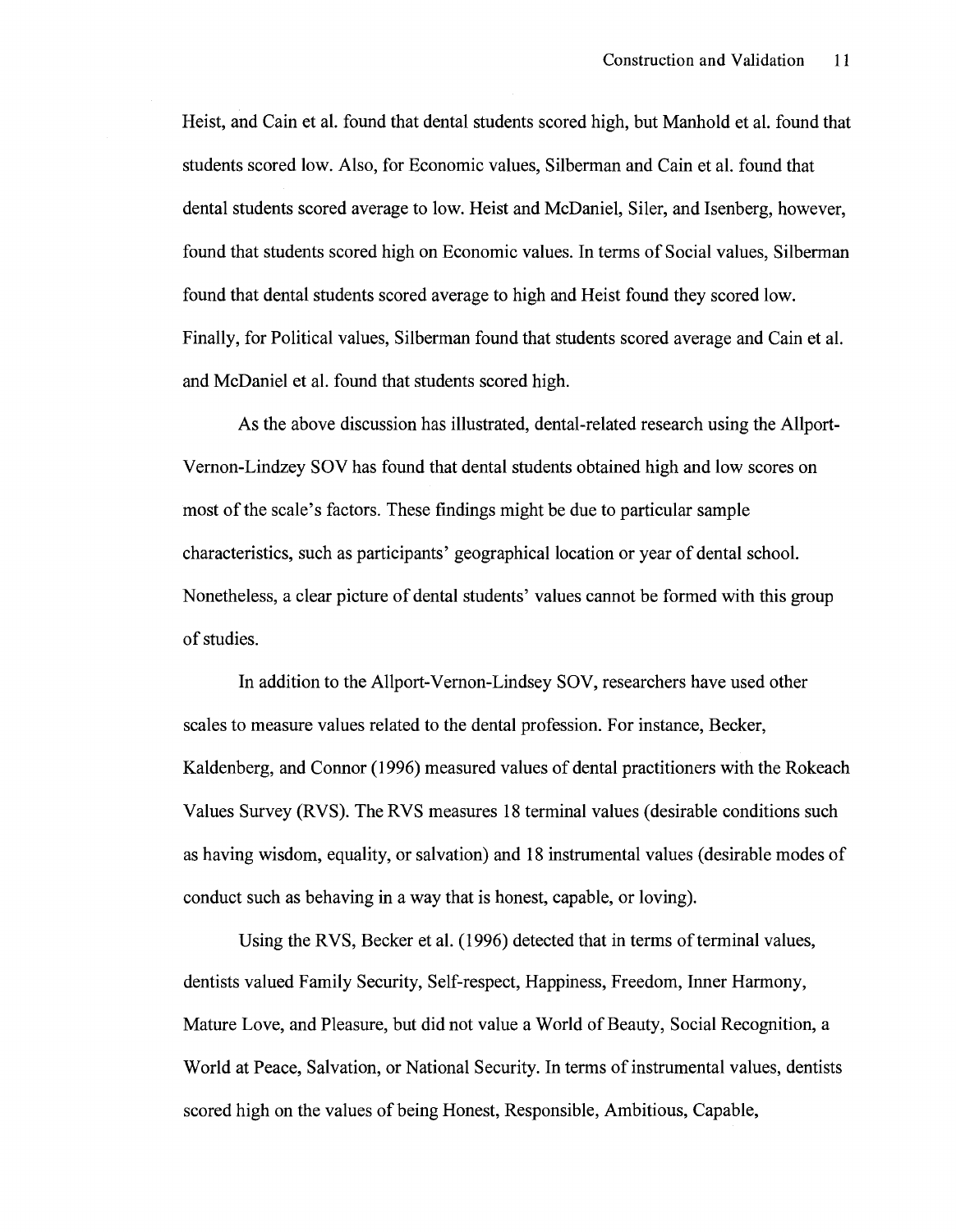Heist, and Cain et al. found that dental students scored high, but Manhold et al. found that students scored low. Also, for Economic values, Silberman and Cain et al. found that dental students scored average to low. Heist and McDaniel, Siler, and Isenberg, however, found that students scored high on Economic values. In terms of Social values, Silberman found that dental students scored average to high and Heist found they scored low. Finally, for Political values, Silberman found that students scored average and Cain et al. and McDaniel et al. found that students scored high.

As the above discussion has illustrated, dental-related research using the Allport-Vernon-Lindzey SOV has found that dental students obtained high and low scores on most of the scale's factors. These findings might be due to particular sample characteristics, such as participants' geographical location or year of dental school. Nonetheless, a clear picture of dental students' values cannot be formed with this group of studies.

In addition to the Allport-Vernon-Lindsey SOV, researchers have used other scales to measure values related to the dental profession. For instance, Becker, Kaldenberg, and Connor (1996) measured values of dental practitioners with the Rokeach Values Survey (RVS). The RVS measures 18 terminal values (desirable conditions such as having wisdom, equality, or salvation) and 18 instrumental values (desirable modes of conduct such as behaving in a way that is honest, capable, or loving).

Using the RVS, Becker et al. (1996) detected that in terms of terminal values, dentists valued Family Security, Self-respect, Happiness, Freedom, Inner Harmony, Mature Love, and Pleasure, but did not value a World of Beauty, Social Recognition, a World at Peace, Salvation, or National Security. In terms of instrumental values, dentists scored high on the values of being Honest, Responsible, Ambitious, Capable,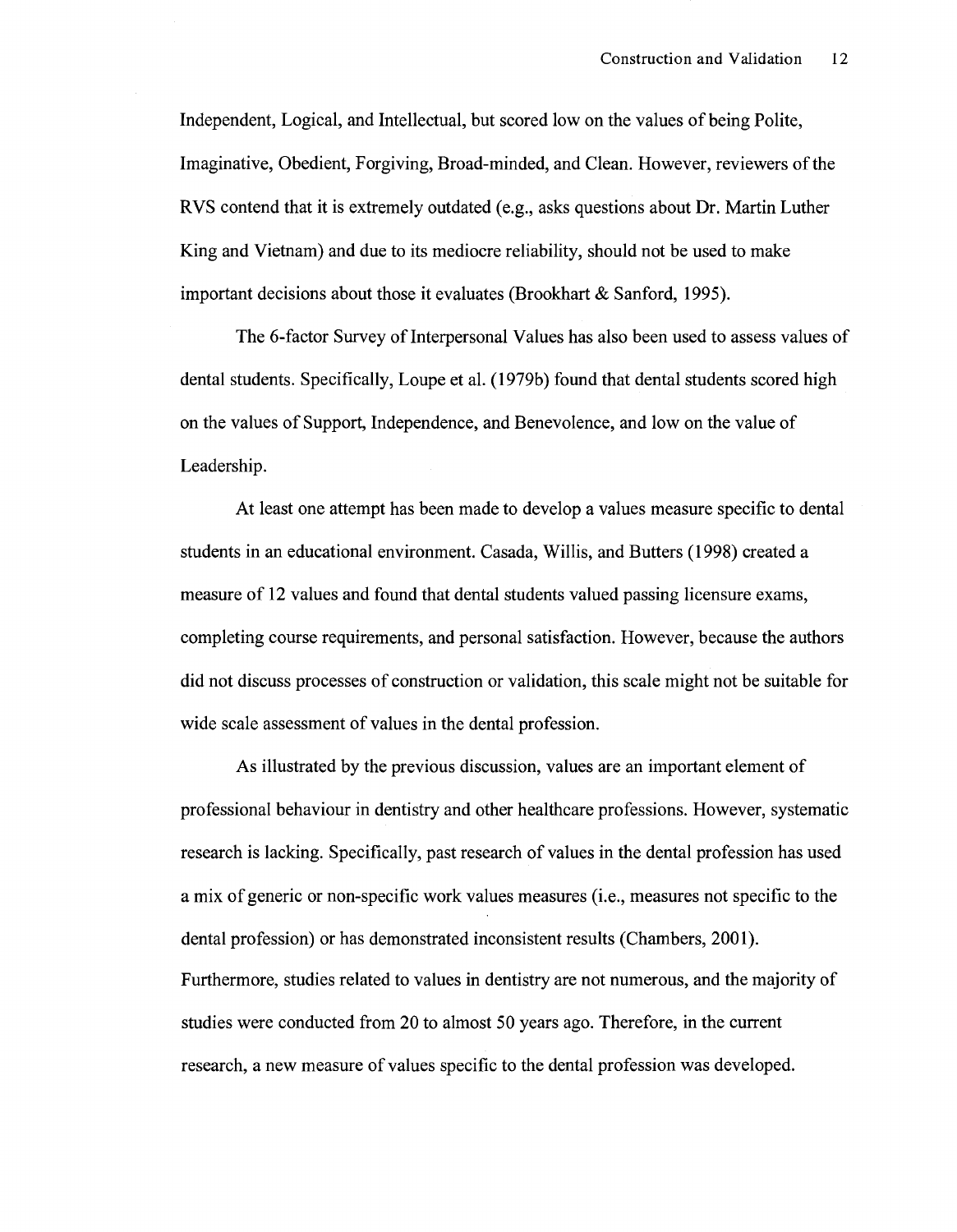Independent, Logical, and Intellectual, but scored low on the values of being Polite, Imaginative, Obedient, Forgiving, Broad-minded, and Clean. However, reviewers of the RVS contend that it is extremely outdated (e.g., asks questions about Dr. Martin Luther King and Vietnam) and due to its mediocre reliability, should not be used to make important decisions about those it evaluates (Brookhart & Sanford, 1995).

The 6-factor Survey of Interpersonal Values has also been used to assess values of dental students. Specifically, Loupe et al. (1979b) found that dental students scored high on the values of Support, Independence, and Benevolence, and low on the value of Leadership.

At least one attempt has been made to develop a values measure specific to dental students in an educational environment. Casada, Willis, and Butters (1998) created a measure of 12 values and found that dental students valued passing licensure exams, completing course requirements, and personal satisfaction. However, because the authors did not discuss processes of construction or validation, this scale might not be suitable for wide scale assessment of values in the dental profession.

As illustrated by the previous discussion, values are an important element of professional behaviour in dentistry and other healthcare professions. However, systematic research is lacking. Specifically, past research of values in the dental profession has used a mix of generic or non-specific work values measures (i.e., measures not specific to the dental profession) or has demonstrated inconsistent results (Chambers, 2001). Furthermore, studies related to values in dentistry are not numerous, and the majority of studies were conducted from 20 to almost 50 years ago. Therefore, in the current research, a new measure of values specific to the dental profession was developed.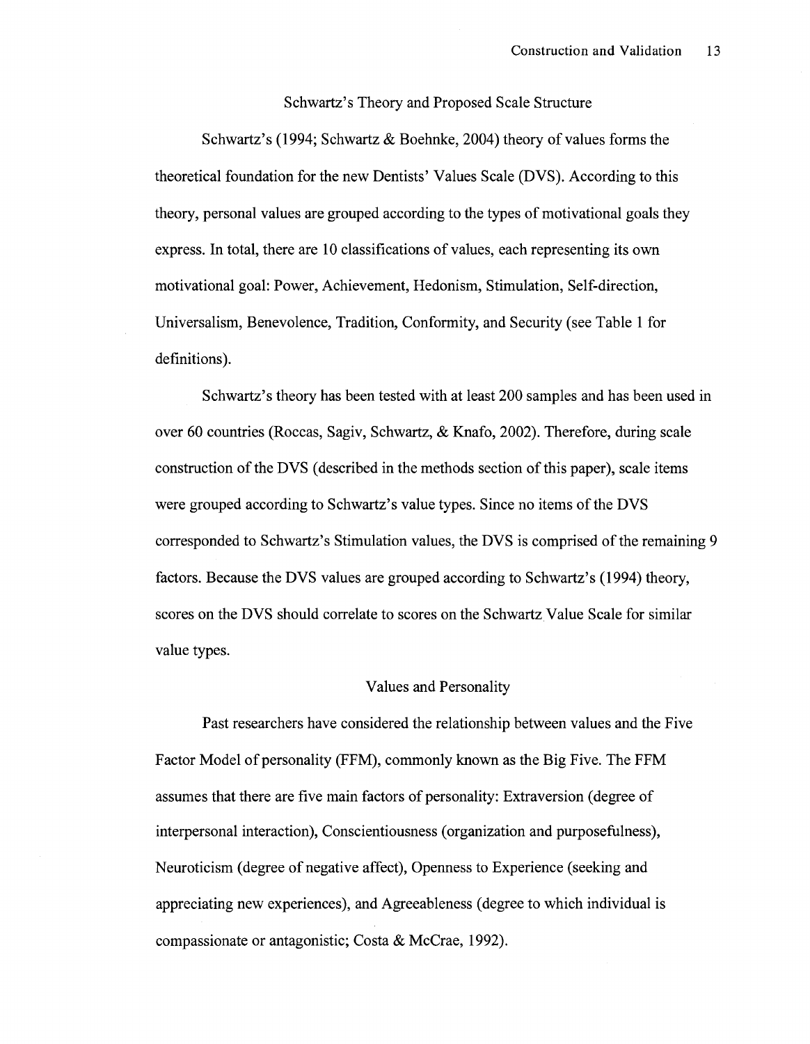## Schwartz's Theory and Proposed Scale Structure

Schwartz's (1994; Schwartz & Boehnke, 2004) theory of values forms the theoretical foundation for the new Dentists' Values Scale (DVS). According to this theory, personal values are grouped according to the types of motivational goals they express. In total, there are 10 classifications of values, each representing its own motivational goal: Power, Achievement, Hedonism, Stimulation, Self-direction, Universalism, Benevolence, Tradition, Conformity, and Security (see Table 1 for definitions).

Schwartz's theory has been tested with at least 200 samples and has been used in over 60 countries (Roccas, Sagiv, Schwartz, & Knafo, 2002). Therefore, during scale construction of the DVS (described in the methods section of this paper), scale items were grouped according to Schwartz's value types. Since no items of the DVS corresponded to Schwartz's Stimulation values, the DVS is comprised of the remaining 9 factors. Because the DVS values are grouped according to Schwartz's (1994) theory, scores on the DVS should correlate to scores on the Schwartz Value Scale for similar value types.

## Values and Personality

Past researchers have considered the relationship between values and the Five Factor Model of personality (FFM), commonly known as the Big Five. The FFM assumes that there are five main factors of personality: Extraversion (degree of interpersonal interaction), Conscientiousness (organization and purposefulness), Neuroticism (degree of negative affect), Openness to Experience (seeking and appreciating new experiences), and Agreeableness (degree to which individual is compassionate or antagonistic; Costa & McCrae, 1992).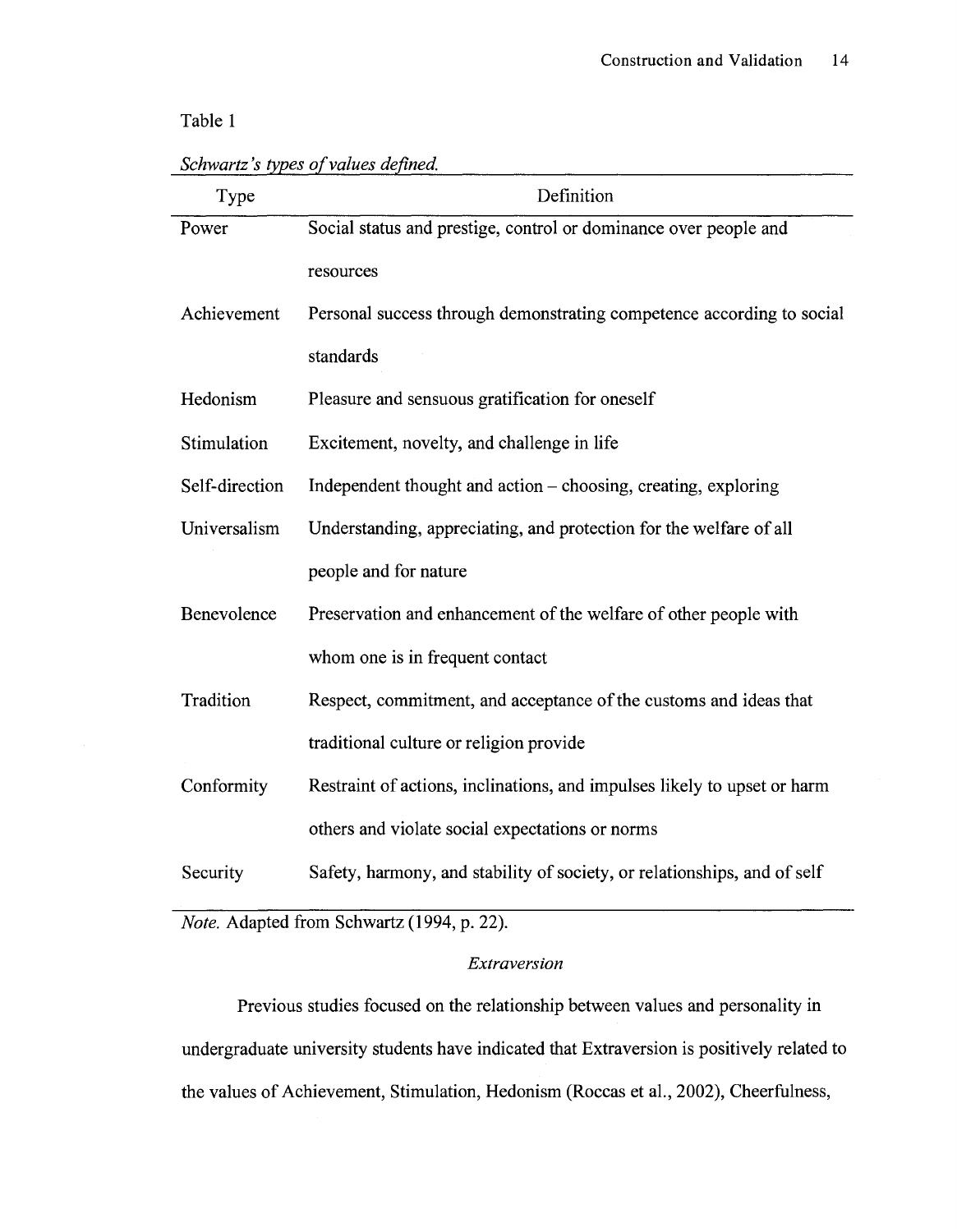Table 1

*Schwartz's types of values defined.*

| Type | Definition |
|---|---|
| Power | Social status and prestige, control or dominance over people and resources |
| Achievement | Personal success through demonstrating competence according to social standards |
| Hedonism | Pleasure and sensuous gratification for oneself |
| Stimulation | Excitement, novelty, and challenge in life |
| Self-direction | Independent thought and action – choosing, creating, exploring |
| Universalism | Understanding, appreciating, and protection for the welfare of all people and for nature |
| Benevolence | Preservation and enhancement of the welfare of other people with whom one is in frequent contact |
| Tradition | Respect, commitment, and acceptance of the customs and ideas that traditional culture or religion provide |
| Conformity | Restraint of actions, inclinations, and impulses likely to upset or harm others and violate social expectations or norms |
| Security | Safety, harmony, and stability of society, or relationships, and of self |

*Note.* Adapted from Schwartz (1994, p. 22).

### *Extraversion*

Previous studies focused on the relationship between values and personality in undergraduate university students have indicated that Extraversion is positively related to the values of Achievement, Stimulation, Hedonism (Roccas et al., 2002), Cheerfulness,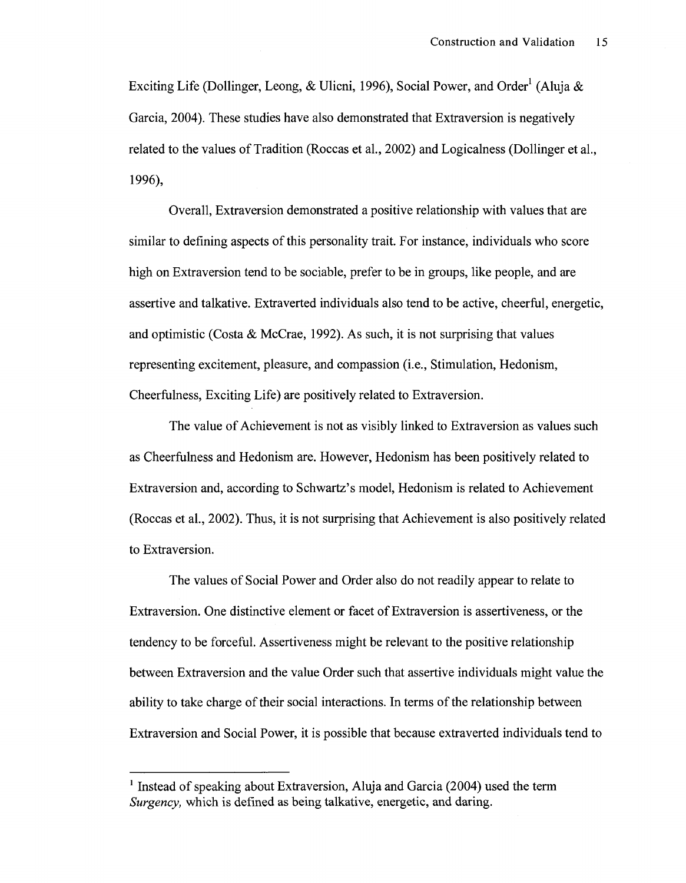Exciting Life (Dollinger, Leong, & Ulicni, 1996), Social Power, and Order[1] (Aluja & Garcia, 2004). These studies have also demonstrated that Extraversion is negatively related to the values of Tradition (Roccas et al., 2002) and Logicalness (Dollinger et al., 1996),

Overall, Extraversion demonstrated a positive relationship with values that are similar to defining aspects of this personality trait. For instance, individuals who score high on Extraversion tend to be sociable, prefer to be in groups, like people, and are assertive and talkative. Extraverted individuals also tend to be active, cheerful, energetic, and optimistic (Costa & McCrae, 1992). As such, it is not surprising that values representing excitement, pleasure, and compassion (i.e., Stimulation, Hedonism, Cheerfulness, Exciting Life) are positively related to Extraversion.

The value of Achievement is not as visibly linked to Extraversion as values such as Cheerfulness and Hedonism are. However, Hedonism has been positively related to Extraversion and, according to Schwartz's model, Hedonism is related to Achievement (Roccas et al., 2002). Thus, it is not surprising that Achievement is also positively related to Extraversion.

The values of Social Power and Order also do not readily appear to relate to Extraversion. One distinctive element or facet of Extraversion is assertiveness, or the tendency to be forceful. Assertiveness might be relevant to the positive relationship between Extraversion and the value Order such that assertive individuals might value the ability to take charge of their social interactions. In terms of the relationship between Extraversion and Social Power, it is possible that because extraverted individuals tend to

---

[1] Instead of speaking about Extraversion, Aluja and Garcia (2004) used the term *Surgency,* which is defined as being talkative, energetic, and daring.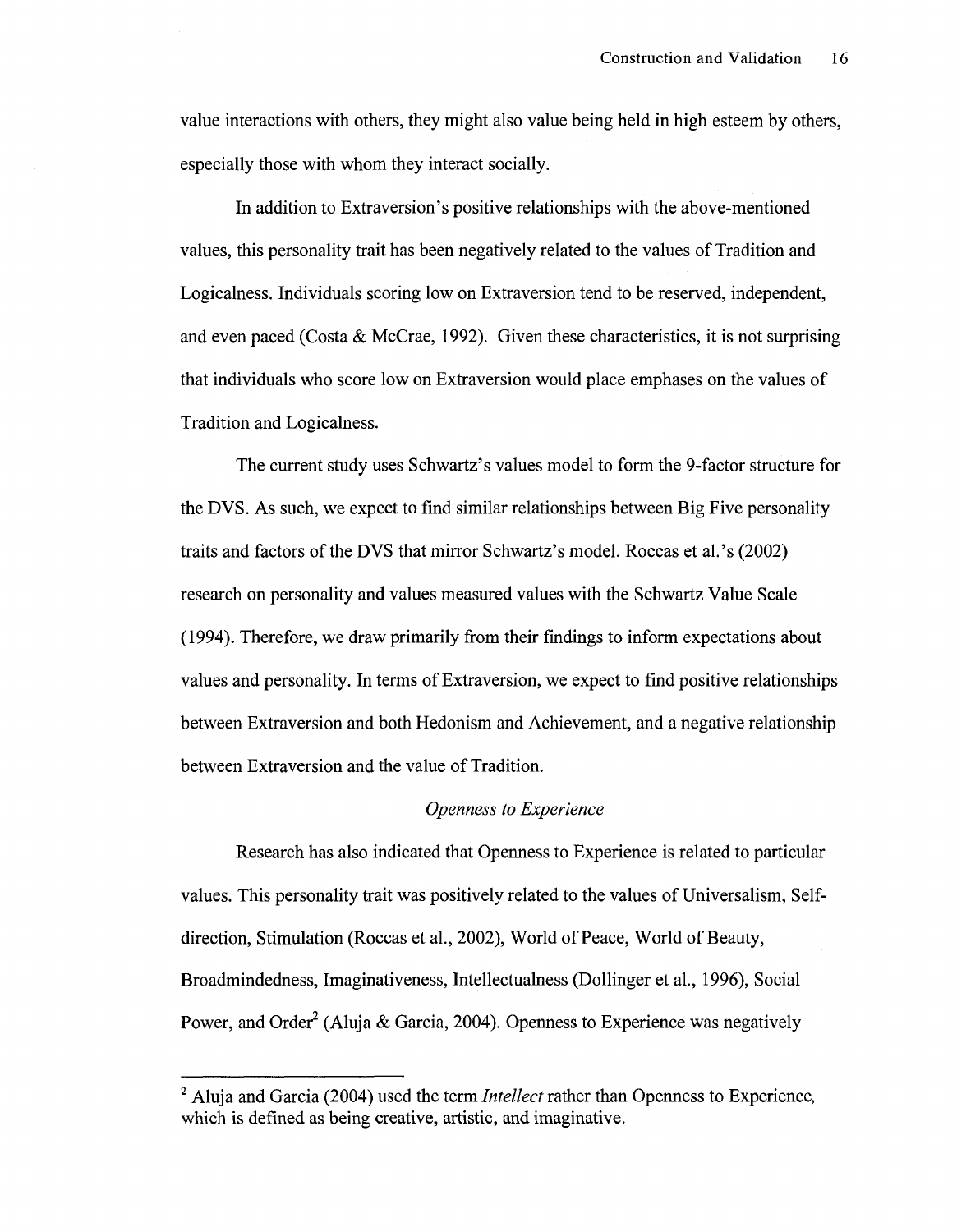value interactions with others, they might also value being held in high esteem by others, especially those with whom they interact socially.

In addition to Extraversion's positive relationships with the above-mentioned values, this personality trait has been negatively related to the values of Tradition and Logicalness. Individuals scoring low on Extraversion tend to be reserved, independent, and even paced (Costa & McCrae, 1992). Given these characteristics, it is not surprising that individuals who score low on Extraversion would place emphases on the values of Tradition and Logicalness.

The current study uses Schwartz's values model to form the 9-factor structure for the DVS. As such, we expect to find similar relationships between Big Five personality traits and factors of the DVS that mirror Schwartz's model. Roccas et al.'s (2002) research on personality and values measured values with the Schwartz Value Scale (1994). Therefore, we draw primarily from their findings to inform expectations about values and personality. In terms of Extraversion, we expect to find positive relationships between Extraversion and both Hedonism and Achievement, and a negative relationship between Extraversion and the value of Tradition.

### *Openness to Experience*

Research has also indicated that Openness to Experience is related to particular values. This personality trait was positively related to the values of Universalism, Self-direction, Stimulation (Roccas et al., 2002), World of Peace, World of Beauty, Broadmindedness, Imaginativeness, Intellectualness (Dollinger et al., 1996), Social Power, and Order[2] (Aluja & Garcia, 2004). Openness to Experience was negatively

---

[2] Aluja and Garcia (2004) used the term *Intellect* rather than Openness to Experience, which is defined as being creative, artistic, and imaginative.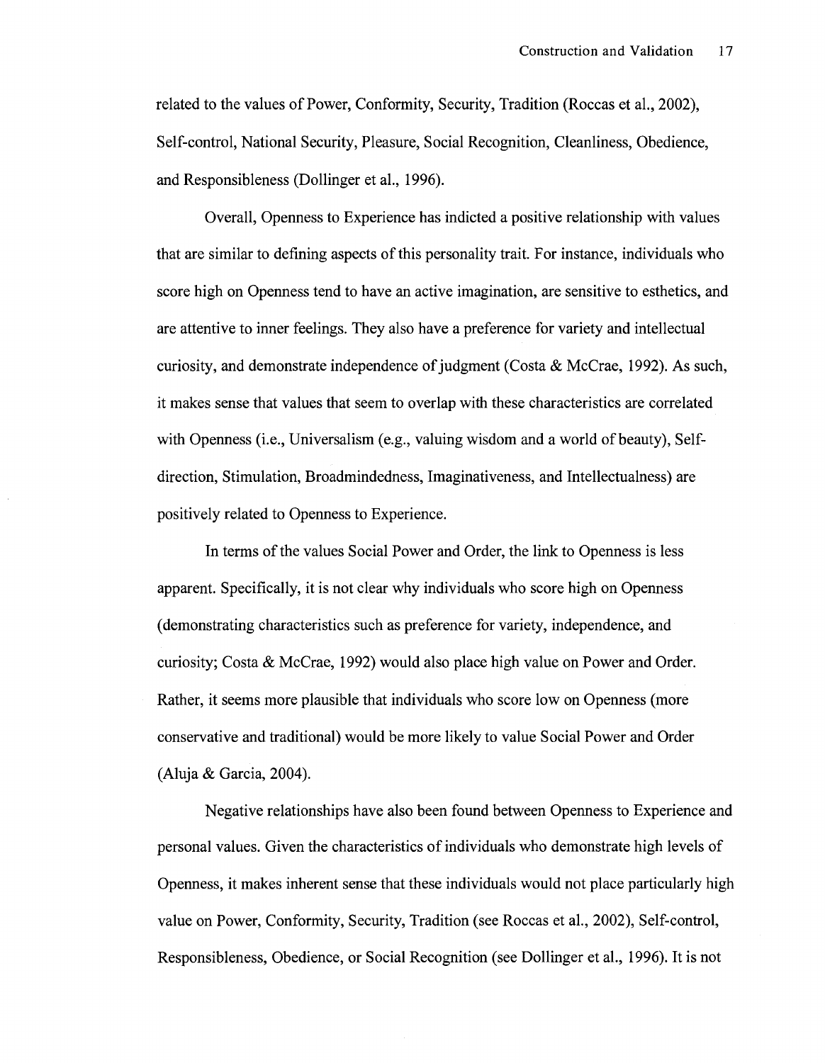related to the values of Power, Conformity, Security, Tradition (Roccas et al., 2002), Self-control, National Security, Pleasure, Social Recognition, Cleanliness, Obedience, and Responsibleness (Dollinger et al., 1996).

Overall, Openness to Experience has indicted a positive relationship with values that are similar to defining aspects of this personality trait. For instance, individuals who score high on Openness tend to have an active imagination, are sensitive to esthetics, and are attentive to inner feelings. They also have a preference for variety and intellectual curiosity, and demonstrate independence of judgment (Costa & McCrae, 1992). As such, it makes sense that values that seem to overlap with these characteristics are correlated with Openness (i.e., Universalism (e.g., valuing wisdom and a world of beauty), Self-direction, Stimulation, Broadmindedness, Imaginativeness, and Intellectualness) are positively related to Openness to Experience.

In terms of the values Social Power and Order, the link to Openness is less apparent. Specifically, it is not clear why individuals who score high on Openness (demonstrating characteristics such as preference for variety, independence, and curiosity; Costa & McCrae, 1992) would also place high value on Power and Order. Rather, it seems more plausible that individuals who score low on Openness (more conservative and traditional) would be more likely to value Social Power and Order (Aluja & Garcia, 2004).

Negative relationships have also been found between Openness to Experience and personal values. Given the characteristics of individuals who demonstrate high levels of Openness, it makes inherent sense that these individuals would not place particularly high value on Power, Conformity, Security, Tradition (see Roccas et al., 2002), Self-control, Responsibleness, Obedience, or Social Recognition (see Dollinger et al., 1996). It is not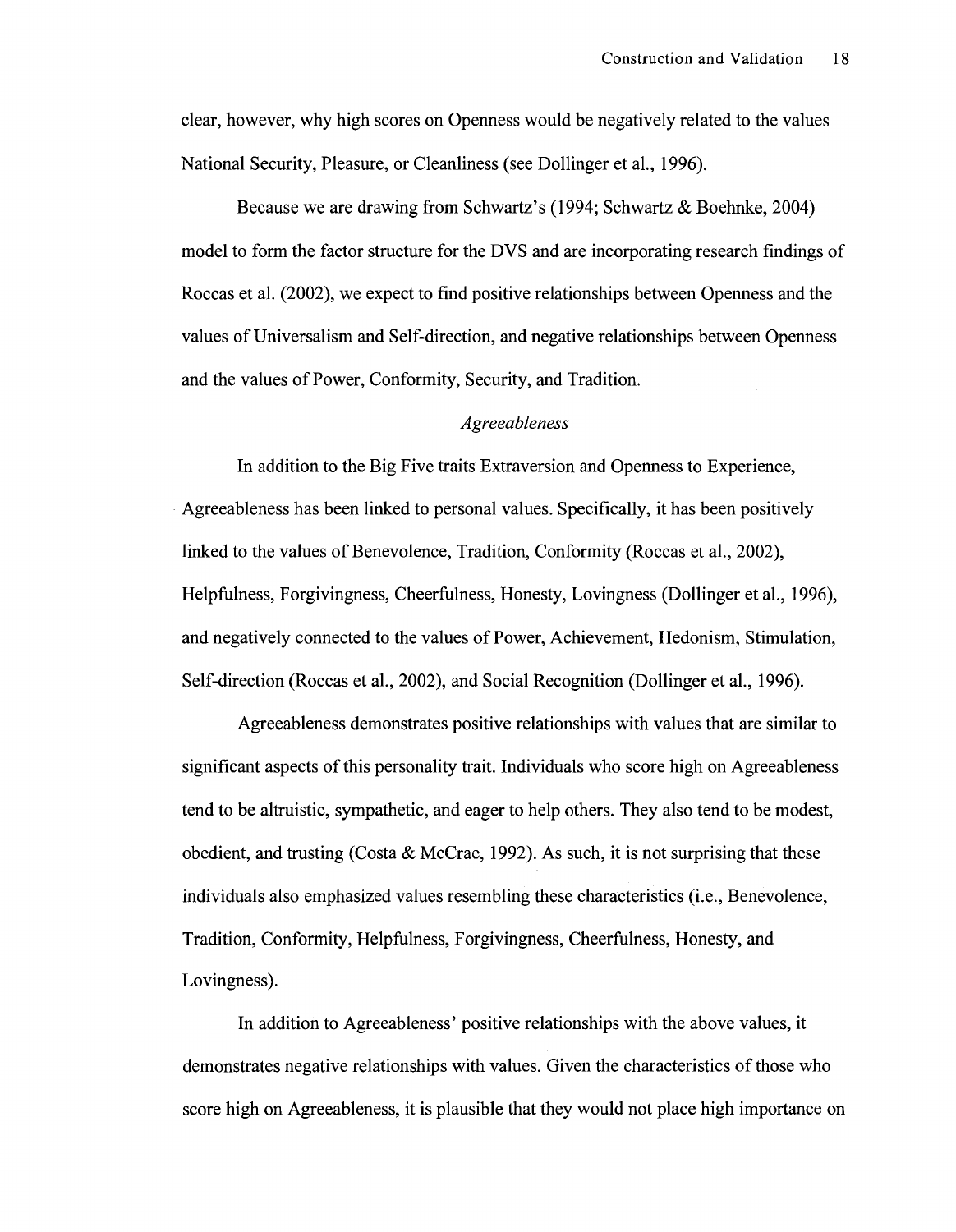clear, however, why high scores on Openness would be negatively related to the values National Security, Pleasure, or Cleanliness (see Dollinger et al., 1996).

Because we are drawing from Schwartz's (1994; Schwartz & Boehnke, 2004) model to form the factor structure for the DVS and are incorporating research findings of Roccas et al. (2002), we expect to find positive relationships between Openness and the values of Universalism and Self-direction, and negative relationships between Openness and the values of Power, Conformity, Security, and Tradition.

### *Agreeableness*

In addition to the Big Five traits Extraversion and Openness to Experience, Agreeableness has been linked to personal values. Specifically, it has been positively linked to the values of Benevolence, Tradition, Conformity (Roccas et al., 2002), Helpfulness, Forgivingness, Cheerfulness, Honesty, Lovingness (Dollinger et al., 1996), and negatively connected to the values of Power, Achievement, Hedonism, Stimulation, Self-direction (Roccas et al., 2002), and Social Recognition (Dollinger et al., 1996).

Agreeableness demonstrates positive relationships with values that are similar to significant aspects of this personality trait. Individuals who score high on Agreeableness tend to be altruistic, sympathetic, and eager to help others. They also tend to be modest, obedient, and trusting (Costa & McCrae, 1992). As such, it is not surprising that these individuals also emphasized values resembling these characteristics (i.e., Benevolence, Tradition, Conformity, Helpfulness, Forgivingness, Cheerfulness, Honesty, and Lovingness).

In addition to Agreeableness' positive relationships with the above values, it demonstrates negative relationships with values. Given the characteristics of those who score high on Agreeableness, it is plausible that they would not place high importance on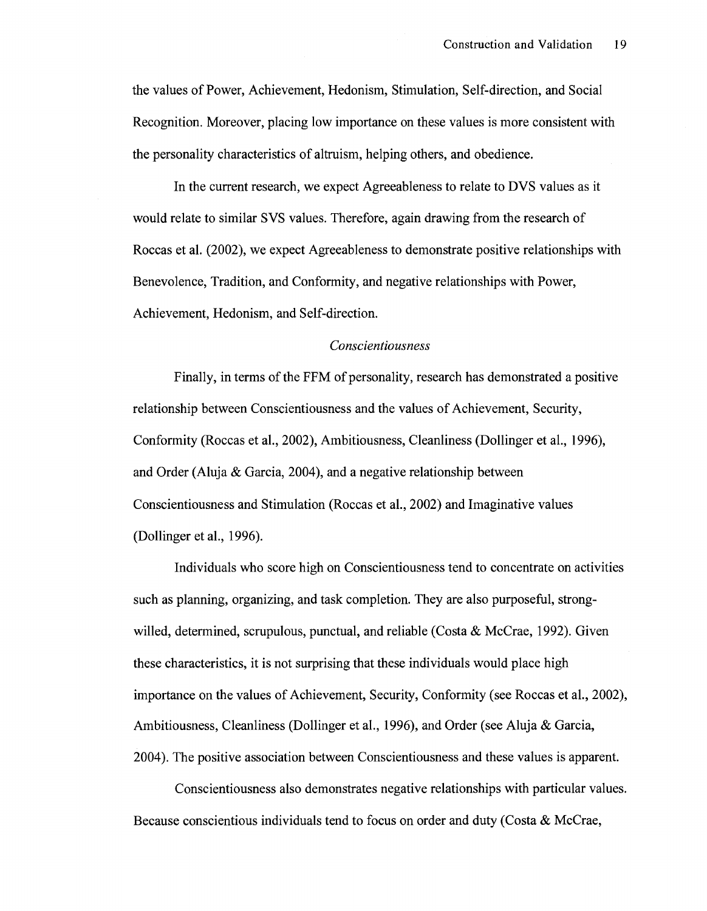the values of Power, Achievement, Hedonism, Stimulation, Self-direction, and Social Recognition. Moreover, placing low importance on these values is more consistent with the personality characteristics of altruism, helping others, and obedience.

In the current research, we expect Agreeableness to relate to DVS values as it would relate to similar SVS values. Therefore, again drawing from the research of Roccas et al. (2002), we expect Agreeableness to demonstrate positive relationships with Benevolence, Tradition, and Conformity, and negative relationships with Power, Achievement, Hedonism, and Self-direction.

### *Conscientiousness*

Finally, in terms of the FFM of personality, research has demonstrated a positive relationship between Conscientiousness and the values of Achievement, Security, Conformity (Roccas et al., 2002), Ambitiousness, Cleanliness (Dollinger et al., 1996), and Order (Aluja & Garcia, 2004), and a negative relationship between Conscientiousness and Stimulation (Roccas et al., 2002) and Imaginative values (Dollinger et al., 1996).

Individuals who score high on Conscientiousness tend to concentrate on activities such as planning, organizing, and task completion. They are also purposeful, strong-willed, determined, scrupulous, punctual, and reliable (Costa & McCrae, 1992). Given these characteristics, it is not surprising that these individuals would place high importance on the values of Achievement, Security, Conformity (see Roccas et al., 2002), Ambitiousness, Cleanliness (Dollinger et al., 1996), and Order (see Aluja & Garcia, 2004). The positive association between Conscientiousness and these values is apparent.

Conscientiousness also demonstrates negative relationships with particular values. Because conscientious individuals tend to focus on order and duty (Costa & McCrae,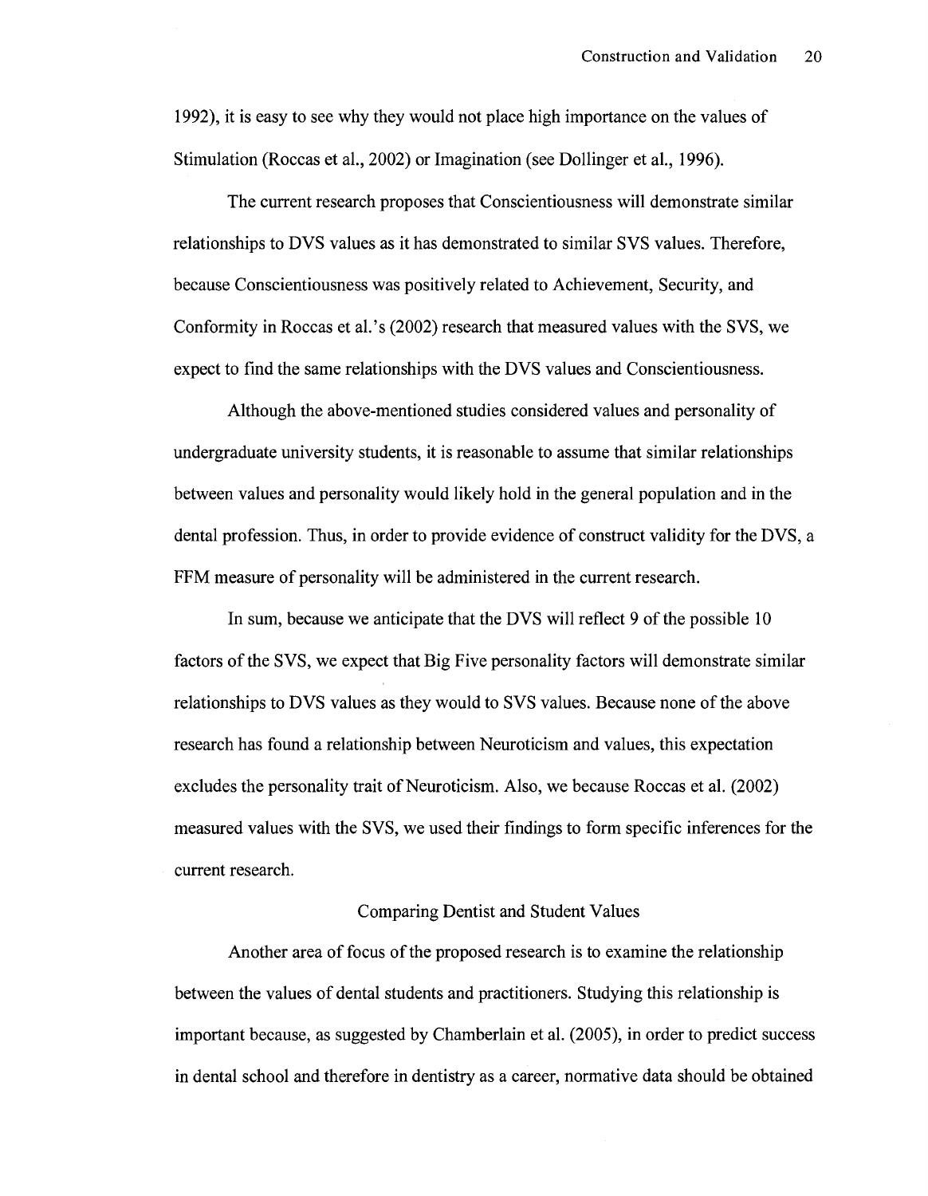1992), it is easy to see why they would not place high importance on the values of Stimulation (Roccas et al., 2002) or Imagination (see Dollinger et al., 1996).

The current research proposes that Conscientiousness will demonstrate similar relationships to DVS values as it has demonstrated to similar SVS values. Therefore, because Conscientiousness was positively related to Achievement, Security, and Conformity in Roccas et al.'s (2002) research that measured values with the SVS, we expect to find the same relationships with the DVS values and Conscientiousness.

Although the above-mentioned studies considered values and personality of undergraduate university students, it is reasonable to assume that similar relationships between values and personality would likely hold in the general population and in the dental profession. Thus, in order to provide evidence of construct validity for the DVS, a FFM measure of personality will be administered in the current research.

In sum, because we anticipate that the DVS will reflect 9 of the possible 10 factors of the SVS, we expect that Big Five personality factors will demonstrate similar relationships to DVS values as they would to SVS values. Because none of the above research has found a relationship between Neuroticism and values, this expectation excludes the personality trait of Neuroticism. Also, we because Roccas et al. (2002) measured values with the SVS, we used their findings to form specific inferences for the current research.

## Comparing Dentist and Student Values

Another area of focus of the proposed research is to examine the relationship between the values of dental students and practitioners. Studying this relationship is important because, as suggested by Chamberlain et al. (2005), in order to predict success in dental school and therefore in dentistry as a career, normative data should be obtained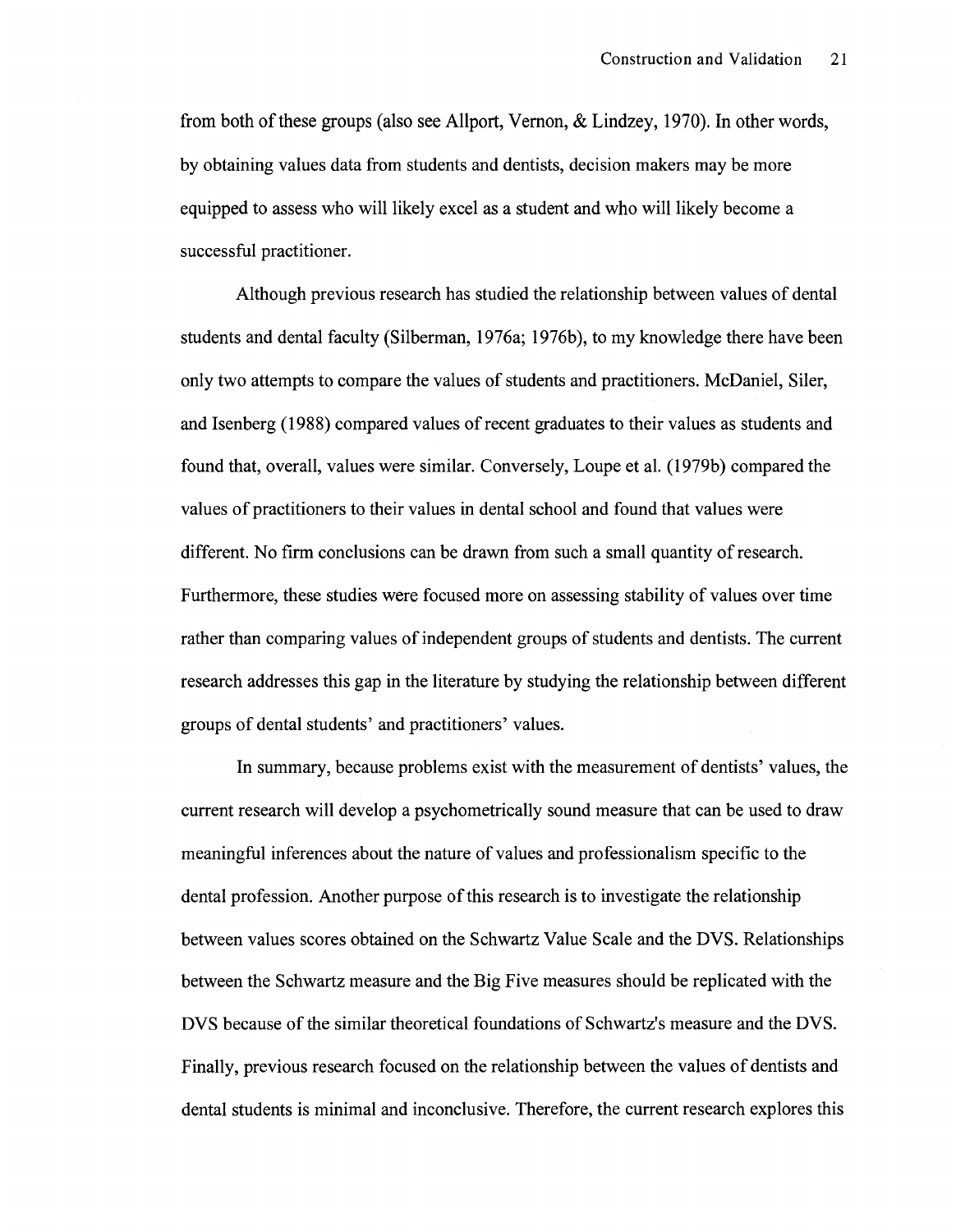from both of these groups (also see Allport, Vernon, & Lindzey, 1970). In other words, by obtaining values data from students and dentists, decision makers may be more equipped to assess who will likely excel as a student and who will likely become a successful practitioner.

Although previous research has studied the relationship between values of dental students and dental faculty (Silberman, 1976a; 1976b), to my knowledge there have been only two attempts to compare the values of students and practitioners. McDaniel, Siler, and Isenberg (1988) compared values of recent graduates to their values as students and found that, overall, values were similar. Conversely, Loupe et al. (1979b) compared the values of practitioners to their values in dental school and found that values were different. No firm conclusions can be drawn from such a small quantity of research. Furthermore, these studies were focused more on assessing stability of values over time rather than comparing values of independent groups of students and dentists. The current research addresses this gap in the literature by studying the relationship between different groups of dental students' and practitioners' values.

In summary, because problems exist with the measurement of dentists' values, the current research will develop a psychometrically sound measure that can be used to draw meaningful inferences about the nature of values and professionalism specific to the dental profession. Another purpose of this research is to investigate the relationship between values scores obtained on the Schwartz Value Scale and the DVS. Relationships between the Schwartz measure and the Big Five measures should be replicated with the DVS because of the similar theoretical foundations of Schwartz's measure and the DVS. Finally, previous research focused on the relationship between the values of dentists and dental students is minimal and inconclusive. Therefore, the current research explores this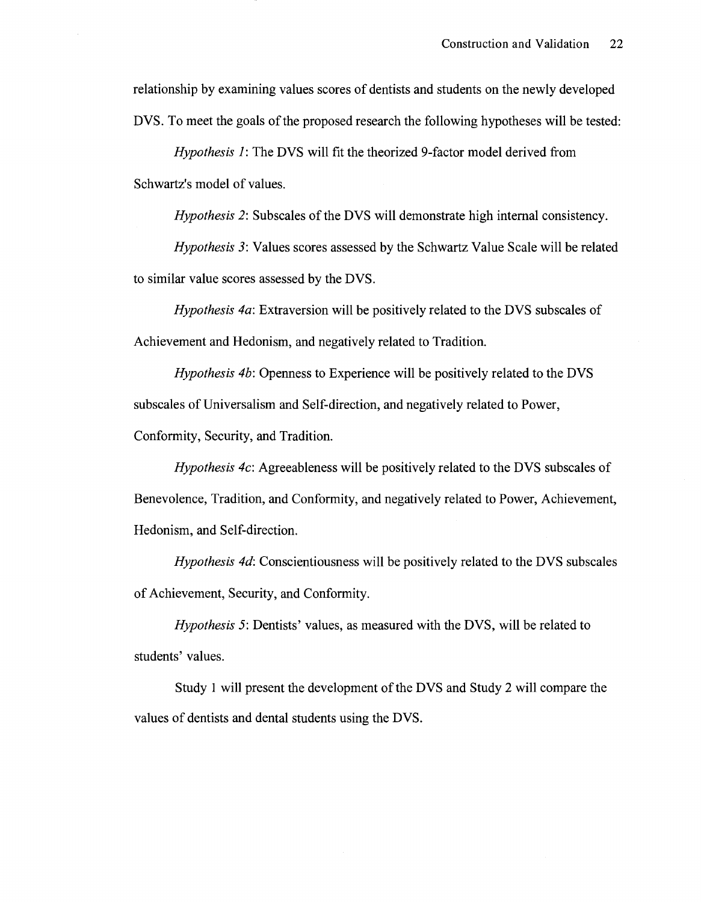relationship by examining values scores of dentists and students on the newly developed DVS. To meet the goals of the proposed research the following hypotheses will be tested:

*Hypothesis 1*: The DVS will fit the theorized 9-factor model derived from Schwartz's model of values.

*Hypothesis 2*: Subscales of the DVS will demonstrate high internal consistency.

*Hypothesis 3*: Values scores assessed by the Schwartz Value Scale will be related to similar value scores assessed by the DVS.

*Hypothesis 4a*: Extraversion will be positively related to the DVS subscales of Achievement and Hedonism, and negatively related to Tradition.

*Hypothesis 4b*: Openness to Experience will be positively related to the DVS subscales of Universalism and Self-direction, and negatively related to Power, Conformity, Security, and Tradition.

*Hypothesis 4c*: Agreeableness will be positively related to the DVS subscales of Benevolence, Tradition, and Conformity, and negatively related to Power, Achievement, Hedonism, and Self-direction.

*Hypothesis 4d*: Conscientiousness will be positively related to the DVS subscales of Achievement, Security, and Conformity.

*Hypothesis 5*: Dentists' values, as measured with the DVS, will be related to students' values.

Study 1 will present the development of the DVS and Study 2 will compare the values of dentists and dental students using the DVS.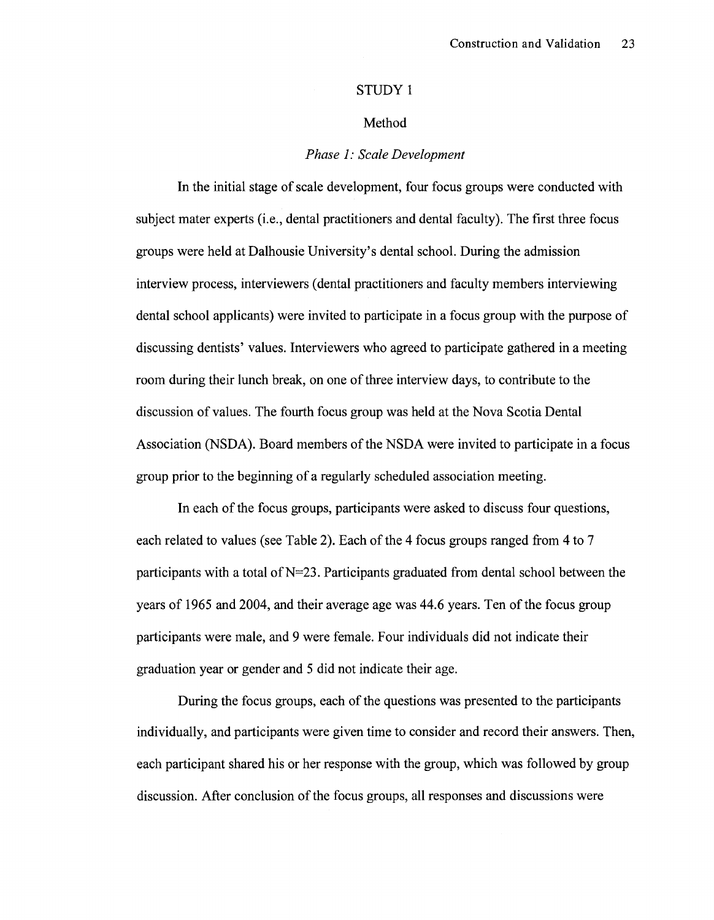# STUDY 1

## Method

### *Phase 1: Scale Development*

In the initial stage of scale development, four focus groups were conducted with subject mater experts (i.e., dental practitioners and dental faculty). The first three focus groups were held at Dalhousie University's dental school. During the admission interview process, interviewers (dental practitioners and faculty members interviewing dental school applicants) were invited to participate in a focus group with the purpose of discussing dentists' values. Interviewers who agreed to participate gathered in a meeting room during their lunch break, on one of three interview days, to contribute to the discussion of values. The fourth focus group was held at the Nova Scotia Dental Association (NSDA). Board members of the NSDA were invited to participate in a focus group prior to the beginning of a regularly scheduled association meeting.

In each of the focus groups, participants were asked to discuss four questions, each related to values (see Table 2). Each of the 4 focus groups ranged from 4 to 7 participants with a total of N=23. Participants graduated from dental school between the years of 1965 and 2004, and their average age was 44.6 years. Ten of the focus group participants were male, and 9 were female. Four individuals did not indicate their graduation year or gender and 5 did not indicate their age.

During the focus groups, each of the questions was presented to the participants individually, and participants were given time to consider and record their answers. Then, each participant shared his or her response with the group, which was followed by group discussion. After conclusion of the focus groups, all responses and discussions were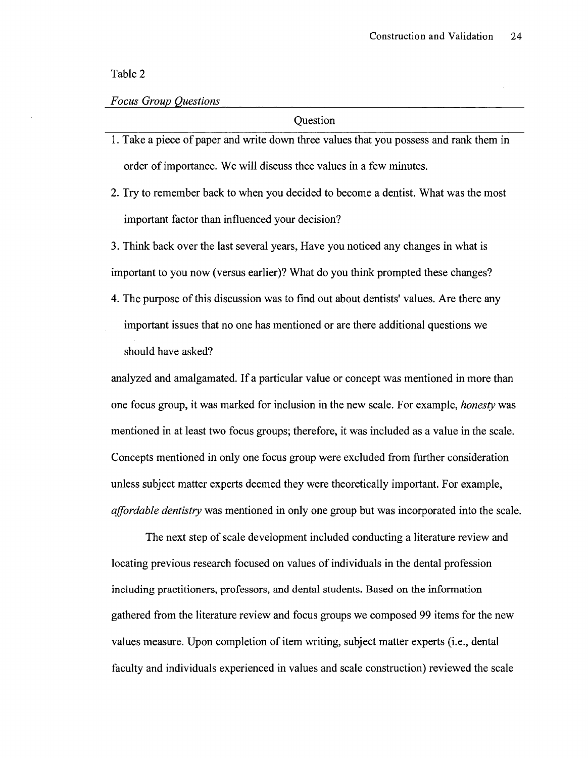Table 2

*Focus Group Questions*

| Question |
|---|
| 1. Take a piece of paper and write down three values that you possess and rank them in order of importance. We will discuss thee values in a few minutes. |
| 2. Try to remember back to when you decided to become a dentist. What was the most important factor than influenced your decision? |
| 3. Think back over the last several years, Have you noticed any changes in what is important to you now (versus earlier)? What do you think prompted these changes? |
| 4. The purpose of this discussion was to find out about dentists' values. Are there any important issues that no one has mentioned or are there additional questions we should have asked? |

analyzed and amalgamated. If a particular value or concept was mentioned in more than one focus group, it was marked for inclusion in the new scale. For example, *honesty* was mentioned in at least two focus groups; therefore, it was included as a value in the scale. Concepts mentioned in only one focus group were excluded from further consideration unless subject matter experts deemed they were theoretically important. For example, *affordable dentistry* was mentioned in only one group but was incorporated into the scale.

The next step of scale development included conducting a literature review and locating previous research focused on values of individuals in the dental profession including practitioners, professors, and dental students. Based on the information gathered from the literature review and focus groups we composed 99 items for the new values measure. Upon completion of item writing, subject matter experts (i.e., dental faculty and individuals experienced in values and scale construction) reviewed the scale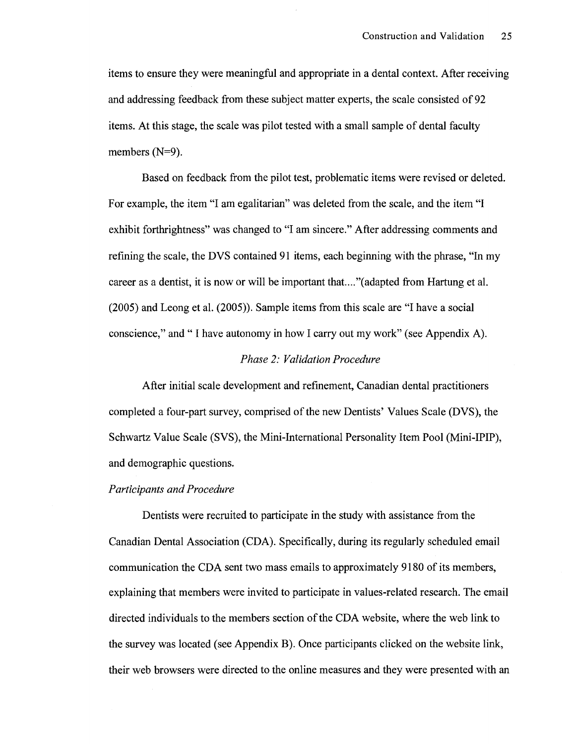items to ensure they were meaningful and appropriate in a dental context. After receiving and addressing feedback from these subject matter experts, the scale consisted of 92 items. At this stage, the scale was pilot tested with a small sample of dental faculty members (N=9).

Based on feedback from the pilot test, problematic items were revised or deleted. For example, the item "I am egalitarian" was deleted from the scale, and the item "I exhibit forthrightness" was changed to "I am sincere." After addressing comments and refining the scale, the DVS contained 91 items, each beginning with the phrase, "In my career as a dentist, it is now or will be important that...."(adapted from Hartung et al. (2005) and Leong et al. (2005)). Sample items from this scale are "I have a social conscience," and " I have autonomy in how I carry out my work" (see Appendix A).

### *Phase 2: Validation Procedure*

After initial scale development and refinement, Canadian dental practitioners completed a four-part survey, comprised of the new Dentists' Values Scale (DVS), the Schwartz Value Scale (SVS), the Mini-International Personality Item Pool (Mini-IPIP), and demographic questions.

#### *Participants and Procedure*

Dentists were recruited to participate in the study with assistance from the Canadian Dental Association (CDA). Specifically, during its regularly scheduled email communication the CDA sent two mass emails to approximately 9180 of its members, explaining that members were invited to participate in values-related research. The email directed individuals to the members section of the CDA website, where the web link to the survey was located (see Appendix B). Once participants clicked on the website link, their web browsers were directed to the online measures and they were presented with an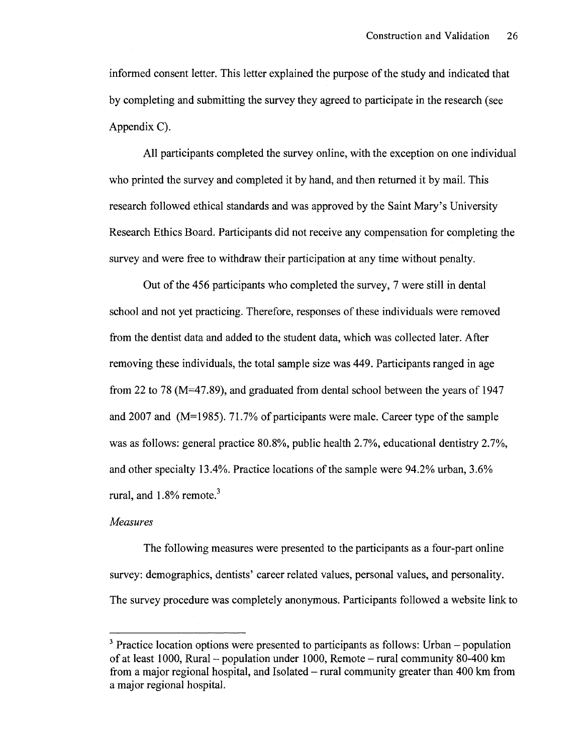informed consent letter. This letter explained the purpose of the study and indicated that by completing and submitting the survey they agreed to participate in the research (see Appendix C).

All participants completed the survey online, with the exception on one individual who printed the survey and completed it by hand, and then returned it by mail. This research followed ethical standards and was approved by the Saint Mary's University Research Ethics Board. Participants did not receive any compensation for completing the survey and were free to withdraw their participation at any time without penalty.

Out of the 456 participants who completed the survey, 7 were still in dental school and not yet practicing. Therefore, responses of these individuals were removed from the dentist data and added to the student data, which was collected later. After removing these individuals, the total sample size was 449. Participants ranged in age from 22 to 78 (M=47.89), and graduated from dental school between the years of 1947 and 2007 and (M=1985). 71.7% of participants were male. Career type of the sample was as follows: general practice 80.8%, public health 2.7%, educational dentistry 2.7%, and other specialty 13.4%. Practice locations of the sample were 94.2% urban, 3.6% rural, and 1.8% remote.[3]

*Measures*

The following measures were presented to the participants as a four-part online survey: demographics, dentists' career related values, personal values, and personality. The survey procedure was completely anonymous. Participants followed a website link to

---

[3] Practice location options were presented to participants as follows: Urban – population of at least 1000, Rural – population under 1000, Remote – rural community 80-400 km from a major regional hospital, and Isolated – rural community greater than 400 km from a major regional hospital.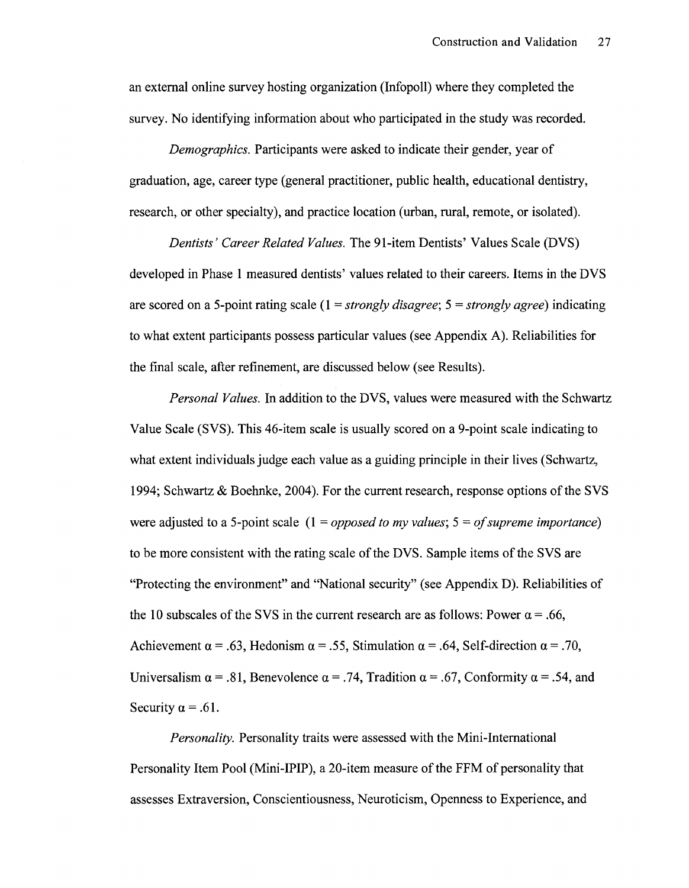an external online survey hosting organization (Infopoll) where they completed the survey. No identifying information about who participated in the study was recorded.

*Demographics.* Participants were asked to indicate their gender, year of graduation, age, career type (general practitioner, public health, educational dentistry, research, or other specialty), and practice location (urban, rural, remote, or isolated).

*Dentists' Career Related Values.* The 91-item Dentists' Values Scale (DVS) developed in Phase 1 measured dentists' values related to their careers. Items in the DVS are scored on a 5-point rating scale (1 = *strongly disagree*; 5 = *strongly agree*) indicating to what extent participants possess particular values (see Appendix A). Reliabilities for the final scale, after refinement, are discussed below (see Results).

*Personal Values.* In addition to the DVS, values were measured with the Schwartz Value Scale (SVS). This 46-item scale is usually scored on a 9-point scale indicating to what extent individuals judge each value as a guiding principle in their lives (Schwartz, 1994; Schwartz & Boehnke, 2004). For the current research, response options of the SVS were adjusted to a 5-point scale (1 = *opposed to my values*; 5 = *of supreme importance*) to be more consistent with the rating scale of the DVS. Sample items of the SVS are "Protecting the environment" and "National security" (see Appendix D). Reliabilities of the 10 subscales of the SVS in the current research are as follows: Power $\alpha = .66$, Achievement $\alpha = .63$, Hedonism $\alpha = .55$, Stimulation $\alpha = .64$, Self-direction $\alpha = .70$, Universalism $\alpha = .81$, Benevolence $\alpha = .74$, Tradition $\alpha = .67$, Conformity $\alpha = .54$, and Security $\alpha = .61$.

*Personality.* Personality traits were assessed with the Mini-International Personality Item Pool (Mini-IPIP), a 20-item measure of the FFM of personality that assesses Extraversion, Conscientiousness, Neuroticism, Openness to Experience, and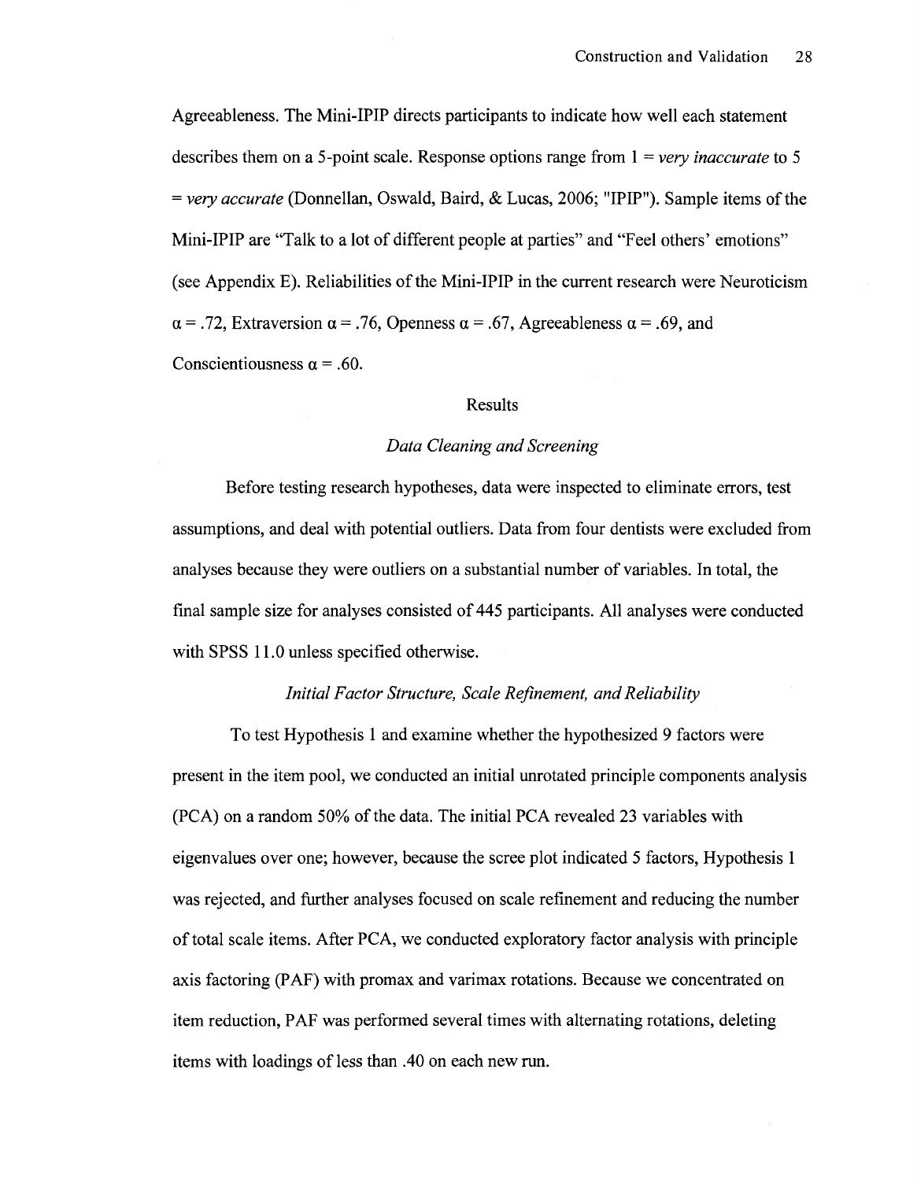Agreeableness. The Mini-IPIP directs participants to indicate how well each statement describes them on a 5-point scale. Response options range from 1 = *very inaccurate* to 5 = *very accurate* (Donnellan, Oswald, Baird, & Lucas, 2006; "IPIP"). Sample items of the Mini-IPIP are "Talk to a lot of different people at parties" and "Feel others' emotions" (see Appendix E). Reliabilities of the Mini-IPIP in the current research were Neuroticism $\alpha = .72$, Extraversion $\alpha = .76$, Openness $\alpha = .67$, Agreeableness $\alpha = .69$, and Conscientiousness $\alpha = .60$.

## Results

### *Data Cleaning and Screening*

Before testing research hypotheses, data were inspected to eliminate errors, test assumptions, and deal with potential outliers. Data from four dentists were excluded from analyses because they were outliers on a substantial number of variables. In total, the final sample size for analyses consisted of 445 participants. All analyses were conducted with SPSS 11.0 unless specified otherwise.

### *Initial Factor Structure, Scale Refinement, and Reliability*

To test Hypothesis 1 and examine whether the hypothesized 9 factors were present in the item pool, we conducted an initial unrotated principle components analysis (PCA) on a random 50% of the data. The initial PCA revealed 23 variables with eigenvalues over one; however, because the scree plot indicated 5 factors, Hypothesis 1 was rejected, and further analyses focused on scale refinement and reducing the number of total scale items. After PCA, we conducted exploratory factor analysis with principle axis factoring (PAF) with promax and varimax rotations. Because we concentrated on item reduction, PAF was performed several times with alternating rotations, deleting items with loadings of less than .40 on each new run.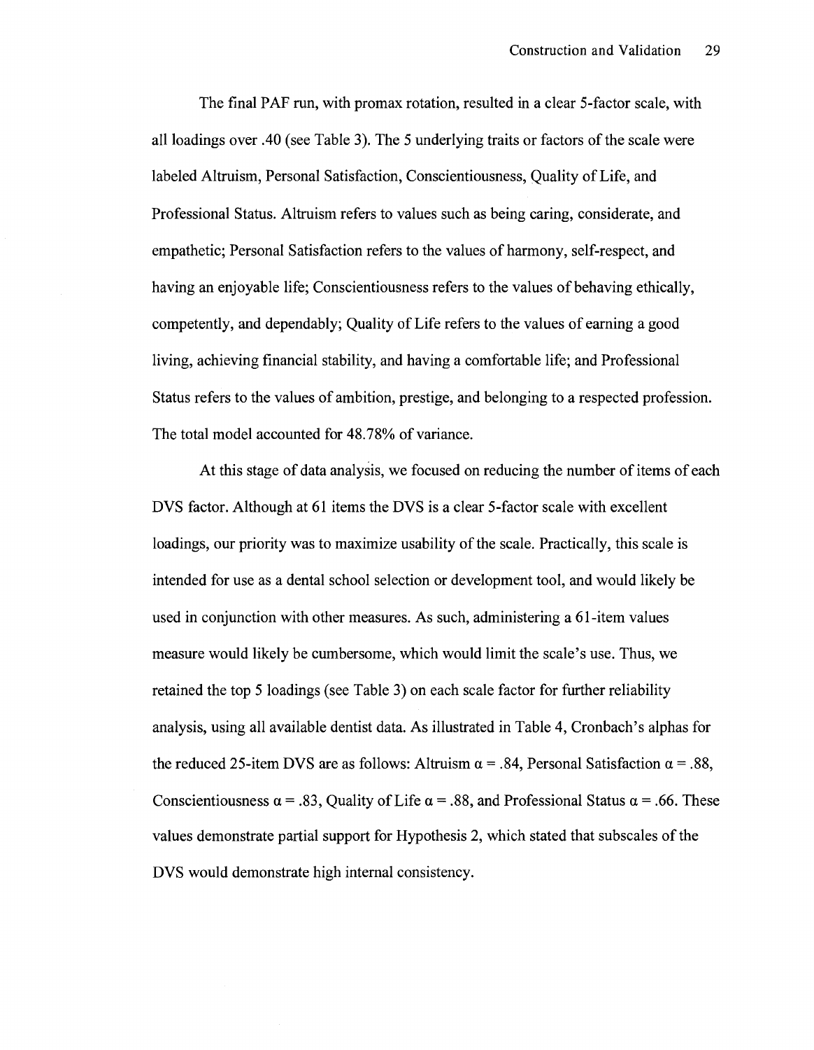The final PAF run, with promax rotation, resulted in a clear 5-factor scale, with all loadings over .40 (see Table 3). The 5 underlying traits or factors of the scale were labeled Altruism, Personal Satisfaction, Conscientiousness, Quality of Life, and Professional Status. Altruism refers to values such as being caring, considerate, and empathetic; Personal Satisfaction refers to the values of harmony, self-respect, and having an enjoyable life; Conscientiousness refers to the values of behaving ethically, competently, and dependably; Quality of Life refers to the values of earning a good living, achieving financial stability, and having a comfortable life; and Professional Status refers to the values of ambition, prestige, and belonging to a respected profession. The total model accounted for 48.78% of variance.

At this stage of data analysis, we focused on reducing the number of items of each DVS factor. Although at 61 items the DVS is a clear 5-factor scale with excellent loadings, our priority was to maximize usability of the scale. Practically, this scale is intended for use as a dental school selection or development tool, and would likely be used in conjunction with other measures. As such, administering a 61-item values measure would likely be cumbersome, which would limit the scale's use. Thus, we retained the top 5 loadings (see Table 3) on each scale factor for further reliability analysis, using all available dentist data. As illustrated in Table 4, Cronbach's alphas for the reduced 25-item DVS are as follows: Altruism $\alpha = .84$, Personal Satisfaction $\alpha = .88$, Conscientiousness $\alpha = .83$, Quality of Life $\alpha = .88$, and Professional Status $\alpha = .66$. These values demonstrate partial support for Hypothesis 2, which stated that subscales of the DVS would demonstrate high internal consistency.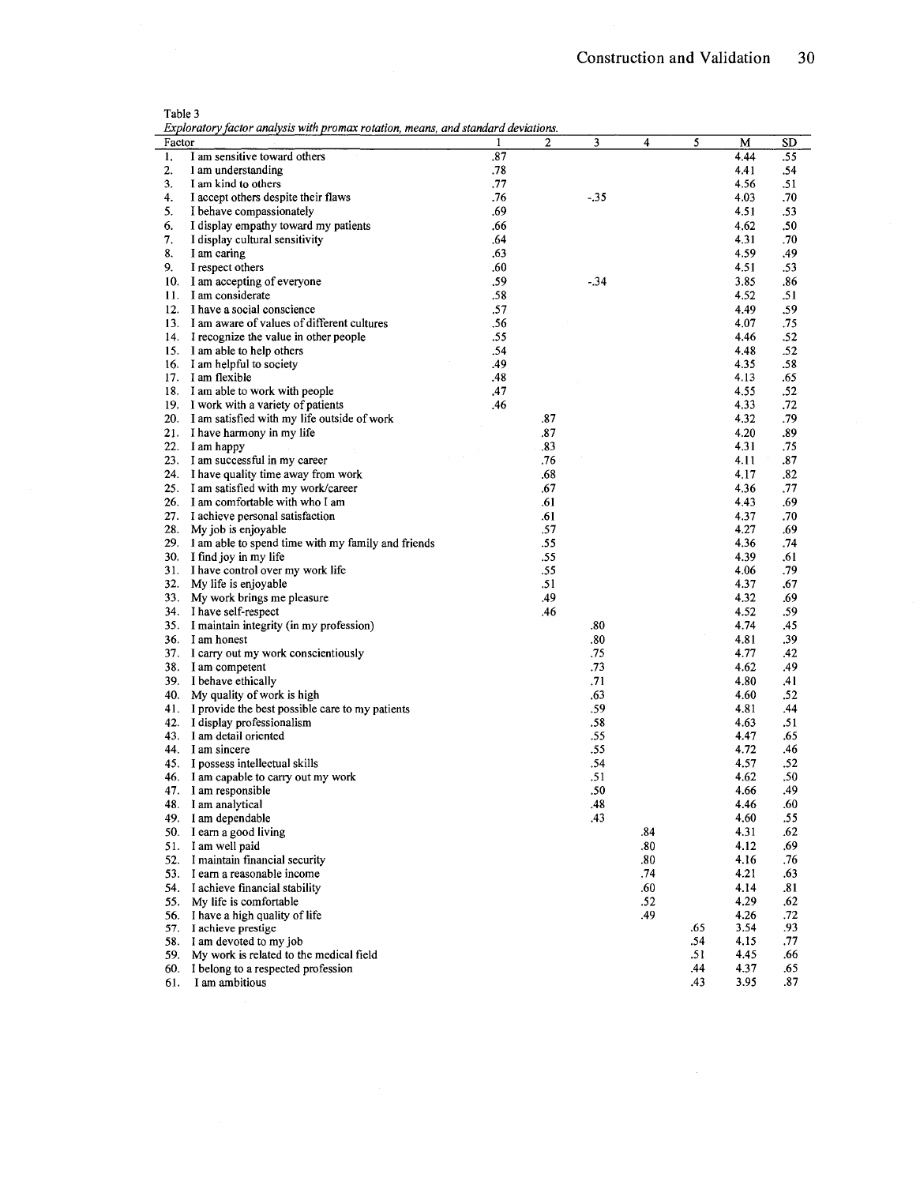Table 3

*Exploratory factor analysis with promax rotation, means, and standard deviations.*

| Factor | 1 | 2 | 3 | 4 | 5 | M | SD |
|---|---|---|---|---|---|---|---|
| 1. I am sensitive toward others | .87 | | | | | 4.44 | .55 |
| 2. I am understanding | .78 | | | | | 4.41 | .54 |
| 3. I am kind to others | .77 | | | | | 4.56 | .51 |
| 4. I accept others despite their flaws | .76 | | -.35 | | | 4.03 | .70 |
| 5. I behave compassionately | .69 | | | | | 4.51 | .53 |
| 6. I display empathy toward my patients | .66 | | | | | 4.62 | .50 |
| 7. I display cultural sensitivity | .64 | | | | | 4.31 | .70 |
| 8. I am caring | .63 | | | | | 4.59 | .49 |
| 9. I respect others | .60 | | | | | 4.51 | .53 |
| 10. I am accepting of everyone | .59 | | -.34 | | | 3.85 | .86 |
| 11. I am considerate | .58 | | | | | 4.52 | .51 |
| 12. I have a social conscience | .57 | | | | | 4.49 | .59 |
| 13. I am aware of values of different cultures | .56 | | | | | 4.07 | .75 |
| 14. I recognize the value in other people | .55 | | | | | 4.46 | .52 |
| 15. I am able to help others | .54 | | | | | 4.48 | .52 |
| 16. I am helpful to society | .49 | | | | | 4.35 | .58 |
| 17. I am flexible | .48 | | | | | 4.13 | .65 |
| 18. I am able to work with people | .47 | | | | | 4.55 | .52 |
| 19. I work with a variety of patients | .46 | | | | | 4.33 | .72 |
| 20. I am satisfied with my life outside of work | | .87 | | | | 4.32 | .79 |
| 21. I have harmony in my life | | .87 | | | | 4.20 | .89 |
| 22. I am happy | | .83 | | | | 4.31 | .75 |
| 23. I am successful in my career | | .76 | | | | 4.11 | .87 |
| 24. I have quality time away from work | | .68 | | | | 4.17 | .82 |
| 25. I am satisfied with my work/career | | .67 | | | | 4.36 | .77 |
| 26. I am comfortable with who I am | | .61 | | | | 4.43 | .69 |
| 27. I achieve personal satisfaction | | .61 | | | | 4.37 | .70 |
| 28. My job is enjoyable | | .57 | | | | 4.27 | .69 |
| 29. I am able to spend time with my family and friends | | .55 | | | | 4.36 | .74 |
| 30. I find joy in my life | | .55 | | | | 4.39 | .61 |
| 31. I have control over my work life | | .55 | | | | 4.06 | .79 |
| 32. My life is enjoyable | | .51 | | | | 4.37 | .67 |
| 33. My work brings me pleasure | | .49 | | | | 4.32 | .69 |
| 34. I have self-respect | | .46 | | | | 4.52 | .59 |
| 35. I maintain integrity (in my profession) | | | .80 | | | 4.74 | .45 |
| 36. I am honest | | | .80 | | | 4.81 | .39 |
| 37. I carry out my work conscientiously | | | .75 | | | 4.77 | .42 |
| 38. I am competent | | | .73 | | | 4.62 | .49 |
| 39. I behave ethically | | | .71 | | | 4.80 | .41 |
| 40. My quality of work is high | | | .63 | | | 4.60 | .52 |
| 41. I provide the best possible care to my patients | | | .59 | | | 4.81 | .44 |
| 42. I display professionalism | | | .58 | | | 4.63 | .51 |
| 43. I am detail oriented | | | .55 | | | 4.47 | .65 |
| 44. I am sincere | | | .55 | | | 4.72 | .46 |
| 45. I possess intellectual skills | | | .54 | | | 4.57 | .52 |
| 46. I am capable to carry out my work | | | .51 | | | 4.62 | .50 |
| 47. I am responsible | | | .50 | | | 4.66 | .49 |
| 48. I am analytical | | | .48 | | | 4.46 | .60 |
| 49. I am dependable | | | .43 | | | 4.60 | .55 |
| 50. I earn a good living | | | | .84 | | 4.31 | .62 |
| 51. I am well paid | | | | .80 | | 4.12 | .69 |
| 52. I maintain financial security | | | | .80 | | 4.16 | .76 |
| 53. I earn a reasonable income | | | | .74 | | 4.21 | .63 |
| 54. I achieve financial stability | | | | .60 | | 4.14 | .81 |
| 55. My life is comfortable | | | | .52 | | 4.29 | .62 |
| 56. I have a high quality of life | | | | .49 | | 4.26 | .72 |
| 57. I achieve prestige | | | | | .65 | 3.54 | .93 |
| 58. I am devoted to my job | | | | | .54 | 4.15 | .77 |
| 59. My work is related to the medical field | | | | | .51 | 4.45 | .66 |
| 60. I belong to a respected profession | | | | | .44 | 4.37 | .65 |
| 61. I am ambitious | | | | | .43 | 3.95 | .87 |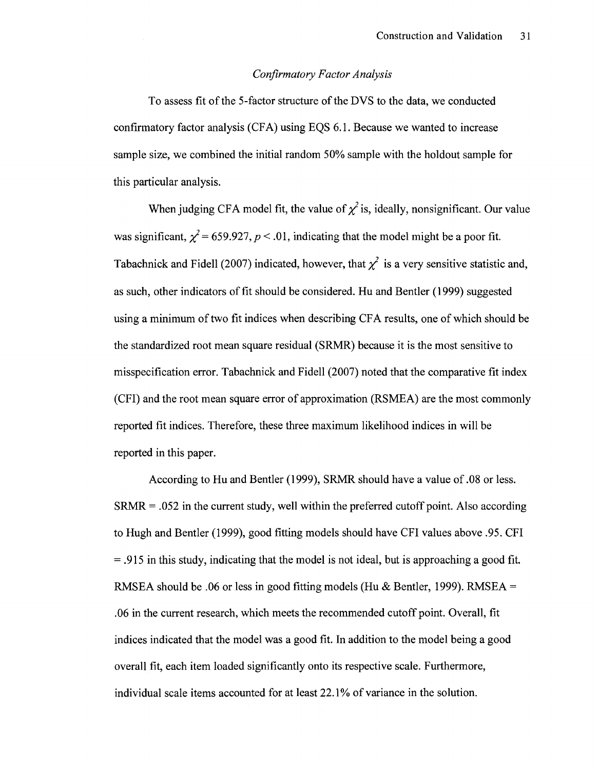*Confirmatory Factor Analysis*

To assess fit of the 5-factor structure of the DVS to the data, we conducted confirmatory factor analysis (CFA) using EQS 6.1. Because we wanted to increase sample size, we combined the initial random 50% sample with the holdout sample for this particular analysis.

When judging CFA model fit, the value of $\chi^2$ is, ideally, nonsignificant. Our value was significant, $\chi^2 = 659.927$, $p < .01$, indicating that the model might be a poor fit. Tabachnick and Fidell (2007) indicated, however, that $\chi^2$ is a very sensitive statistic and, as such, other indicators of fit should be considered. Hu and Bentler (1999) suggested using a minimum of two fit indices when describing CFA results, one of which should be the standardized root mean square residual (SRMR) because it is the most sensitive to misspecification error. Tabachnick and Fidell (2007) noted that the comparative fit index (CFI) and the root mean square error of approximation (RSMEA) are the most commonly reported fit indices. Therefore, these three maximum likelihood indices in will be reported in this paper.

According to Hu and Bentler (1999), SRMR should have a value of .08 or less. SRMR = .052 in the current study, well within the preferred cutoff point. Also according to Hugh and Bentler (1999), good fitting models should have CFI values above .95. CFI = .915 in this study, indicating that the model is not ideal, but is approaching a good fit. RMSEA should be .06 or less in good fitting models (Hu & Bentler, 1999). RMSEA = .06 in the current research, which meets the recommended cutoff point. Overall, fit indices indicated that the model was a good fit. In addition to the model being a good overall fit, each item loaded significantly onto its respective scale. Furthermore, individual scale items accounted for at least 22.1% of variance in the solution.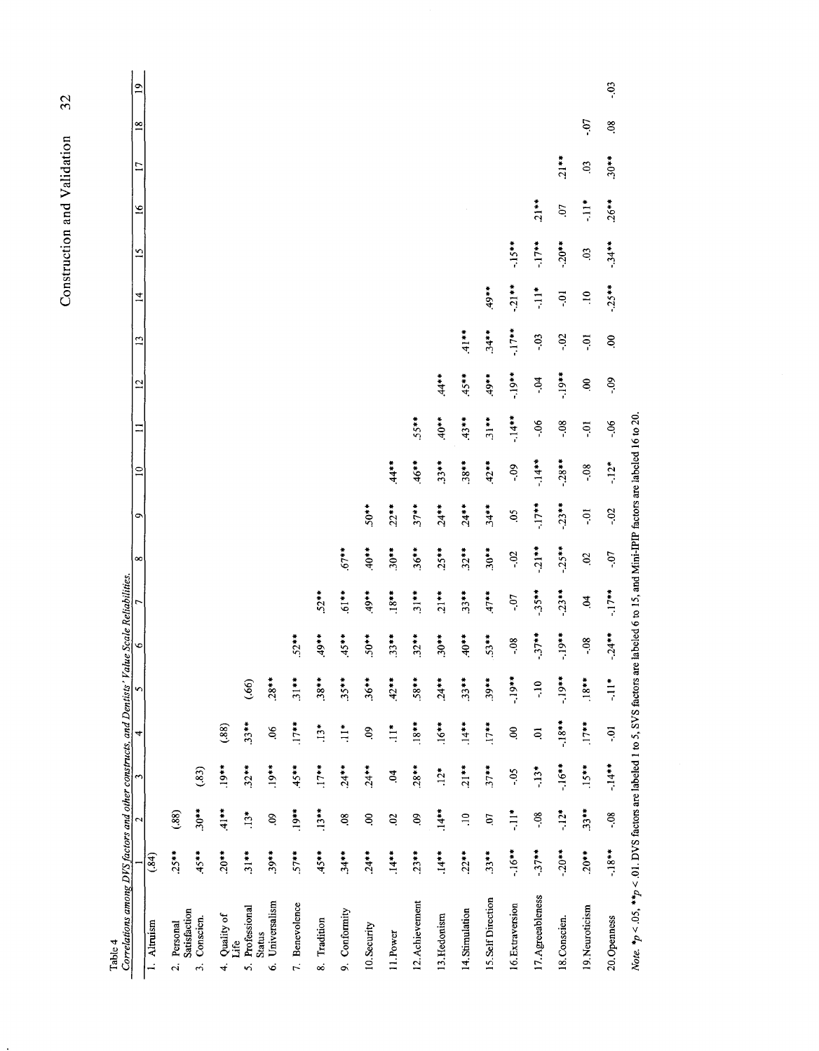Table 4
*Correlations among DVS factors and other constructs, and Dentists' Value Scale Reliabilities.*

| | 1 | 2 | 3 | 4 | 5 | 6 | 7 | 8 | 9 | 10 | 11 | 12 | 13 | 14 | 15 | 16 | 17 | 18 | 19 |
|---|---|---|---|---|---|---|---|---|---|---|---|---|---|---|---|---|---|---|---|
| 1. Altruism | (.84) | | | | | | | | | | | | | | | | | | |
| 2. Personal Satisfaction | .25** | (.88) | | | | | | | | | | | | | | | | | |
| 3. Conscien. | .45** | .30** | (.83) | | | | | | | | | | | | | | | | |
| 4. Quality of Life | .20** | .41** | .19** | (.88) | | | | | | | | | | | | | | | |
| 5. Professional Status | .31** | .13* | .32** | .33** | (.66) | | | | | | | | | | | | | | |
| 6. Universalism | .39** | .09 | .19** | .06 | .28** | | | | | | | | | | | | | | |
| 7. Benevolence | .57** | .19** | .45** | .17** | .31** | .52** | | | | | | | | | | | | | |
| 8. Tradition | .45** | .13** | .17** | .13* | .38** | .49** | .52** | | | | | | | | | | | | |
| 9. Conformity | .34** | .08 | .24** | .11* | .35** | .45** | .61** | .67** | | | | | | | | | | | |
| 10.Security | .24** | .00 | .24** | .09 | .36** | .50** | .49** | .40** | .50** | | | | | | | | | | |
| 11.Power | .14** | .02 | .04 | .11* | .42** | .33** | .18** | .30** | .22** | .44** | | | | | | | | | |
| 12.Achievement | .23** | .09 | .28** | .18** | .58** | .32** | .31** | .36** | .37** | .46** | .55** | | | | | | | | |
| 13.Hedonism | .14** | .14** | .12* | .16** | .24** | .30** | .21** | .25** | .24** | .33** | .40** | .44** | | | | | | | |
| 14.Stimulation | .22** | .10 | .21** | .14** | .33** | .40** | .33** | .32** | .24** | .38** | .43** | .45** | .41** | | | | | | |
| 15.Self Direction | .33** | .07 | .37** | .17** | .39** | .53** | .47** | .30** | .34** | .42** | .31** | .49** | .34** | .49** | | | | | |
| 16.Extraversion | -.16** | -.11* | -.05 | .00 | -.19** | -.08 | -.07 | -.02 | .05 | -.09 | -.14** | -.19** | -.17** | -.21** | -.15** | | | | |
| 17.Agreeableness | -.37** | -.08 | -.13* | .01 | -.10 | -.37** | -.35** | -.21** | -.17** | -.14** | -.06 | -.04 | -.03 | -.11* | -.17** | .21** | | | |
| 18.Conscien. | -.20** | -.12* | -.16** | -.18** | -.19** | -.19** | -.23** | -.25** | -.23** | -.28** | -.08 | -.19** | -.02 | -.01 | -.20** | .07 | .21** | | |
| 19.Neuroticism | .20** | .33** | .15** | .17** | .18** | -.08 | .04 | .02 | -.01 | -.08 | -.01 | .00 | -.01 | .10 | .03 | -.11* | .03 | -.07 | |
| 20.Openness | -.18** | -.08 | -.14** | -.01 | -.11* | -.24** | -.17** | -.07 | -.02 | -.12* | -.06 | -.09 | .00 | -.25** | -.34** | .26** | .30** | .08 | -.03 |

*Note.* *$p < .05$, **$p < .01$. DVS factors are labeled 1 to 5, SVS factors are labeled 6 to 15, and Mini-IPIP factors are labeled 16 to 20.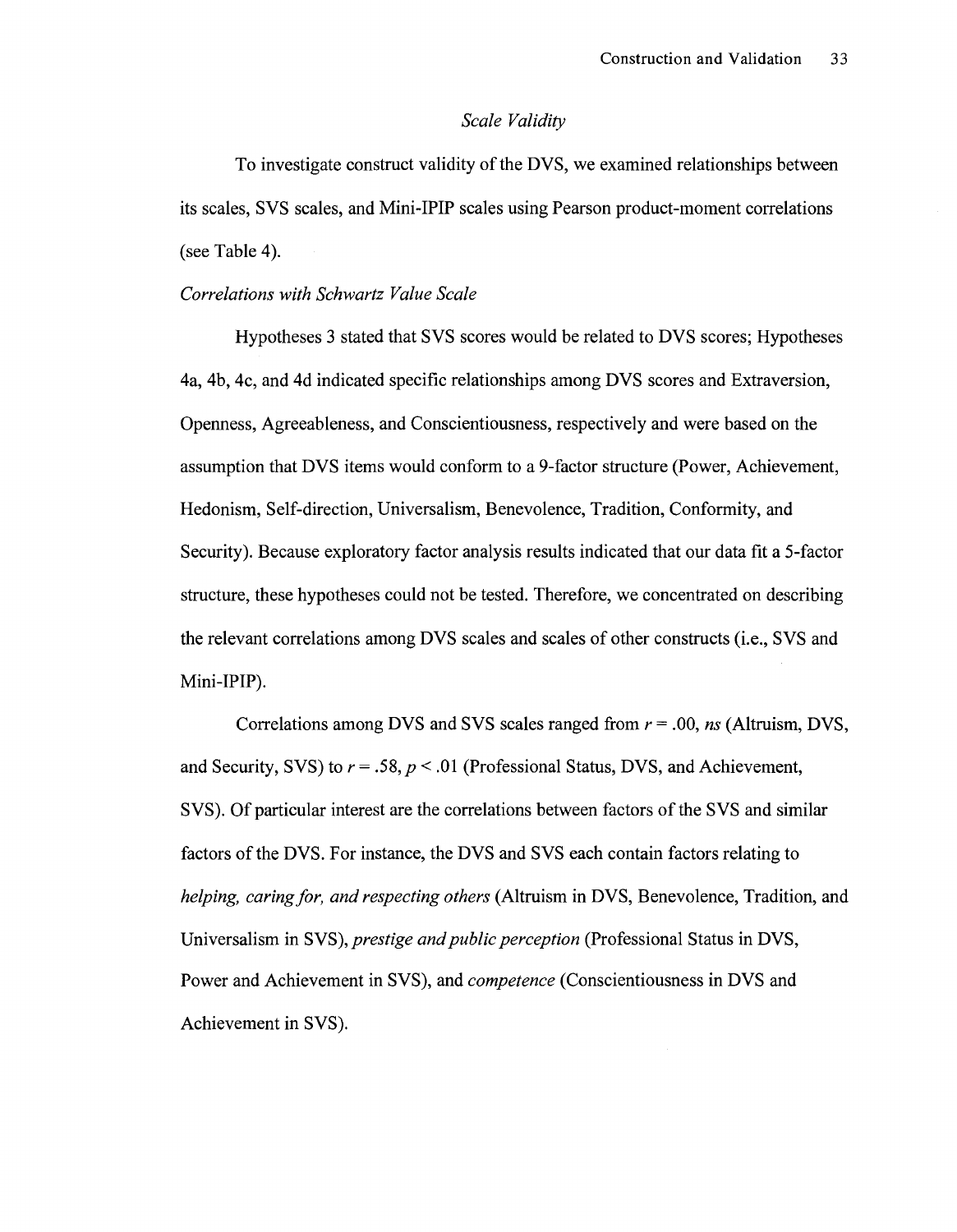## *Scale Validity*

To investigate construct validity of the DVS, we examined relationships between its scales, SVS scales, and Mini-IPIP scales using Pearson product-moment correlations (see Table 4).

### *Correlations with Schwartz Value Scale*

Hypotheses 3 stated that SVS scores would be related to DVS scores; Hypotheses 4a, 4b, 4c, and 4d indicated specific relationships among DVS scores and Extraversion, Openness, Agreeableness, and Conscientiousness, respectively and were based on the assumption that DVS items would conform to a 9-factor structure (Power, Achievement, Hedonism, Self-direction, Universalism, Benevolence, Tradition, Conformity, and Security). Because exploratory factor analysis results indicated that our data fit a 5-factor structure, these hypotheses could not be tested. Therefore, we concentrated on describing the relevant correlations among DVS scales and scales of other constructs (i.e., SVS and Mini-IPIP).

Correlations among DVS and SVS scales ranged from $r = .00$, *ns* (Altruism, DVS, and Security, SVS) to $r = .58$, $p < .01$ (Professional Status, DVS, and Achievement, SVS). Of particular interest are the correlations between factors of the SVS and similar factors of the DVS. For instance, the DVS and SVS each contain factors relating to *helping, caring for, and respecting others* (Altruism in DVS, Benevolence, Tradition, and Universalism in SVS), *prestige and public perception* (Professional Status in DVS, Power and Achievement in SVS), and *competence* (Conscientiousness in DVS and Achievement in SVS).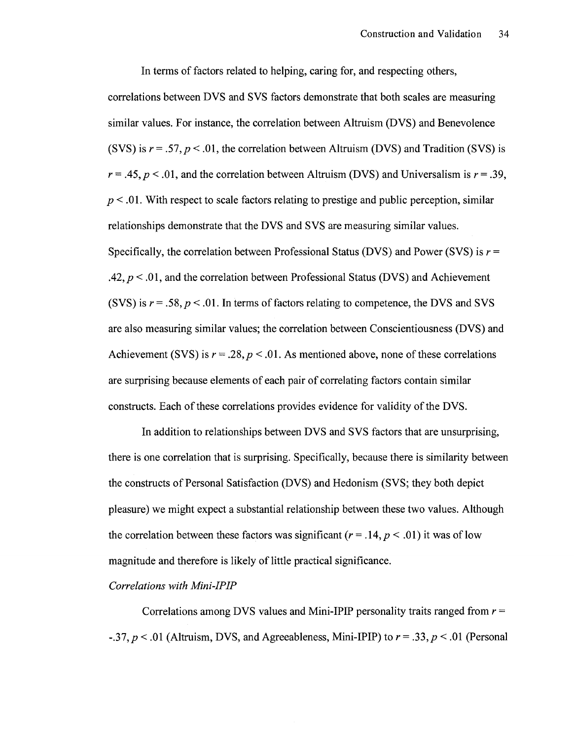In terms of factors related to helping, caring for, and respecting others, correlations between DVS and SVS factors demonstrate that both scales are measuring similar values. For instance, the correlation between Altruism (DVS) and Benevolence (SVS) is $r = .57$, $p < .01$, the correlation between Altruism (DVS) and Tradition (SVS) is $r = .45$, $p < .01$, and the correlation between Altruism (DVS) and Universalism is $r = .39$, $p < .01$. With respect to scale factors relating to prestige and public perception, similar relationships demonstrate that the DVS and SVS are measuring similar values. Specifically, the correlation between Professional Status (DVS) and Power (SVS) is $r = .42$, $p < .01$, and the correlation between Professional Status (DVS) and Achievement (SVS) is $r = .58$, $p < .01$. In terms of factors relating to competence, the DVS and SVS are also measuring similar values; the correlation between Conscientiousness (DVS) and Achievement (SVS) is $r = .28$, $p < .01$. As mentioned above, none of these correlations are surprising because elements of each pair of correlating factors contain similar constructs. Each of these correlations provides evidence for validity of the DVS.

In addition to relationships between DVS and SVS factors that are unsurprising, there is one correlation that is surprising. Specifically, because there is similarity between the constructs of Personal Satisfaction (DVS) and Hedonism (SVS; they both depict pleasure) we might expect a substantial relationship between these two values. Although the correlation between these factors was significant ($r = .14$, $p < .01$) it was of low magnitude and therefore is likely of little practical significance.

*Correlations with Mini-IPIP*

Correlations among DVS values and Mini-IPIP personality traits ranged from $r = -.37$, $p < .01$ (Altruism, DVS, and Agreeableness, Mini-IPIP) to $r = .33$, $p < .01$ (Personal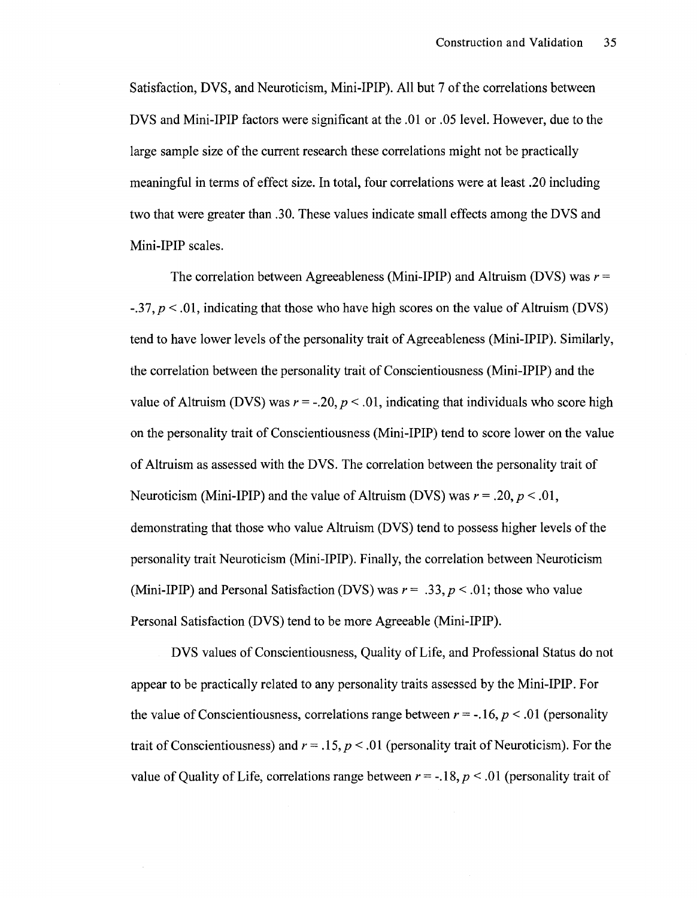Satisfaction, DVS, and Neuroticism, Mini-IPIP). All but 7 of the correlations between DVS and Mini-IPIP factors were significant at the .01 or .05 level. However, due to the large sample size of the current research these correlations might not be practically meaningful in terms of effect size. In total, four correlations were at least .20 including two that were greater than .30. These values indicate small effects among the DVS and Mini-IPIP scales.

The correlation between Agreeableness (Mini-IPIP) and Altruism (DVS) was $r = -.37$, $p < .01$, indicating that those who have high scores on the value of Altruism (DVS) tend to have lower levels of the personality trait of Agreeableness (Mini-IPIP). Similarly, the correlation between the personality trait of Conscientiousness (Mini-IPIP) and the value of Altruism (DVS) was $r = -.20$, $p < .01$, indicating that individuals who score high on the personality trait of Conscientiousness (Mini-IPIP) tend to score lower on the value of Altruism as assessed with the DVS. The correlation between the personality trait of Neuroticism (Mini-IPIP) and the value of Altruism (DVS) was $r = .20$, $p < .01$, demonstrating that those who value Altruism (DVS) tend to possess higher levels of the personality trait Neuroticism (Mini-IPIP). Finally, the correlation between Neuroticism (Mini-IPIP) and Personal Satisfaction (DVS) was $r = .33$, $p < .01$; those who value Personal Satisfaction (DVS) tend to be more Agreeable (Mini-IPIP).

DVS values of Conscientiousness, Quality of Life, and Professional Status do not appear to be practically related to any personality traits assessed by the Mini-IPIP. For the value of Conscientiousness, correlations range between $r = -.16$, $p < .01$ (personality trait of Conscientiousness) and $r = .15$, $p < .01$ (personality trait of Neuroticism). For the value of Quality of Life, correlations range between $r = -.18$, $p < .01$ (personality trait of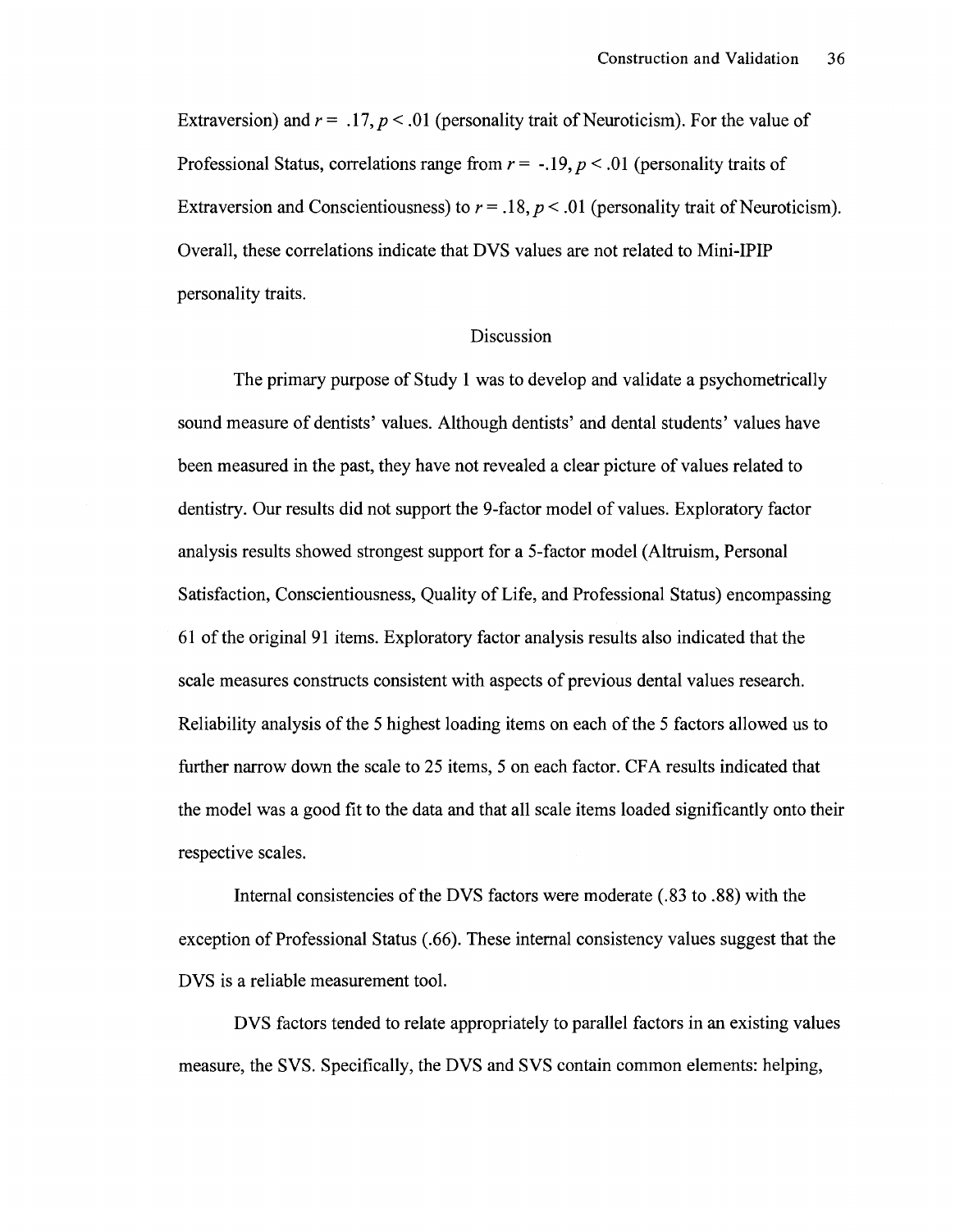Extraversion) and $r = .17, p < .01$ (personality trait of Neuroticism). For the value of Professional Status, correlations range from $r = -.19, p < .01$ (personality traits of Extraversion and Conscientiousness) to $r = .18, p < .01$ (personality trait of Neuroticism). Overall, these correlations indicate that DVS values are not related to Mini-IPIP personality traits.

## Discussion

The primary purpose of Study 1 was to develop and validate a psychometrically sound measure of dentists' values. Although dentists' and dental students' values have been measured in the past, they have not revealed a clear picture of values related to dentistry. Our results did not support the 9-factor model of values. Exploratory factor analysis results showed strongest support for a 5-factor model (Altruism, Personal Satisfaction, Conscientiousness, Quality of Life, and Professional Status) encompassing 61 of the original 91 items. Exploratory factor analysis results also indicated that the scale measures constructs consistent with aspects of previous dental values research. Reliability analysis of the 5 highest loading items on each of the 5 factors allowed us to further narrow down the scale to 25 items, 5 on each factor. CFA results indicated that the model was a good fit to the data and that all scale items loaded significantly onto their respective scales.

Internal consistencies of the DVS factors were moderate (.83 to .88) with the exception of Professional Status (.66). These internal consistency values suggest that the DVS is a reliable measurement tool.

DVS factors tended to relate appropriately to parallel factors in an existing values measure, the SVS. Specifically, the DVS and SVS contain common elements: helping,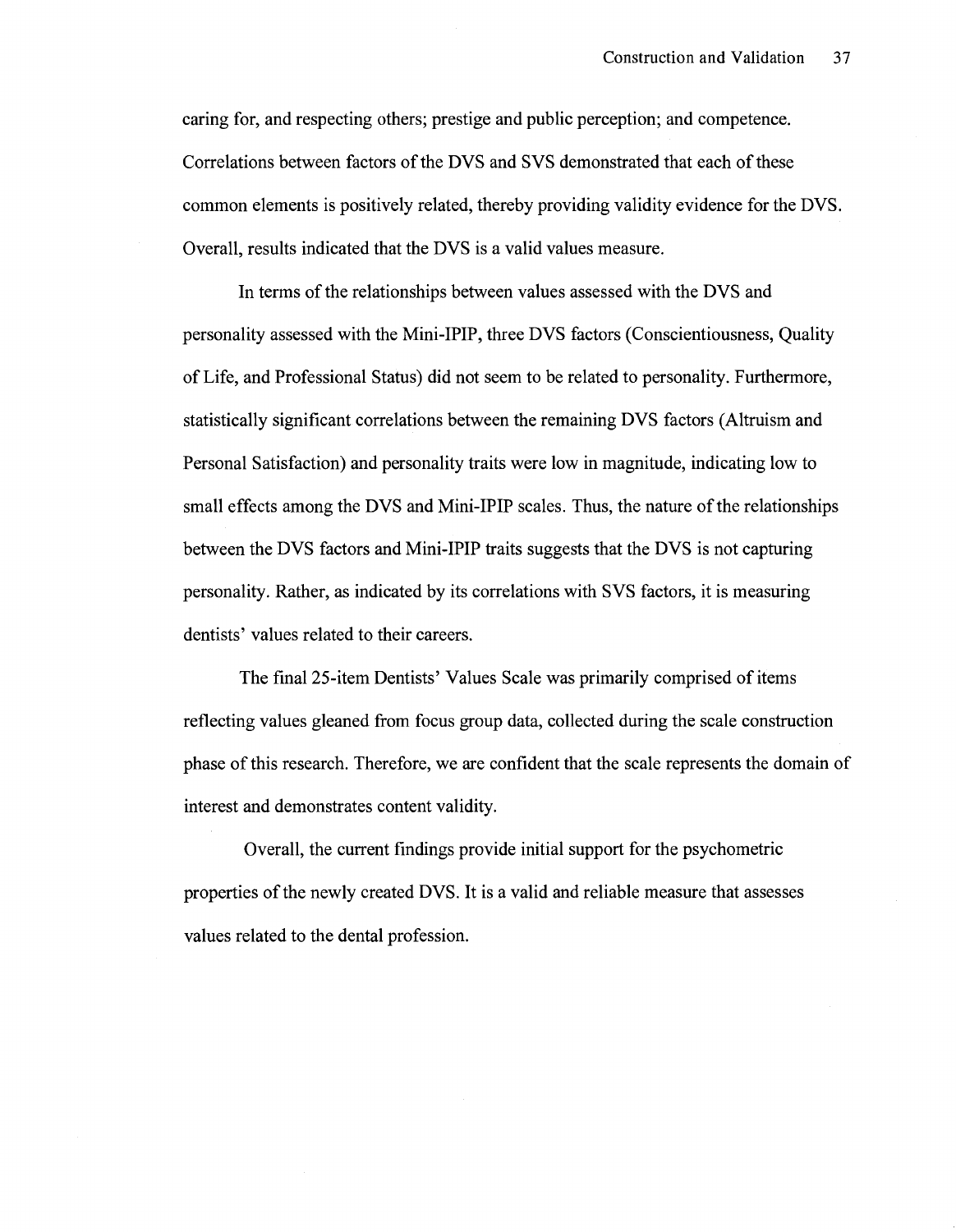caring for, and respecting others; prestige and public perception; and competence. Correlations between factors of the DVS and SVS demonstrated that each of these common elements is positively related, thereby providing validity evidence for the DVS. Overall, results indicated that the DVS is a valid values measure.

In terms of the relationships between values assessed with the DVS and personality assessed with the Mini-IPIP, three DVS factors (Conscientiousness, Quality of Life, and Professional Status) did not seem to be related to personality. Furthermore, statistically significant correlations between the remaining DVS factors (Altruism and Personal Satisfaction) and personality traits were low in magnitude, indicating low to small effects among the DVS and Mini-IPIP scales. Thus, the nature of the relationships between the DVS factors and Mini-IPIP traits suggests that the DVS is not capturing personality. Rather, as indicated by its correlations with SVS factors, it is measuring dentists' values related to their careers.

The final 25-item Dentists' Values Scale was primarily comprised of items reflecting values gleaned from focus group data, collected during the scale construction phase of this research. Therefore, we are confident that the scale represents the domain of interest and demonstrates content validity.

Overall, the current findings provide initial support for the psychometric properties of the newly created DVS. It is a valid and reliable measure that assesses values related to the dental profession.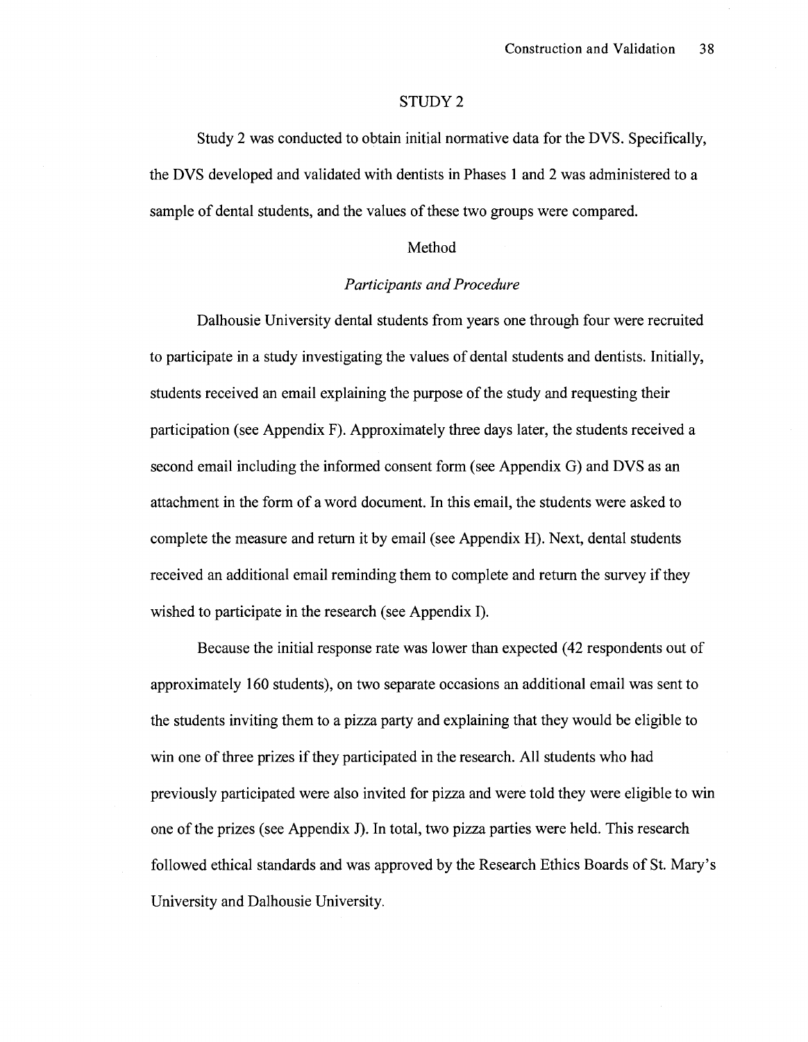# STUDY 2

Study 2 was conducted to obtain initial normative data for the DVS. Specifically, the DVS developed and validated with dentists in Phases 1 and 2 was administered to a sample of dental students, and the values of these two groups were compared.

## Method

### *Participants and Procedure*

Dalhousie University dental students from years one through four were recruited to participate in a study investigating the values of dental students and dentists. Initially, students received an email explaining the purpose of the study and requesting their participation (see Appendix F). Approximately three days later, the students received a second email including the informed consent form (see Appendix G) and DVS as an attachment in the form of a word document. In this email, the students were asked to complete the measure and return it by email (see Appendix H). Next, dental students received an additional email reminding them to complete and return the survey if they wished to participate in the research (see Appendix I).

Because the initial response rate was lower than expected (42 respondents out of approximately 160 students), on two separate occasions an additional email was sent to the students inviting them to a pizza party and explaining that they would be eligible to win one of three prizes if they participated in the research. All students who had previously participated were also invited for pizza and were told they were eligible to win one of the prizes (see Appendix J). In total, two pizza parties were held. This research followed ethical standards and was approved by the Research Ethics Boards of St. Mary's University and Dalhousie University.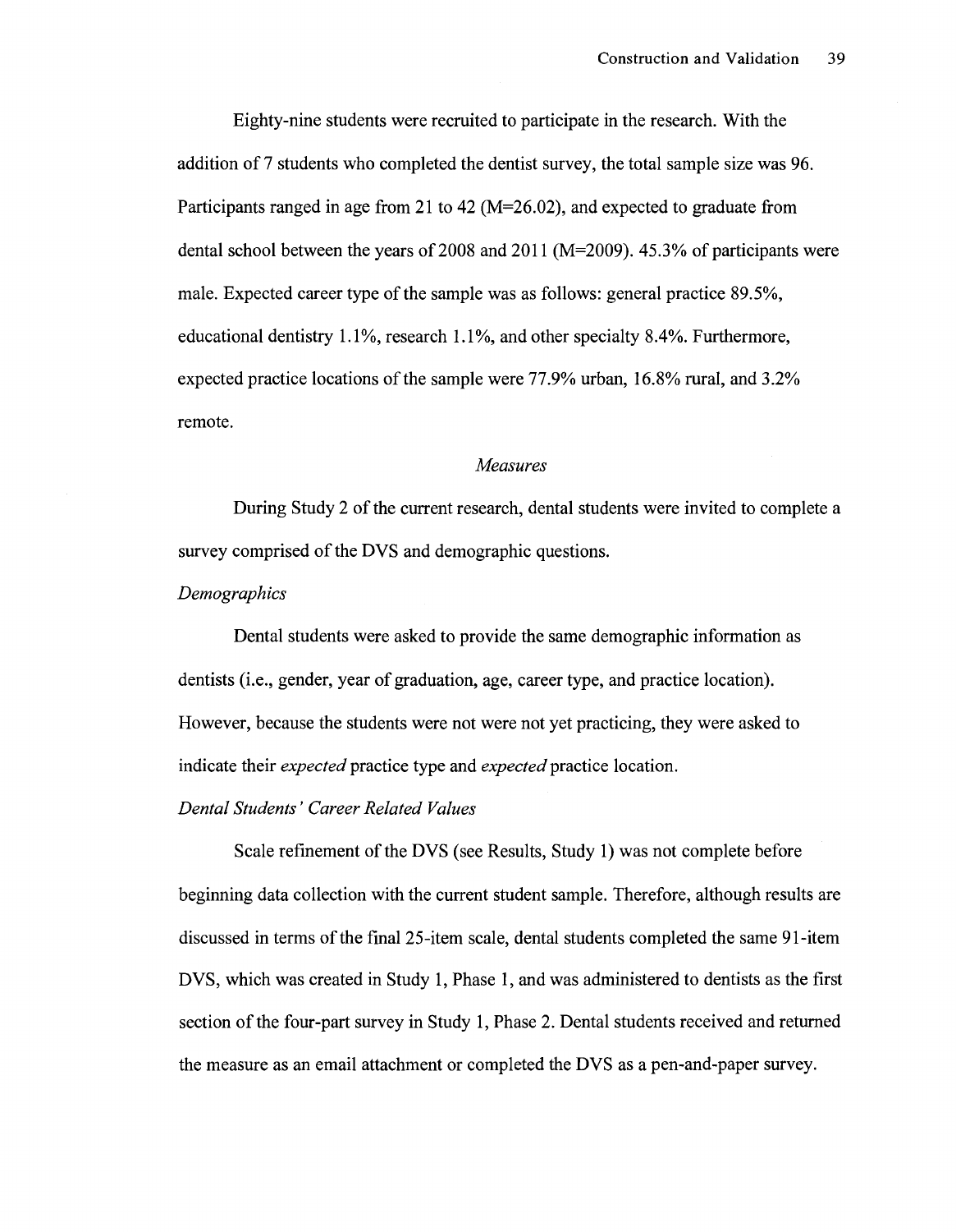Eighty-nine students were recruited to participate in the research. With the addition of 7 students who completed the dentist survey, the total sample size was 96. Participants ranged in age from 21 to 42 (M=26.02), and expected to graduate from dental school between the years of 2008 and 2011 (M=2009). 45.3% of participants were male. Expected career type of the sample was as follows: general practice 89.5%, educational dentistry 1.1%, research 1.1%, and other specialty 8.4%. Furthermore, expected practice locations of the sample were 77.9% urban, 16.8% rural, and 3.2% remote.

## *Measures*

During Study 2 of the current research, dental students were invited to complete a survey comprised of the DVS and demographic questions.

### *Demographics*

Dental students were asked to provide the same demographic information as dentists (i.e., gender, year of graduation, age, career type, and practice location). However, because the students were not were not yet practicing, they were asked to indicate their *expected* practice type and *expected* practice location.

### *Dental Students' Career Related Values*

Scale refinement of the DVS (see Results, Study 1) was not complete before beginning data collection with the current student sample. Therefore, although results are discussed in terms of the final 25-item scale, dental students completed the same 91-item DVS, which was created in Study 1, Phase 1, and was administered to dentists as the first section of the four-part survey in Study 1, Phase 2. Dental students received and returned the measure as an email attachment or completed the DVS as a pen-and-paper survey.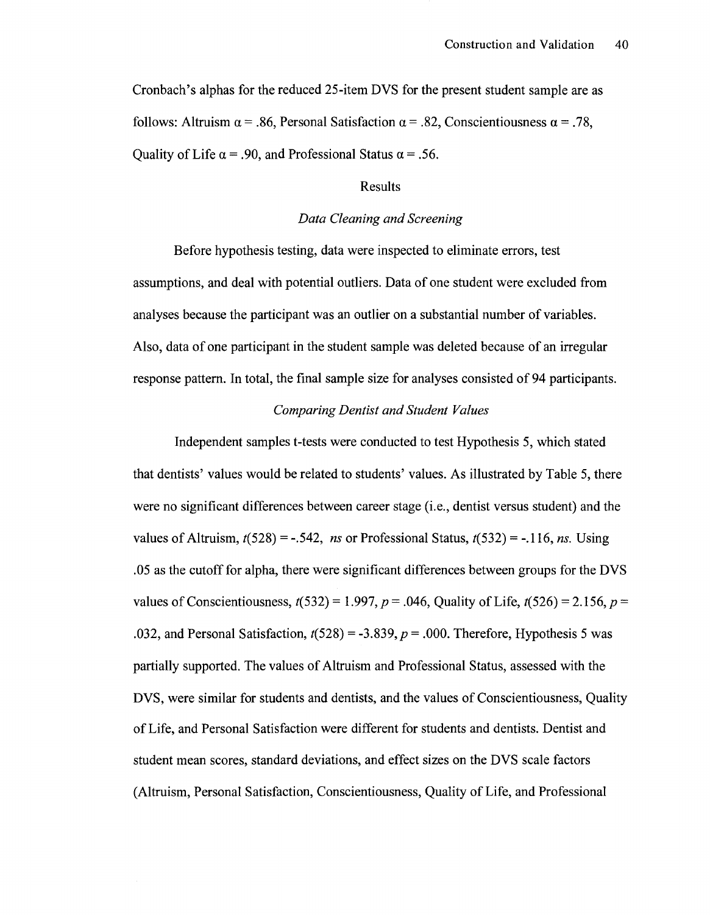Cronbach's alphas for the reduced 25-item DVS for the present student sample are as follows: Altruism $\alpha = .86$, Personal Satisfaction $\alpha = .82$, Conscientiousness $\alpha = .78$, Quality of Life $\alpha = .90$, and Professional Status $\alpha = .56$.

## Results

### *Data Cleaning and Screening*

Before hypothesis testing, data were inspected to eliminate errors, test assumptions, and deal with potential outliers. Data of one student were excluded from analyses because the participant was an outlier on a substantial number of variables. Also, data of one participant in the student sample was deleted because of an irregular response pattern. In total, the final sample size for analyses consisted of 94 participants.

### *Comparing Dentist and Student Values*

Independent samples t-tests were conducted to test Hypothesis 5, which stated that dentists' values would be related to students' values. As illustrated by Table 5, there were no significant differences between career stage (i.e., dentist versus student) and the values of Altruism, $t(528) = -.542$, *ns* or Professional Status, $t(532) = -.116$, *ns.* Using .05 as the cutoff for alpha, there were significant differences between groups for the DVS values of Conscientiousness, $t(532) = 1.997$, $p = .046$, Quality of Life, $t(526) = 2.156$, $p = .032$, and Personal Satisfaction, $t(528) = -3.839$, $p = .000$. Therefore, Hypothesis 5 was partially supported. The values of Altruism and Professional Status, assessed with the DVS, were similar for students and dentists, and the values of Conscientiousness, Quality of Life, and Personal Satisfaction were different for students and dentists. Dentist and student mean scores, standard deviations, and effect sizes on the DVS scale factors (Altruism, Personal Satisfaction, Conscientiousness, Quality of Life, and Professional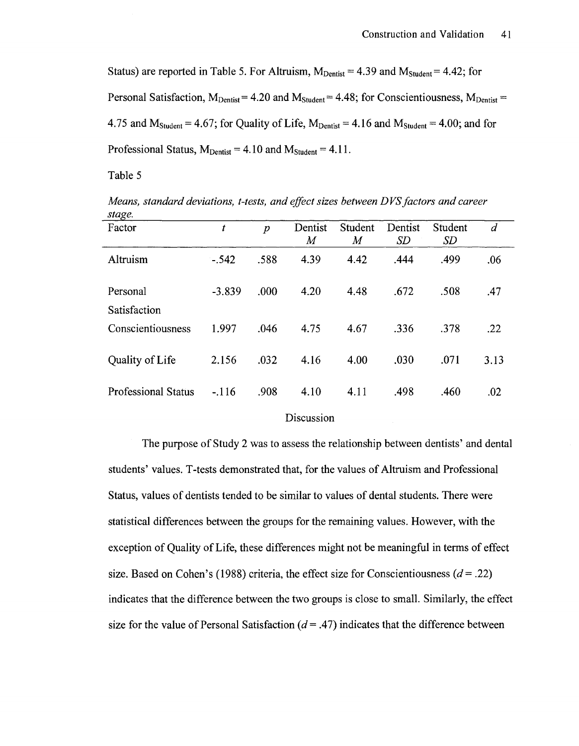Status) are reported in Table 5. For Altruism, $M_{Dentist} = 4.39$ and $M_{Student} = 4.42$; for Personal Satisfaction, $M_{Dentist} = 4.20$ and $M_{Student} = 4.48$; for Conscientiousness, $M_{Dentist} = 4.75$ and $M_{Student} = 4.67$; for Quality of Life, $M_{Dentist} = 4.16$ and $M_{Student} = 4.00$; and for Professional Status, $M_{Dentist} = 4.10$ and $M_{Student} = 4.11$.

Table 5

*Means, standard deviations, t-tests, and effect sizes between DVS factors and career stage.*

| Factor | *t* | *p* | Dentist *M* | Student *M* | Dentist *SD* | Student *SD* | *d* |
|---|---|---|---|---|---|---|---|
| Altruism | -.542 | .588 | 4.39 | 4.42 | .444 | .499 | .06 |
| Personal Satisfaction | -3.839 | .000 | 4.20 | 4.48 | .672 | .508 | .47 |
| Conscientiousness | 1.997 | .046 | 4.75 | 4.67 | .336 | .378 | .22 |
| Quality of Life | 2.156 | .032 | 4.16 | 4.00 | .030 | .071 | 3.13 |
| Professional Status | -.116 | .908 | 4.10 | 4.11 | .498 | .460 | .02 |

## Discussion

The purpose of Study 2 was to assess the relationship between dentists' and dental students' values. T-tests demonstrated that, for the values of Altruism and Professional Status, values of dentists tended to be similar to values of dental students. There were statistical differences between the groups for the remaining values. However, with the exception of Quality of Life, these differences might not be meaningful in terms of effect size. Based on Cohen's (1988) criteria, the effect size for Conscientiousness ($d = .22$) indicates that the difference between the two groups is close to small. Similarly, the effect size for the value of Personal Satisfaction ($d = .47$) indicates that the difference between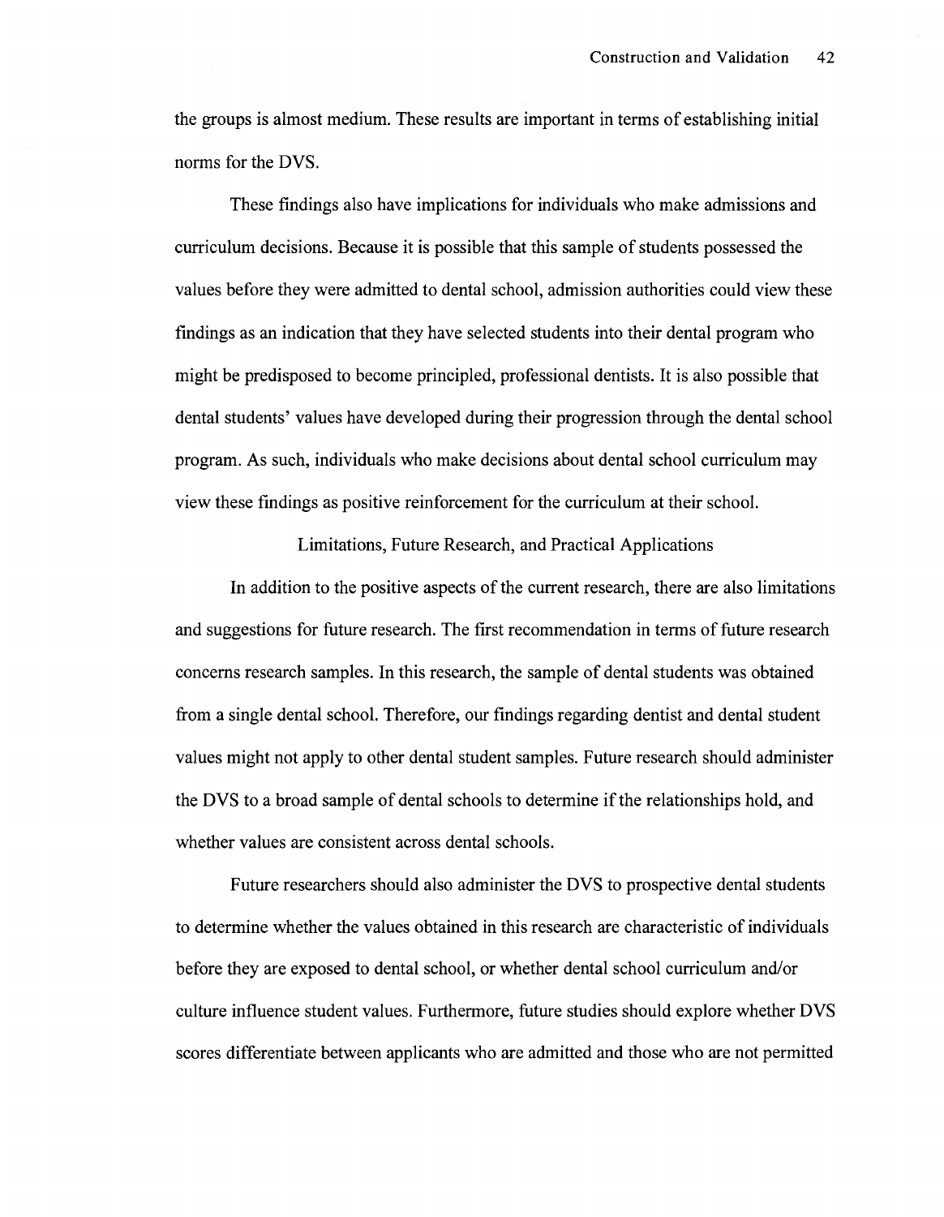the groups is almost medium. These results are important in terms of establishing initial norms for the DVS.

These findings also have implications for individuals who make admissions and curriculum decisions. Because it is possible that this sample of students possessed the values before they were admitted to dental school, admission authorities could view these findings as an indication that they have selected students into their dental program who might be predisposed to become principled, professional dentists. It is also possible that dental students' values have developed during their progression through the dental school program. As such, individuals who make decisions about dental school curriculum may view these findings as positive reinforcement for the curriculum at their school.

## Limitations, Future Research, and Practical Applications

In addition to the positive aspects of the current research, there are also limitations and suggestions for future research. The first recommendation in terms of future research concerns research samples. In this research, the sample of dental students was obtained from a single dental school. Therefore, our findings regarding dentist and dental student values might not apply to other dental student samples. Future research should administer the DVS to a broad sample of dental schools to determine if the relationships hold, and whether values are consistent across dental schools.

Future researchers should also administer the DVS to prospective dental students to determine whether the values obtained in this research are characteristic of individuals before they are exposed to dental school, or whether dental school curriculum and/or culture influence student values. Furthermore, future studies should explore whether DVS scores differentiate between applicants who are admitted and those who are not permitted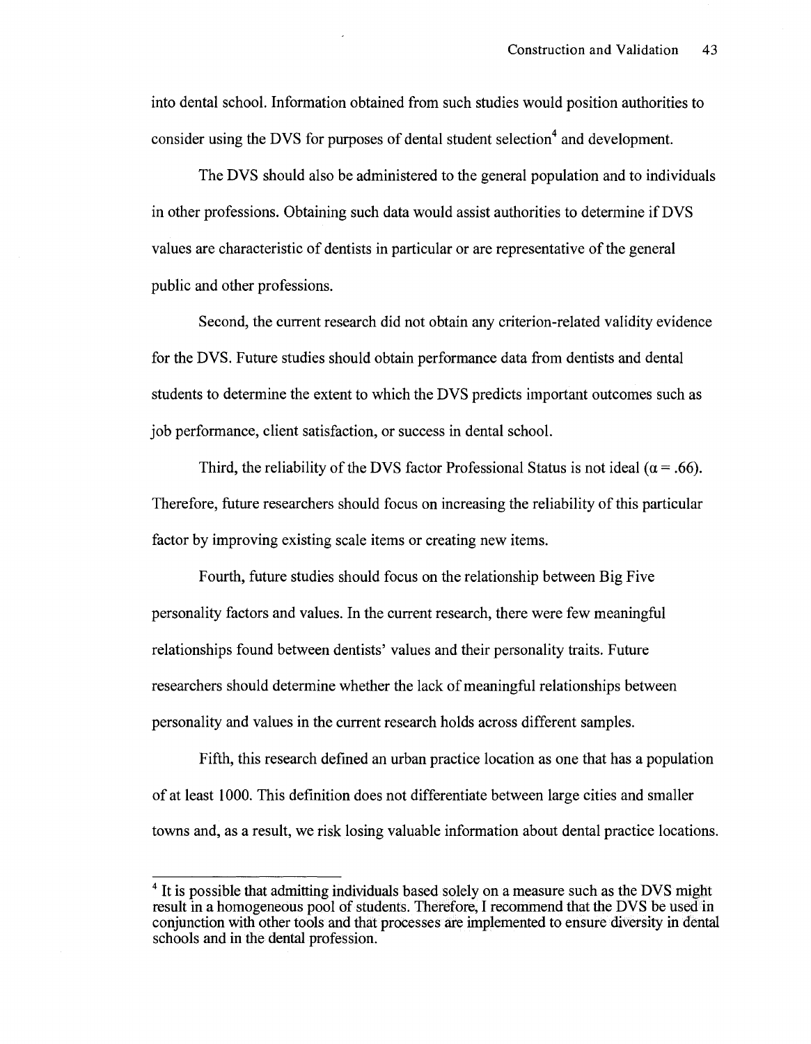into dental school. Information obtained from such studies would position authorities to consider using the DVS for purposes of dental student selection[4] and development.

The DVS should also be administered to the general population and to individuals in other professions. Obtaining such data would assist authorities to determine if DVS values are characteristic of dentists in particular or are representative of the general public and other professions.

Second, the current research did not obtain any criterion-related validity evidence for the DVS. Future studies should obtain performance data from dentists and dental students to determine the extent to which the DVS predicts important outcomes such as job performance, client satisfaction, or success in dental school.

Third, the reliability of the DVS factor Professional Status is not ideal ($\alpha = .66$). Therefore, future researchers should focus on increasing the reliability of this particular factor by improving existing scale items or creating new items.

Fourth, future studies should focus on the relationship between Big Five personality factors and values. In the current research, there were few meaningful relationships found between dentists' values and their personality traits. Future researchers should determine whether the lack of meaningful relationships between personality and values in the current research holds across different samples.

Fifth, this research defined an urban practice location as one that has a population of at least 1000. This definition does not differentiate between large cities and smaller towns and, as a result, we risk losing valuable information about dental practice locations.

---

[4] It is possible that admitting individuals based solely on a measure such as the DVS might result in a homogeneous pool of students. Therefore, I recommend that the DVS be used in conjunction with other tools and that processes are implemented to ensure diversity in dental schools and in the dental profession.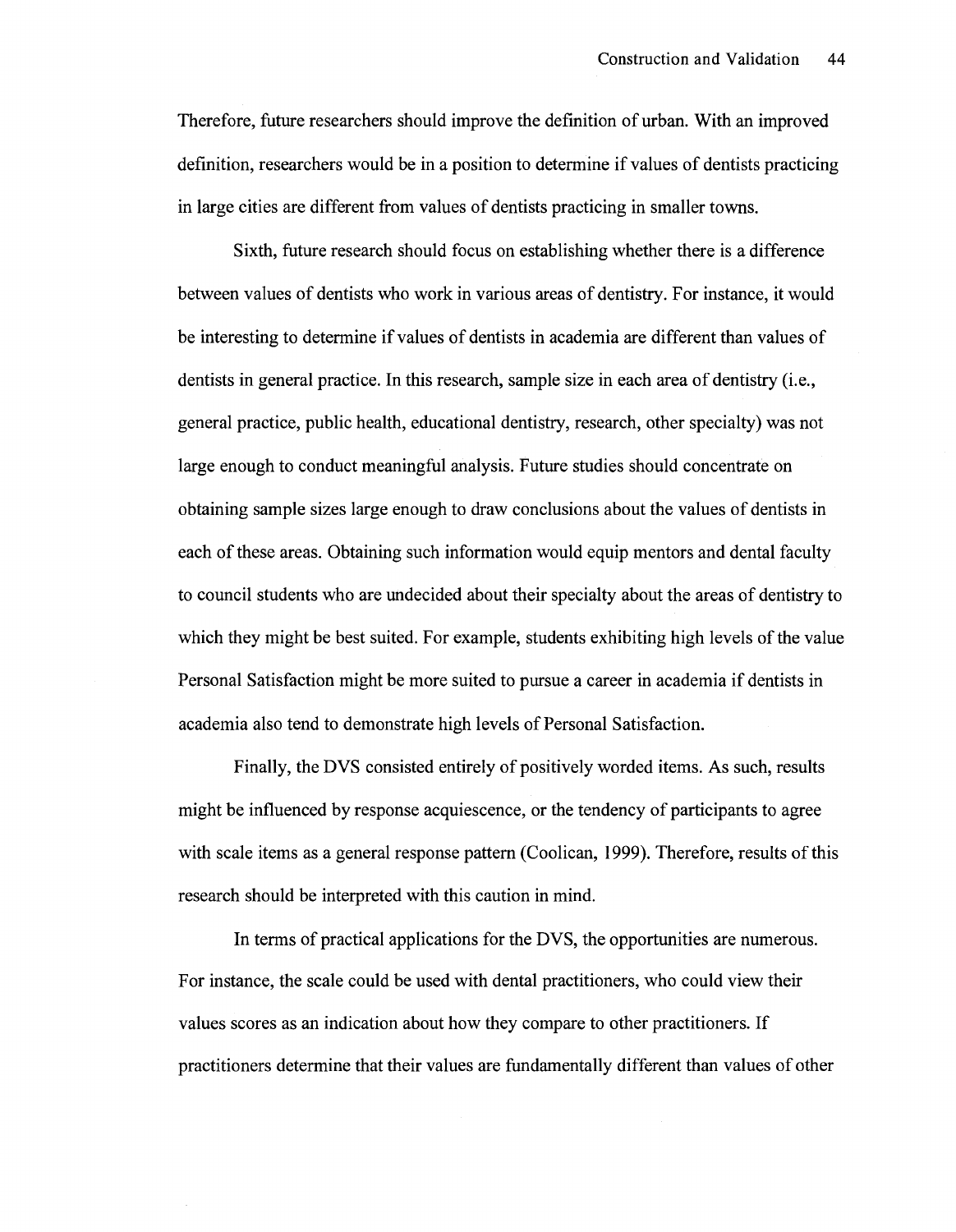Therefore, future researchers should improve the definition of urban. With an improved definition, researchers would be in a position to determine if values of dentists practicing in large cities are different from values of dentists practicing in smaller towns.

Sixth, future research should focus on establishing whether there is a difference between values of dentists who work in various areas of dentistry. For instance, it would be interesting to determine if values of dentists in academia are different than values of dentists in general practice. In this research, sample size in each area of dentistry (i.e., general practice, public health, educational dentistry, research, other specialty) was not large enough to conduct meaningful analysis. Future studies should concentrate on obtaining sample sizes large enough to draw conclusions about the values of dentists in each of these areas. Obtaining such information would equip mentors and dental faculty to council students who are undecided about their specialty about the areas of dentistry to which they might be best suited. For example, students exhibiting high levels of the value Personal Satisfaction might be more suited to pursue a career in academia if dentists in academia also tend to demonstrate high levels of Personal Satisfaction.

Finally, the DVS consisted entirely of positively worded items. As such, results might be influenced by response acquiescence, or the tendency of participants to agree with scale items as a general response pattern (Coolican, 1999). Therefore, results of this research should be interpreted with this caution in mind.

In terms of practical applications for the DVS, the opportunities are numerous. For instance, the scale could be used with dental practitioners, who could view their values scores as an indication about how they compare to other practitioners. If practitioners determine that their values are fundamentally different than values of other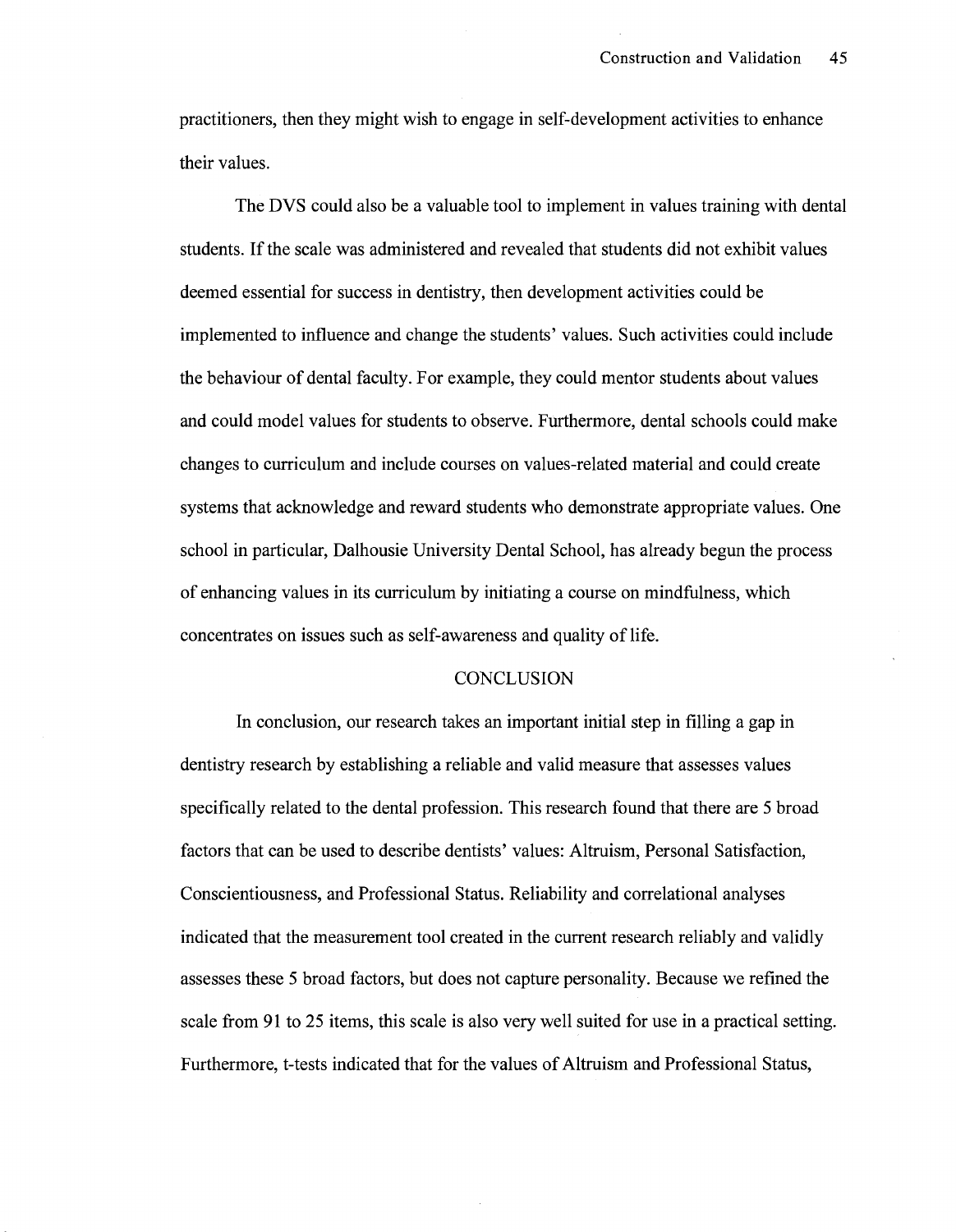practitioners, then they might wish to engage in self-development activities to enhance their values.

The DVS could also be a valuable tool to implement in values training with dental students. If the scale was administered and revealed that students did not exhibit values deemed essential for success in dentistry, then development activities could be implemented to influence and change the students' values. Such activities could include the behaviour of dental faculty. For example, they could mentor students about values and could model values for students to observe. Furthermore, dental schools could make changes to curriculum and include courses on values-related material and could create systems that acknowledge and reward students who demonstrate appropriate values. One school in particular, Dalhousie University Dental School, has already begun the process of enhancing values in its curriculum by initiating a course on mindfulness, which concentrates on issues such as self-awareness and quality of life.

## CONCLUSION

In conclusion, our research takes an important initial step in filling a gap in dentistry research by establishing a reliable and valid measure that assesses values specifically related to the dental profession. This research found that there are 5 broad factors that can be used to describe dentists' values: Altruism, Personal Satisfaction, Conscientiousness, and Professional Status. Reliability and correlational analyses indicated that the measurement tool created in the current research reliably and validly assesses these 5 broad factors, but does not capture personality. Because we refined the scale from 91 to 25 items, this scale is also very well suited for use in a practical setting. Furthermore, t-tests indicated that for the values of Altruism and Professional Status,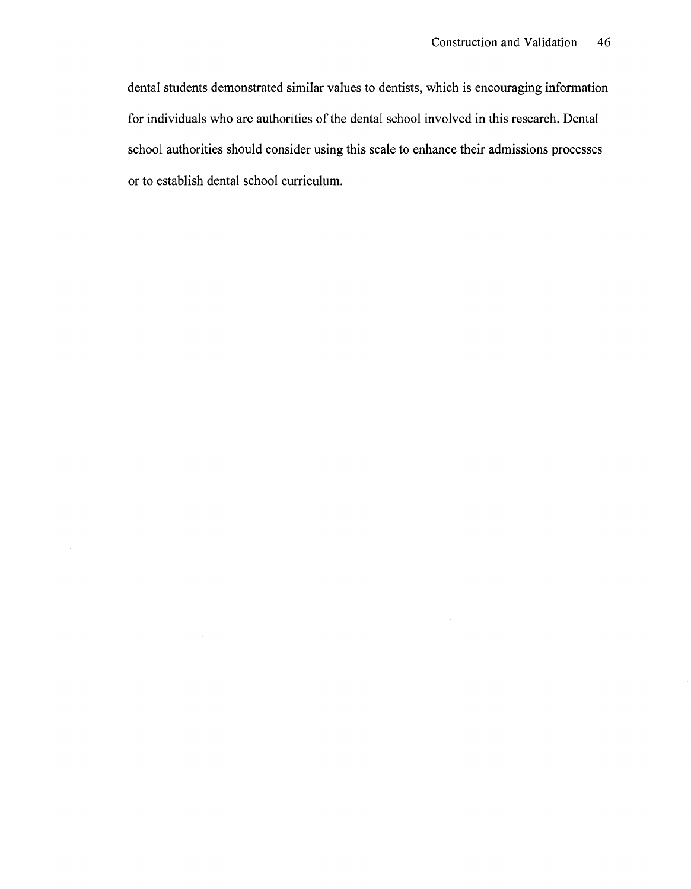dental students demonstrated similar values to dentists, which is encouraging information for individuals who are authorities of the dental school involved in this research. Dental school authorities should consider using this scale to enhance their admissions processes or to establish dental school curriculum.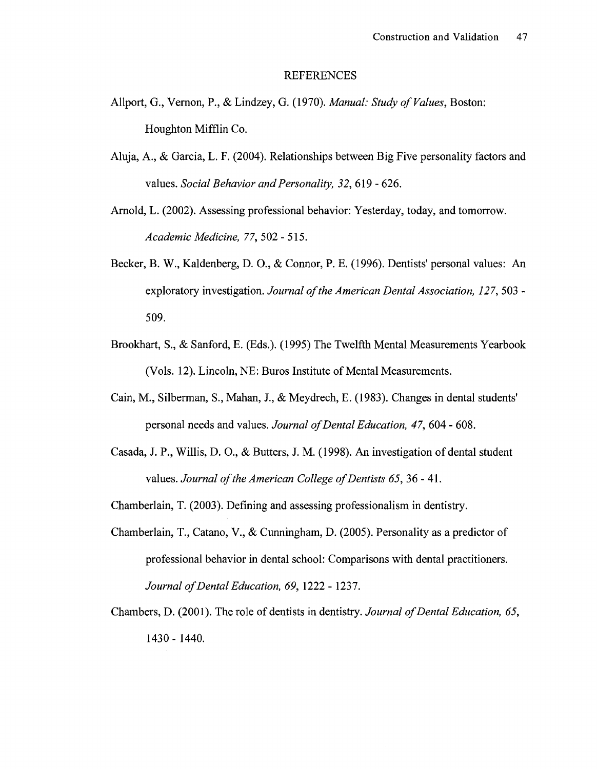# REFERENCES

Allport, G., Vernon, P., & Lindzey, G. (1970). *Manual: Study of Values*, Boston: Houghton Mifflin Co.

Aluja, A., & Garcia, L. F. (2004). Relationships between Big Five personality factors and values. *Social Behavior and Personality, 32*, 619 - 626.

Arnold, L. (2002). Assessing professional behavior: Yesterday, today, and tomorrow. *Academic Medicine, 77*, 502 - 515.

Becker, B. W., Kaldenberg, D. O., & Connor, P. E. (1996). Dentists' personal values: An exploratory investigation. *Journal of the American Dental Association, 127*, 503 - 509.

Brookhart, S., & Sanford, E. (Eds.). (1995) The Twelfth Mental Measurements Yearbook (Vols. 12). Lincoln, NE: Buros Institute of Mental Measurements.

Cain, M., Silberman, S., Mahan, J., & Meydrech, E. (1983). Changes in dental students' personal needs and values. *Journal of Dental Education, 47*, 604 - 608.

Casada, J. P., Willis, D. O., & Butters, J. M. (1998). An investigation of dental student values. *Journal of the American College of Dentists 65*, 36 - 41.

Chamberlain, T. (2003). Defining and assessing professionalism in dentistry.

Chamberlain, T., Catano, V., & Cunningham, D. (2005). Personality as a predictor of professional behavior in dental school: Comparisons with dental practitioners. *Journal of Dental Education, 69*, 1222 - 1237.

Chambers, D. (2001). The role of dentists in dentistry. *Journal of Dental Education, 65*, 1430 - 1440.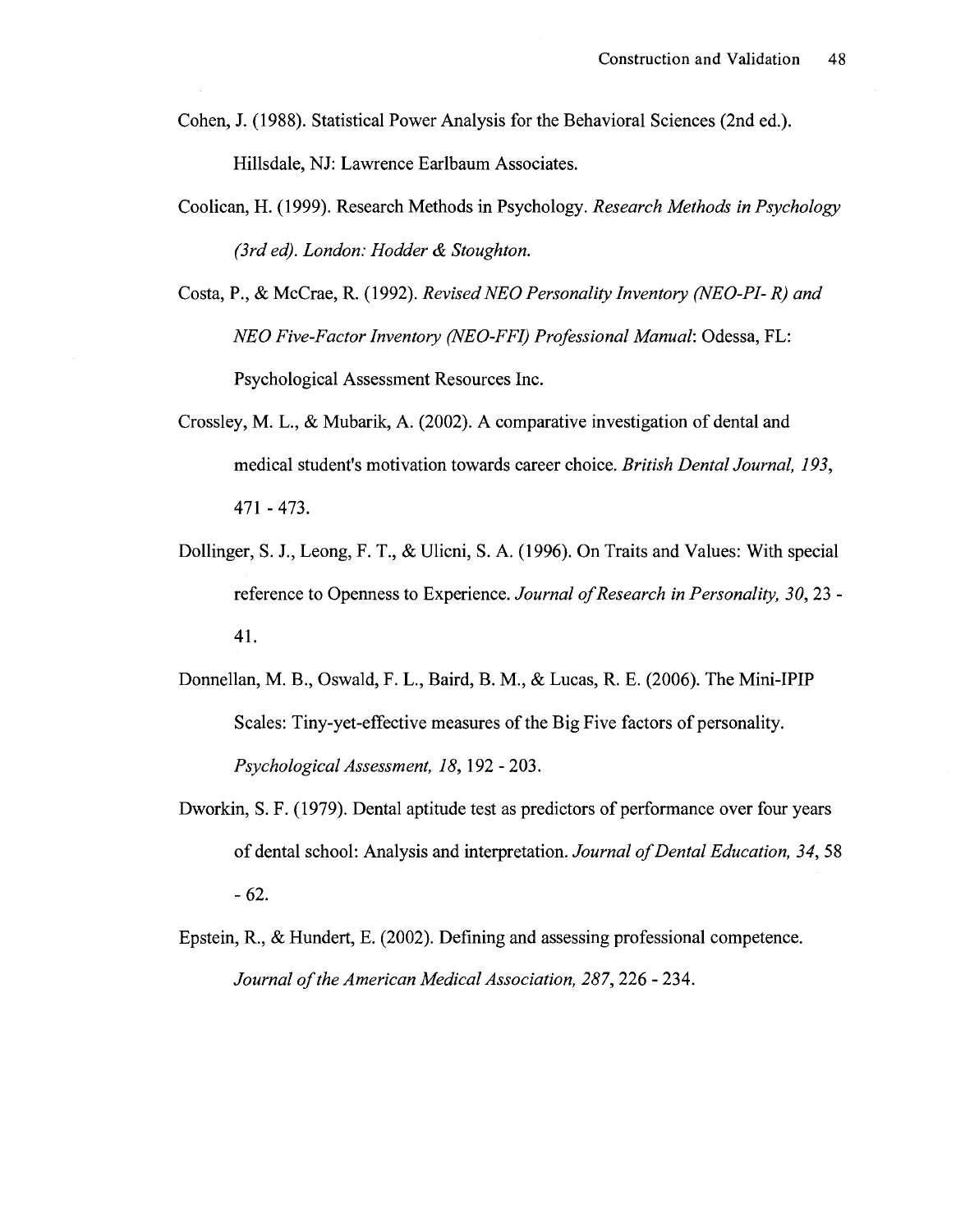Cohen, J. (1988). Statistical Power Analysis for the Behavioral Sciences (2nd ed.). Hillsdale, NJ: Lawrence Earlbaum Associates.

Coolican, H. (1999). Research Methods in Psychology. *Research Methods in Psychology (3rd ed). London: Hodder & Stoughton.*

Costa, P., & McCrae, R. (1992). *Revised NEO Personality Inventory (NEO-PI- R) and NEO Five-Factor Inventory (NEO-FFI) Professional Manual*: Odessa, FL: Psychological Assessment Resources Inc.

Crossley, M. L., & Mubarik, A. (2002). A comparative investigation of dental and medical student's motivation towards career choice. *British Dental Journal, 193*, 471 - 473.

Dollinger, S. J., Leong, F. T., & Ulicni, S. A. (1996). On Traits and Values: With special reference to Openness to Experience. *Journal of Research in Personality, 30*, 23 - 41.

Donnellan, M. B., Oswald, F. L., Baird, B. M., & Lucas, R. E. (2006). The Mini-IPIP Scales: Tiny-yet-effective measures of the Big Five factors of personality. *Psychological Assessment, 18*, 192 - 203.

Dworkin, S. F. (1979). Dental aptitude test as predictors of performance over four years of dental school: Analysis and interpretation. *Journal of Dental Education, 34*, 58 - 62.

Epstein, R., & Hundert, E. (2002). Defining and assessing professional competence. *Journal of the American Medical Association, 287*, 226 - 234.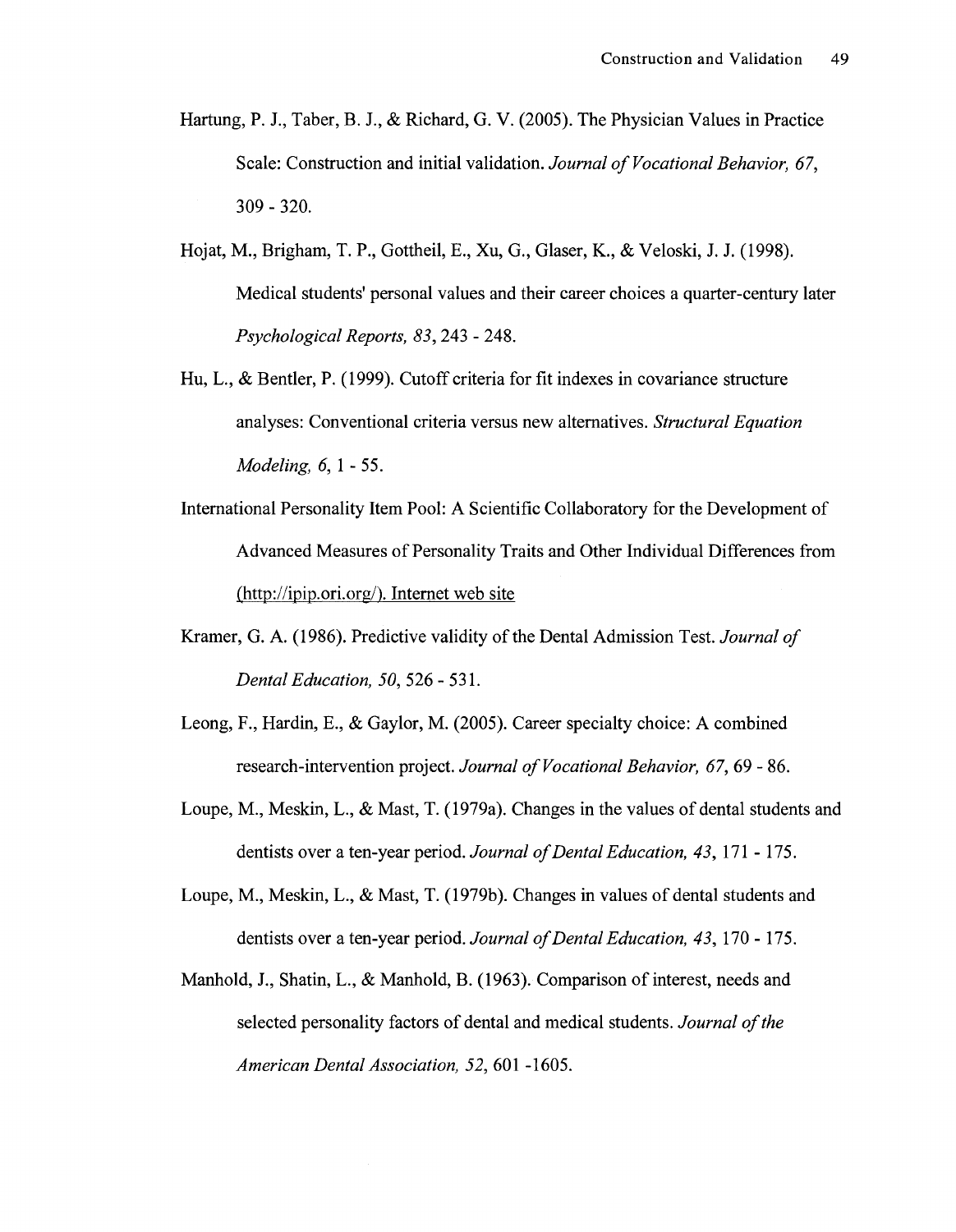Hartung, P. J., Taber, B. J., & Richard, G. V. (2005). The Physician Values in Practice Scale: Construction and initial validation. *Journal of Vocational Behavior, 67*, 309 - 320.

Hojat, M., Brigham, T. P., Gottheil, E., Xu, G., Glaser, K., & Veloski, J. J. (1998). Medical students' personal values and their career choices a quarter-century later *Psychological Reports, 83*, 243 - 248.

Hu, L., & Bentler, P. (1999). Cutoff criteria for fit indexes in covariance structure analyses: Conventional criteria versus new alternatives. *Structural Equation Modeling, 6*, 1 - 55.

International Personality Item Pool: A Scientific Collaboratory for the Development of Advanced Measures of Personality Traits and Other Individual Differences from (http://ipip.ori.org/). Internet web site

Kramer, G. A. (1986). Predictive validity of the Dental Admission Test. *Journal of Dental Education, 50*, 526 - 531.

Leong, F., Hardin, E., & Gaylor, M. (2005). Career specialty choice: A combined research-intervention project. *Journal of Vocational Behavior, 67*, 69 - 86.

Loupe, M., Meskin, L., & Mast, T. (1979a). Changes in the values of dental students and dentists over a ten-year period. *Journal of Dental Education, 43*, 171 - 175.

Loupe, M., Meskin, L., & Mast, T. (1979b). Changes in values of dental students and dentists over a ten-year period. *Journal of Dental Education, 43*, 170 - 175.

Manhold, J., Shatin, L., & Manhold, B. (1963). Comparison of interest, needs and selected personality factors of dental and medical students. *Journal of the American Dental Association, 52*, 601 -1605.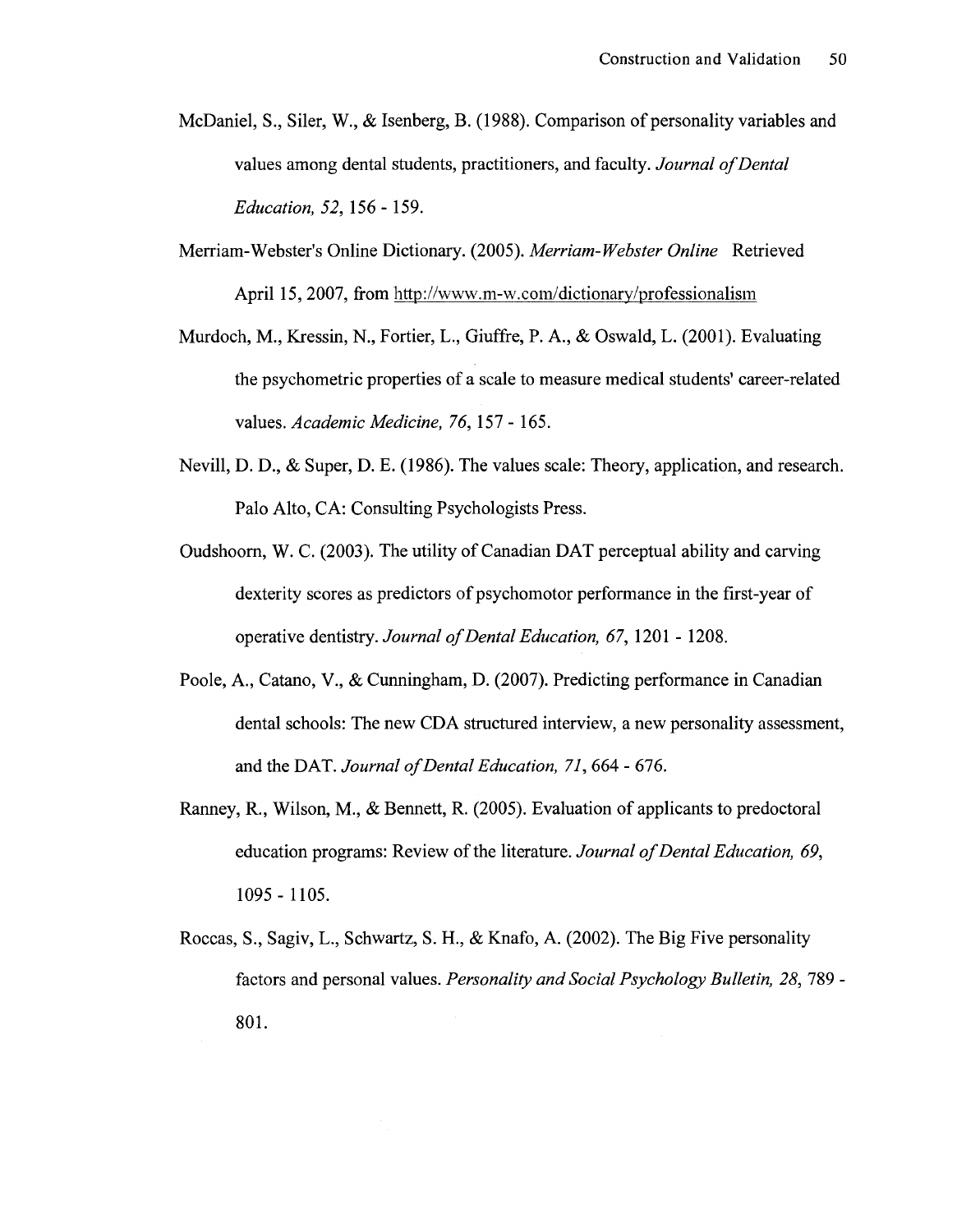McDaniel, S., Siler, W., & Isenberg, B. (1988). Comparison of personality variables and values among dental students, practitioners, and faculty. *Journal of Dental Education, 52*, 156 - 159.

Merriam-Webster's Online Dictionary. (2005). *Merriam-Webster Online* Retrieved April 15, 2007, from http://www.m-w.com/dictionary/professionalism

Murdoch, M., Kressin, N., Fortier, L., Giuffre, P. A., & Oswald, L. (2001). Evaluating the psychometric properties of a scale to measure medical students' career-related values. *Academic Medicine, 76*, 157 - 165.

Nevill, D. D., & Super, D. E. (1986). The values scale: Theory, application, and research. Palo Alto, CA: Consulting Psychologists Press.

Oudshoorn, W. C. (2003). The utility of Canadian DAT perceptual ability and carving dexterity scores as predictors of psychomotor performance in the first-year of operative dentistry. *Journal of Dental Education, 67*, 1201 - 1208.

Poole, A., Catano, V., & Cunningham, D. (2007). Predicting performance in Canadian dental schools: The new CDA structured interview, a new personality assessment, and the DAT. *Journal of Dental Education, 71*, 664 - 676.

Ranney, R., Wilson, M., & Bennett, R. (2005). Evaluation of applicants to predoctoral education programs: Review of the literature. *Journal of Dental Education, 69*, 1095 - 1105.

Roccas, S., Sagiv, L., Schwartz, S. H., & Knafo, A. (2002). The Big Five personality factors and personal values. *Personality and Social Psychology Bulletin, 28*, 789 - 801.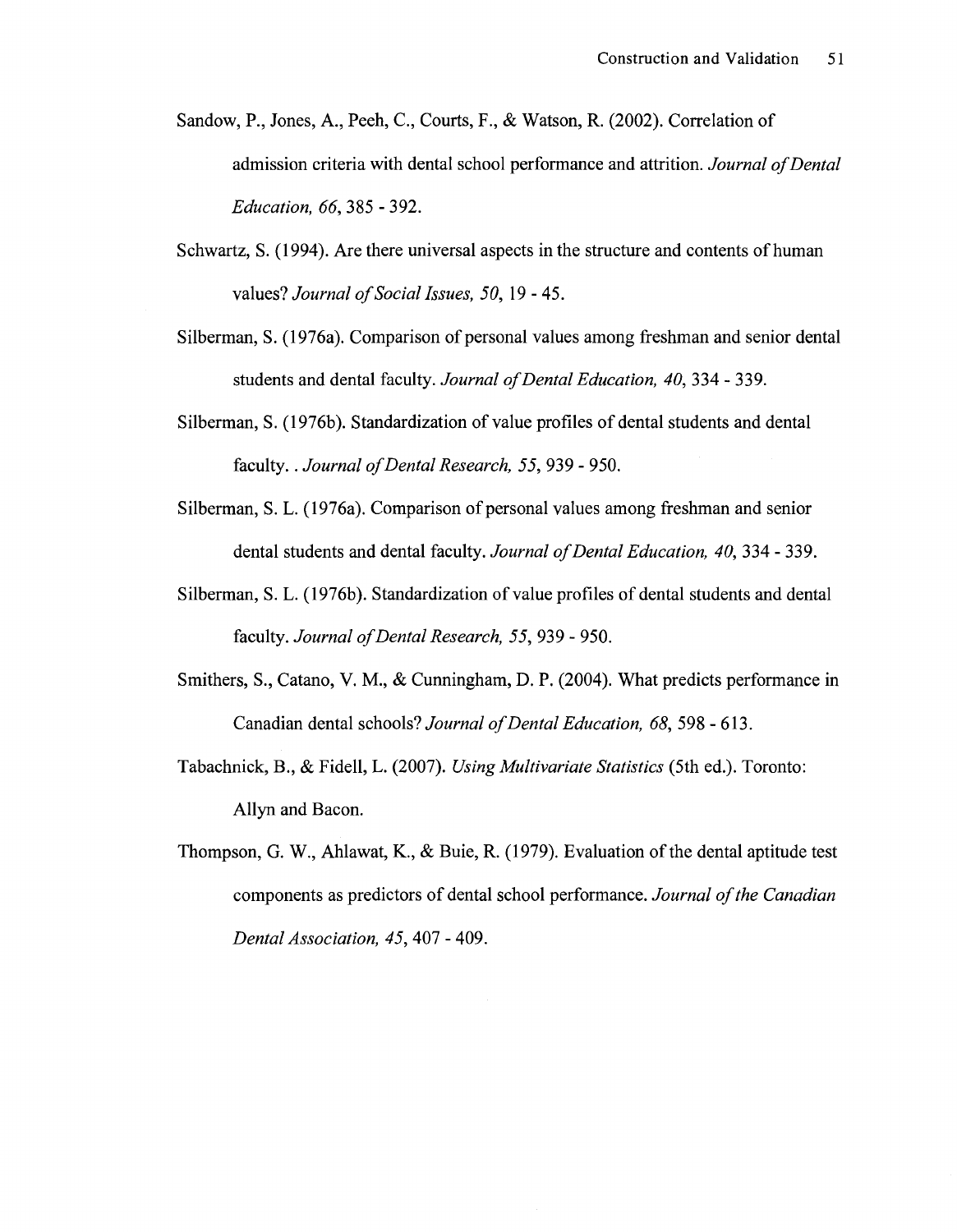Sandow, P., Jones, A., Peeh, C., Courts, F., & Watson, R. (2002). Correlation of admission criteria with dental school performance and attrition. *Journal of Dental Education, 66*, 385 - 392.

Schwartz, S. (1994). Are there universal aspects in the structure and contents of human values? *Journal of Social Issues, 50*, 19 - 45.

Silberman, S. (1976a). Comparison of personal values among freshman and senior dental students and dental faculty. *Journal of Dental Education, 40*, 334 - 339.

Silberman, S. (1976b). Standardization of value profiles of dental students and dental faculty. . *Journal of Dental Research, 55*, 939 - 950.

Silberman, S. L. (1976a). Comparison of personal values among freshman and senior dental students and dental faculty. *Journal of Dental Education, 40*, 334 - 339.

Silberman, S. L. (1976b). Standardization of value profiles of dental students and dental faculty. *Journal of Dental Research, 55*, 939 - 950.

Smithers, S., Catano, V. M., & Cunningham, D. P. (2004). What predicts performance in Canadian dental schools? *Journal of Dental Education, 68*, 598 - 613.

Tabachnick, B., & Fidell, L. (2007). *Using Multivariate Statistics* (5th ed.). Toronto: Allyn and Bacon.

Thompson, G. W., Ahlawat, K., & Buie, R. (1979). Evaluation of the dental aptitude test components as predictors of dental school performance. *Journal of the Canadian Dental Association, 45*, 407 - 409.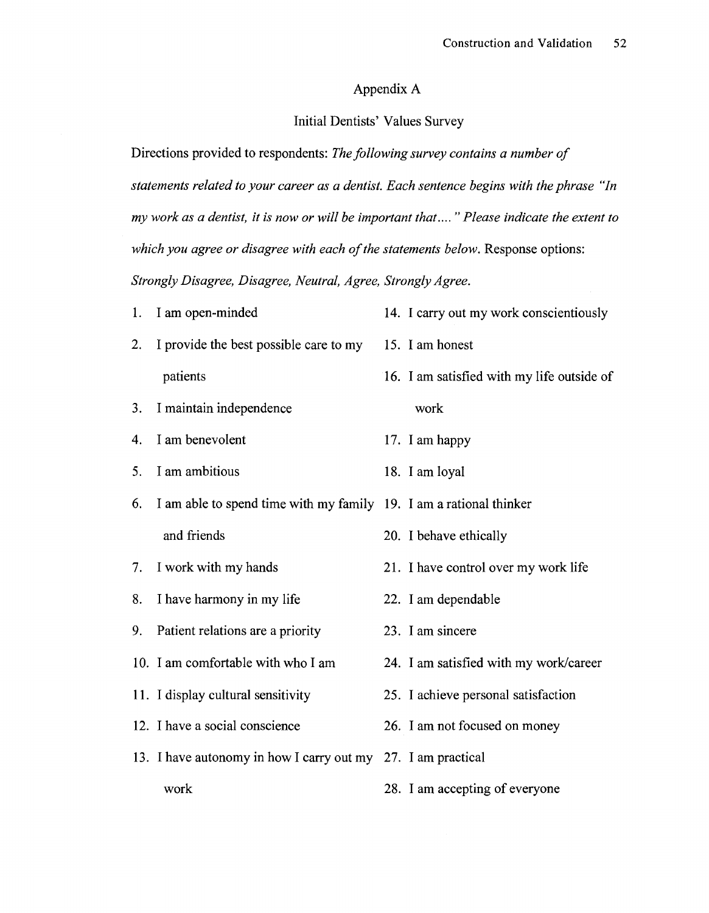## Appendix A

### Initial Dentists' Values Survey

Directions provided to respondents: *The following survey contains a number of statements related to your career as a dentist. Each sentence begins with the phrase "In my work as a dentist, it is now or will be important that.... " Please indicate the extent to which you agree or disagree with each of the statements below.* Response options: *Strongly Disagree, Disagree, Neutral, Agree, Strongly Agree.*

1. I am open-minded
2. I provide the best possible care to my patients
3. I maintain independence
4. I am benevolent
5. I am ambitious
6. I am able to spend time with my family and friends
7. I work with my hands
8. I have harmony in my life
9. Patient relations are a priority
10. I am comfortable with who I am
11. I display cultural sensitivity
12. I have a social conscience
13. I have autonomy in how I carry out my work
14. I carry out my work conscientiously
15. I am honest
16. I am satisfied with my life outside of work
17. I am happy
18. I am loyal
19. I am a rational thinker
20. I behave ethically
21. I have control over my work life
22. I am dependable
23. I am sincere
24. I am satisfied with my work/career
25. I achieve personal satisfaction
26. I am not focused on money
27. I am practical
28. I am accepting of everyone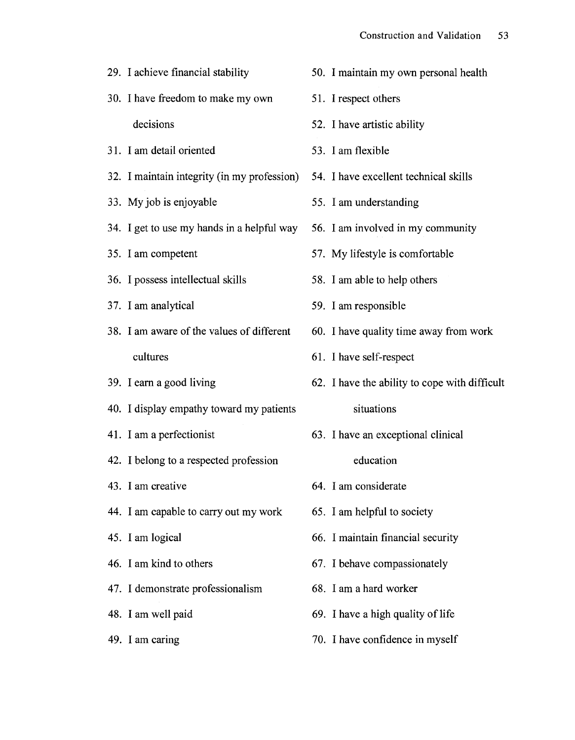29. I achieve financial stability
30. I have freedom to make my own decisions
31. I am detail oriented
32. I maintain integrity (in my profession)
33. My job is enjoyable
34. I get to use my hands in a helpful way
35. I am competent
36. I possess intellectual skills
37. I am analytical
38. I am aware of the values of different cultures
39. I earn a good living
40. I display empathy toward my patients
41. I am a perfectionist
42. I belong to a respected profession
43. I am creative
44. I am capable to carry out my work
45. I am logical
46. I am kind to others
47. I demonstrate professionalism
48. I am well paid
49. I am caring
50. I maintain my own personal health
51. I respect others
52. I have artistic ability
53. I am flexible
54. I have excellent technical skills
55. I am understanding
56. I am involved in my community
57. My lifestyle is comfortable
58. I am able to help others
59. I am responsible
60. I have quality time away from work
61. I have self-respect
62. I have the ability to cope with difficult situations
63. I have an exceptional clinical education
64. I am considerate
65. I am helpful to society
66. I maintain financial security
67. I behave compassionately
68. I am a hard worker
69. I have a high quality of life
70. I have confidence in myself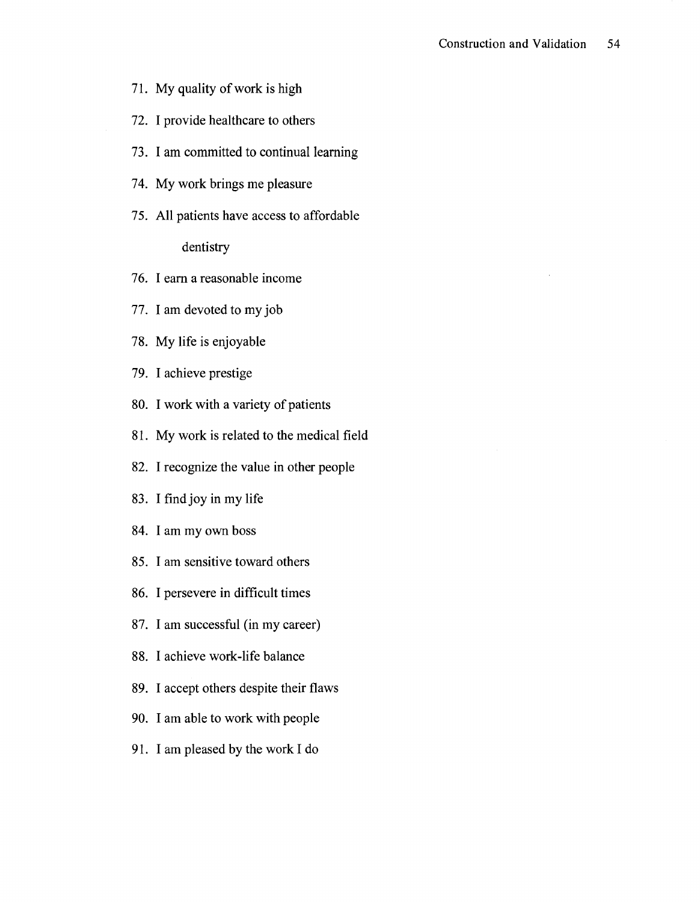71. My quality of work is high
72. I provide healthcare to others
73. I am committed to continual learning
74. My work brings me pleasure
75. All patients have access to affordable dentistry
76. I earn a reasonable income
77. I am devoted to my job
78. My life is enjoyable
79. I achieve prestige
80. I work with a variety of patients
81. My work is related to the medical field
82. I recognize the value in other people
83. I find joy in my life
84. I am my own boss
85. I am sensitive toward others
86. I persevere in difficult times
87. I am successful (in my career)
88. I achieve work-life balance
89. I accept others despite their flaws
90. I am able to work with people
91. I am pleased by the work I do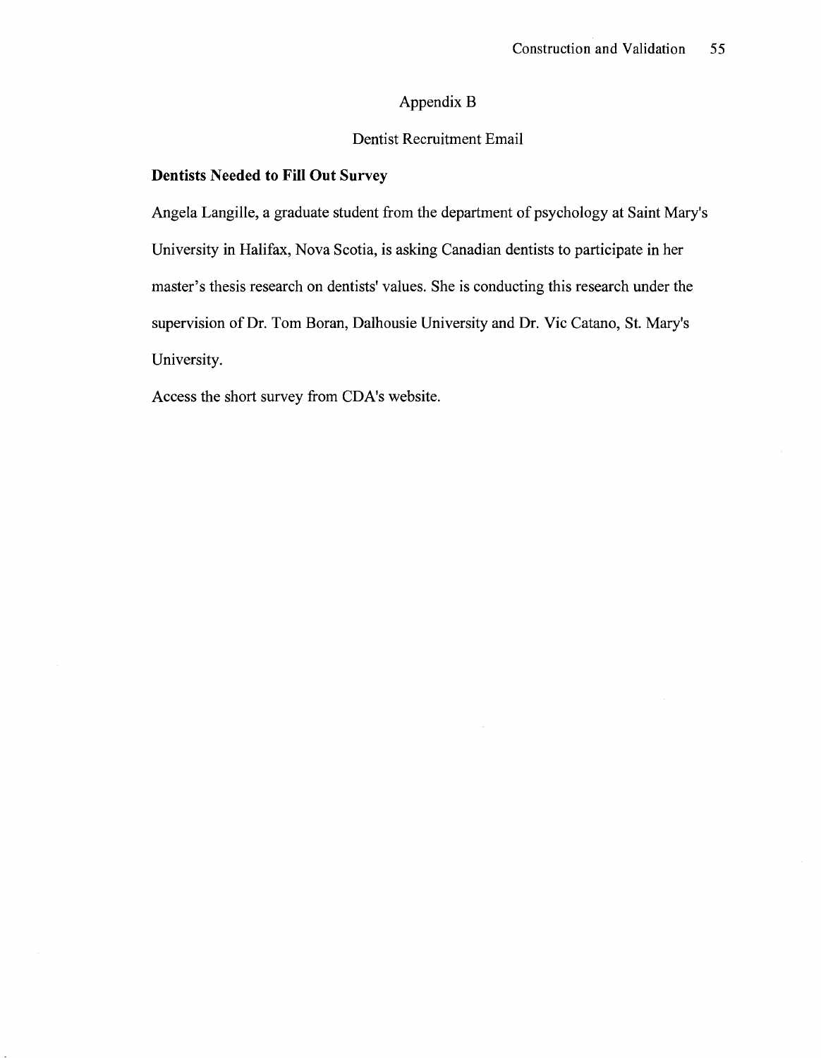# Appendix B

## Dentist Recruitment Email

**Dentists Needed to Fill Out Survey**

Angela Langille, a graduate student from the department of psychology at Saint Mary's University in Halifax, Nova Scotia, is asking Canadian dentists to participate in her master's thesis research on dentists' values. She is conducting this research under the supervision of Dr. Tom Boran, Dalhousie University and Dr. Vic Catano, St. Mary's University.

Access the short survey from CDA's website.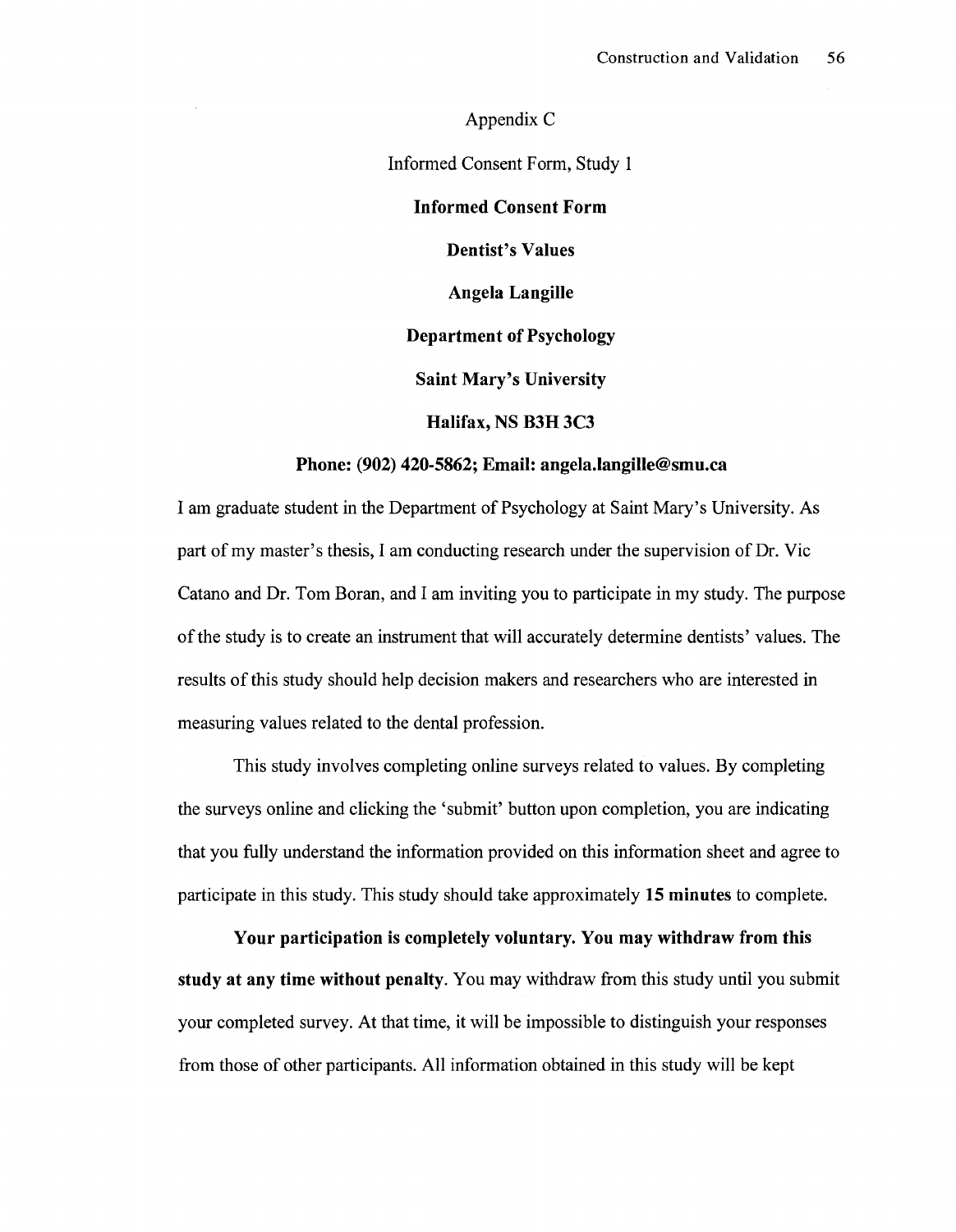Appendix C

Informed Consent Form, Study 1

**Informed Consent Form**

**Dentist's Values**

**Angela Langille**

**Department of Psychology**

**Saint Mary's University**

**Halifax, NS B3H 3C3**

**Phone: (902) 420-5862; Email: angela.langille@smu.ca**

I am graduate student in the Department of Psychology at Saint Mary's University. As part of my master's thesis, I am conducting research under the supervision of Dr. Vic Catano and Dr. Tom Boran, and I am inviting you to participate in my study. The purpose of the study is to create an instrument that will accurately determine dentists' values. The results of this study should help decision makers and researchers who are interested in measuring values related to the dental profession.

This study involves completing online surveys related to values. By completing the surveys online and clicking the 'submit' button upon completion, you are indicating that you fully understand the information provided on this information sheet and agree to participate in this study. This study should take approximately **15 minutes** to complete.

**Your participation is completely voluntary. You may withdraw from this study at any time without penalty**. You may withdraw from this study until you submit your completed survey. At that time, it will be impossible to distinguish your responses from those of other participants. All information obtained in this study will be kept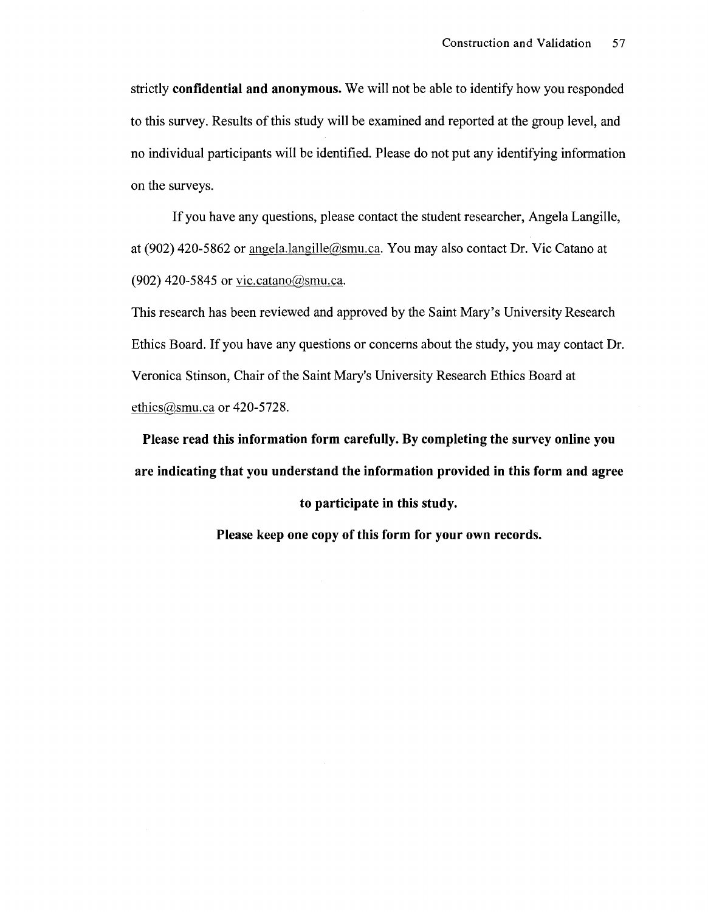strictly **confidential and anonymous.** We will not be able to identify how you responded to this survey. Results of this study will be examined and reported at the group level, and no individual participants will be identified. Please do not put any identifying information on the surveys.

If you have any questions, please contact the student researcher, Angela Langille, at (902) 420-5862 or angela.langille@smu.ca. You may also contact Dr. Vic Catano at (902) 420-5845 or vic.catano@smu.ca.

This research has been reviewed and approved by the Saint Mary's University Research Ethics Board. If you have any questions or concerns about the study, you may contact Dr. Veronica Stinson, Chair of the Saint Mary's University Research Ethics Board at ethics@smu.ca or 420-5728.

**Please read this information form carefully. By completing the survey online you are indicating that you understand the information provided in this form and agree to participate in this study.**

**Please keep one copy of this form for your own records.**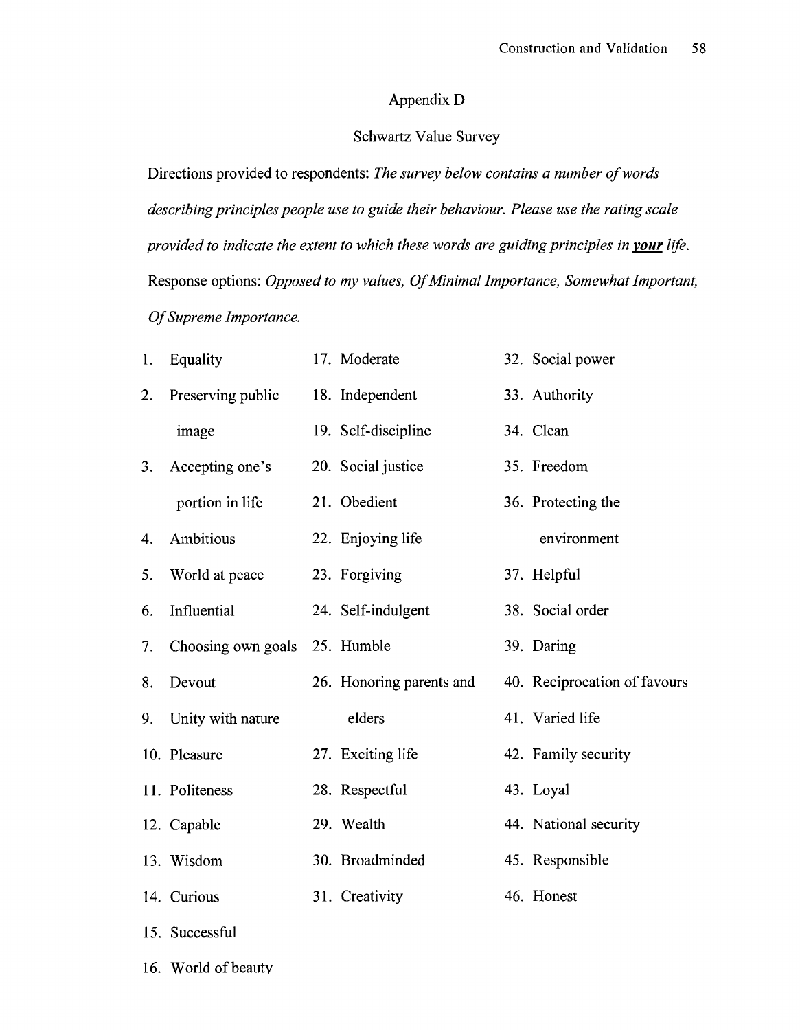# Appendix D

## Schwartz Value Survey

Directions provided to respondents: *The survey below contains a number of words describing principles people use to guide their behaviour. Please use the rating scale provided to indicate the extent to which these words are guiding principles in **your** life.*

Response options: *Opposed to my values, Of Minimal Importance, Somewhat Important, Of Supreme Importance.*

1. Equality
2. Preserving public image
3. Accepting one's portion in life
4. Ambitious
5. World at peace
6. Influential
7. Choosing own goals
8. Devout
9. Unity with nature
10. Pleasure
11. Politeness
12. Capable
13. Wisdom
14. Curious
15. Successful
16. World of beauty
17. Moderate
18. Independent
19. Self-discipline
20. Social justice
21. Obedient
22. Enjoying life
23. Forgiving
24. Self-indulgent
25. Humble
26. Honoring parents and elders
27. Exciting life
28. Respectful
29. Wealth
30. Broadminded
31. Creativity
32. Social power
33. Authority
34. Clean
35. Freedom
36. Protecting the environment
37. Helpful
38. Social order
39. Daring
40. Reciprocation of favours
41. Varied life
42. Family security
43. Loyal
44. National security
45. Responsible
46. Honest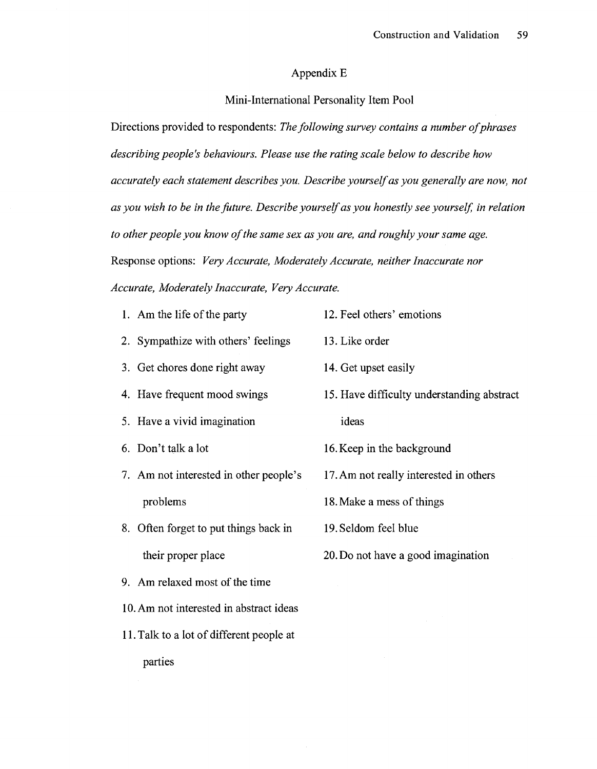## Appendix E

## Mini-International Personality Item Pool

Directions provided to respondents: *The following survey contains a number of phrases describing people's behaviours. Please use the rating scale below to describe how accurately each statement describes you. Describe yourself as you generally are now, not as you wish to be in the future. Describe yourself as you honestly see yourself, in relation to other people you know of the same sex as you are, and roughly your same age.*

Response options: *Very Accurate, Moderately Accurate, neither Inaccurate nor Accurate, Moderately Inaccurate, Very Accurate.*

1. Am the life of the party
2. Sympathize with others' feelings
3. Get chores done right away
4. Have frequent mood swings
5. Have a vivid imagination
6. Don't talk a lot
7. Am not interested in other people's problems
8. Often forget to put things back in their proper place
9. Am relaxed most of the time
10. Am not interested in abstract ideas
11. Talk to a lot of different people at parties
12. Feel others' emotions
13. Like order
14. Get upset easily
15. Have difficulty understanding abstract ideas
16. Keep in the background
17. Am not really interested in others
18. Make a mess of things
19. Seldom feel blue
20. Do not have a good imagination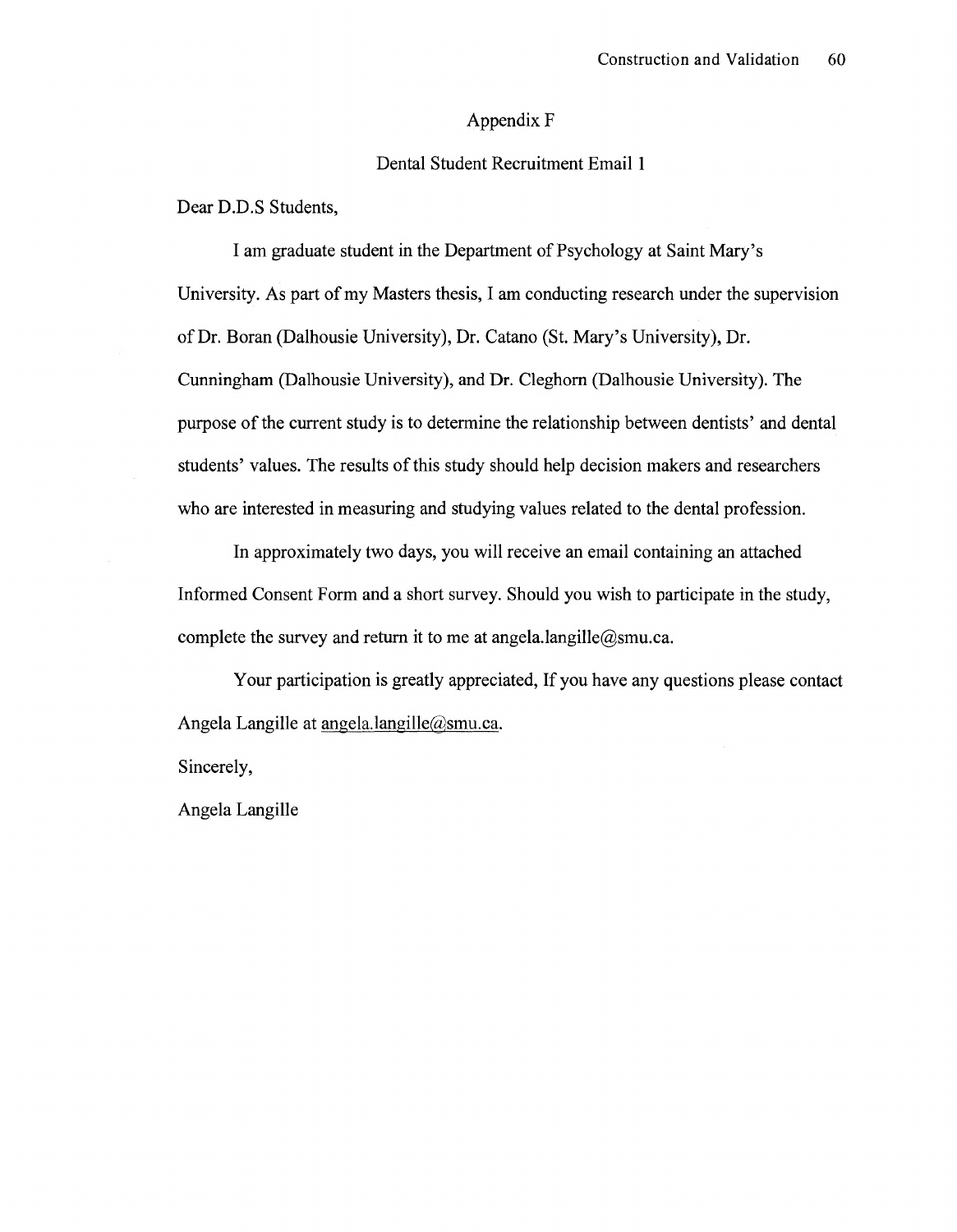# Appendix F

## Dental Student Recruitment Email 1

Dear D.D.S Students,

I am graduate student in the Department of Psychology at Saint Mary's University. As part of my Masters thesis, I am conducting research under the supervision of Dr. Boran (Dalhousie University), Dr. Catano (St. Mary's University), Dr. Cunningham (Dalhousie University), and Dr. Cleghorn (Dalhousie University). The purpose of the current study is to determine the relationship between dentists' and dental students' values. The results of this study should help decision makers and researchers who are interested in measuring and studying values related to the dental profession.

In approximately two days, you will receive an email containing an attached Informed Consent Form and a short survey. Should you wish to participate in the study, complete the survey and return it to me at angela.langille@smu.ca.

Your participation is greatly appreciated, If you have any questions please contact Angela Langille at angela.langille@smu.ca.

Sincerely,

Angela Langille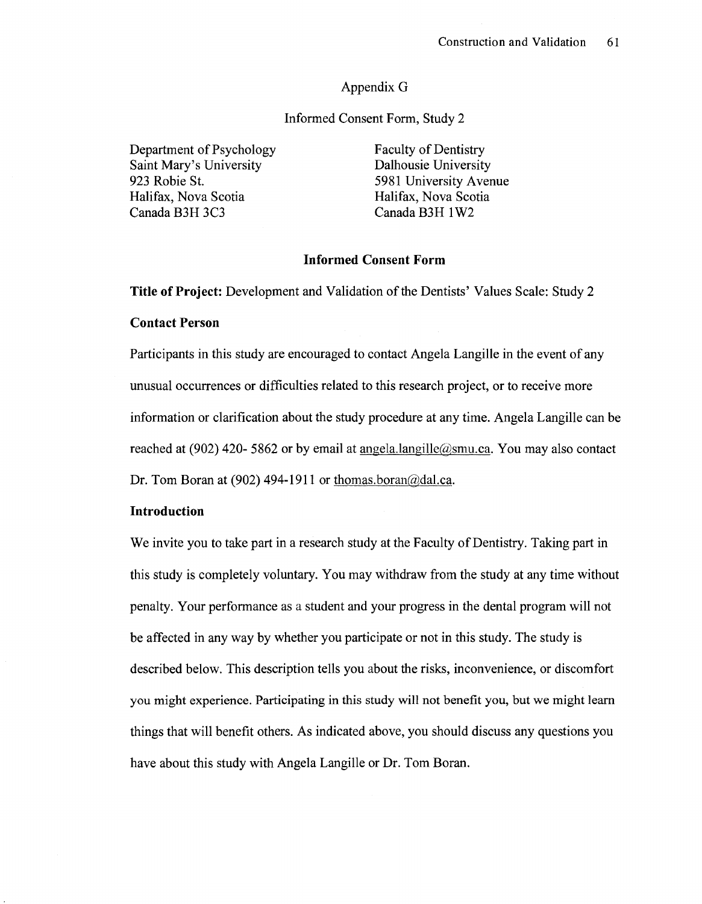Appendix G

Informed Consent Form, Study 2

Department of Psychology
Saint Mary's University
923 Robie St.
Halifax, Nova Scotia
Canada B3H 3C3

Faculty of Dentistry
Dalhousie University
5981 University Avenue
Halifax, Nova Scotia
Canada B3H 1W2

## Informed Consent Form

**Title of Project:** Development and Validation of the Dentists' Values Scale: Study 2

**Contact Person**

Participants in this study are encouraged to contact Angela Langille in the event of any unusual occurrences or difficulties related to this research project, or to receive more information or clarification about the study procedure at any time. Angela Langille can be reached at (902) 420- 5862 or by email at angela.langille@smu.ca. You may also contact Dr. Tom Boran at (902) 494-1911 or thomas.boran@dal.ca.

**Introduction**

We invite you to take part in a research study at the Faculty of Dentistry. Taking part in this study is completely voluntary. You may withdraw from the study at any time without penalty. Your performance as a student and your progress in the dental program will not be affected in any way by whether you participate or not in this study. The study is described below. This description tells you about the risks, inconvenience, or discomfort you might experience. Participating in this study will not benefit you, but we might learn things that will benefit others. As indicated above, you should discuss any questions you have about this study with Angela Langille or Dr. Tom Boran.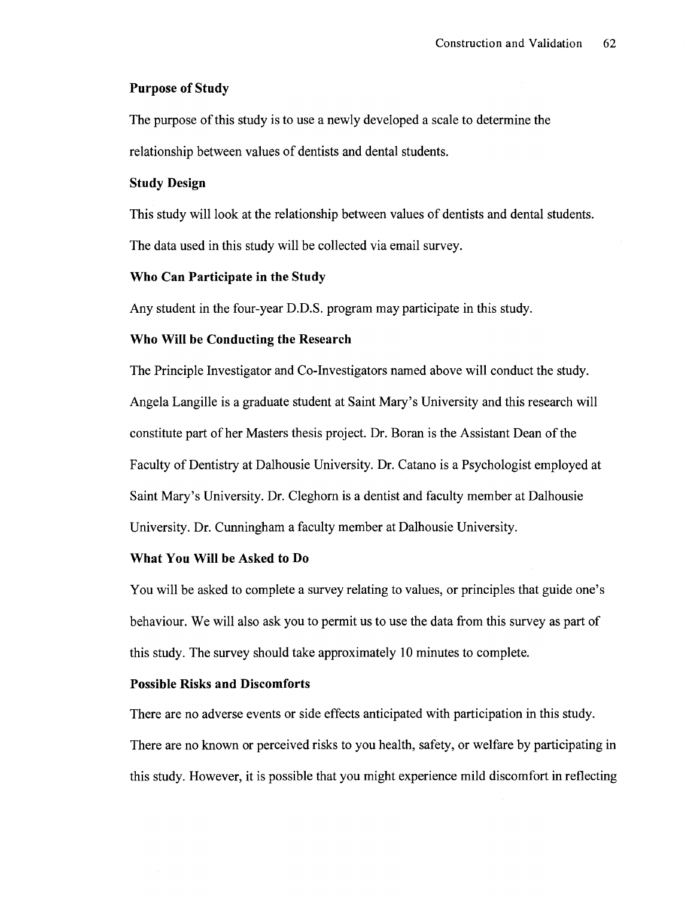**Purpose of Study**

The purpose of this study is to use a newly developed a scale to determine the relationship between values of dentists and dental students.

**Study Design**

This study will look at the relationship between values of dentists and dental students. The data used in this study will be collected via email survey.

**Who Can Participate in the Study**

Any student in the four-year D.D.S. program may participate in this study.

**Who Will be Conducting the Research**

The Principle Investigator and Co-Investigators named above will conduct the study. Angela Langille is a graduate student at Saint Mary's University and this research will constitute part of her Masters thesis project. Dr. Boran is the Assistant Dean of the Faculty of Dentistry at Dalhousie University. Dr. Catano is a Psychologist employed at Saint Mary's University. Dr. Cleghorn is a dentist and faculty member at Dalhousie University. Dr. Cunningham a faculty member at Dalhousie University.

**What You Will be Asked to Do**

You will be asked to complete a survey relating to values, or principles that guide one's behaviour. We will also ask you to permit us to use the data from this survey as part of this study. The survey should take approximately 10 minutes to complete.

**Possible Risks and Discomforts**

There are no adverse events or side effects anticipated with participation in this study. There are no known or perceived risks to you health, safety, or welfare by participating in this study. However, it is possible that you might experience mild discomfort in reflecting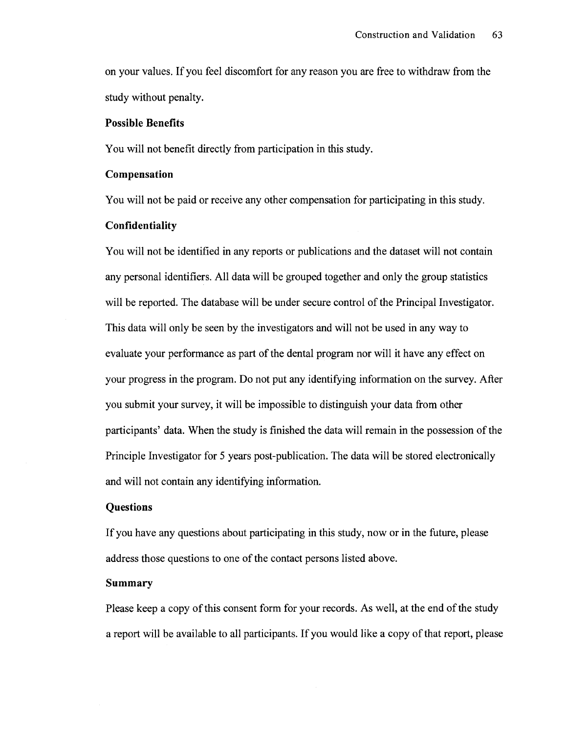on your values. If you feel discomfort for any reason you are free to withdraw from the study without penalty.

**Possible Benefits**

You will not benefit directly from participation in this study.

**Compensation**

You will not be paid or receive any other compensation for participating in this study.

**Confidentiality**

You will not be identified in any reports or publications and the dataset will not contain any personal identifiers. All data will be grouped together and only the group statistics will be reported. The database will be under secure control of the Principal Investigator. This data will only be seen by the investigators and will not be used in any way to evaluate your performance as part of the dental program nor will it have any effect on your progress in the program. Do not put any identifying information on the survey. After you submit your survey, it will be impossible to distinguish your data from other participants' data. When the study is finished the data will remain in the possession of the Principle Investigator for 5 years post-publication. The data will be stored electronically and will not contain any identifying information.

**Questions**

If you have any questions about participating in this study, now or in the future, please address those questions to one of the contact persons listed above.

**Summary**

Please keep a copy of this consent form for your records. As well, at the end of the study a report will be available to all participants. If you would like a copy of that report, please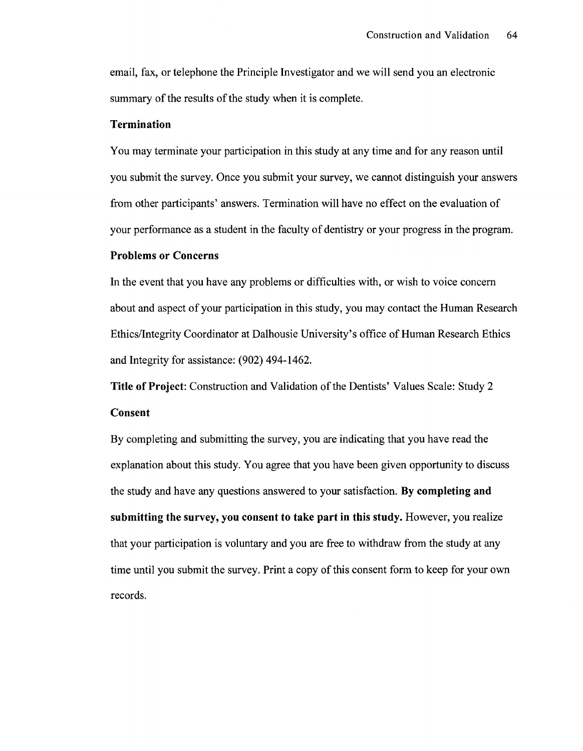email, fax, or telephone the Principle Investigator and we will send you an electronic summary of the results of the study when it is complete.

**Termination**

You may terminate your participation in this study at any time and for any reason until you submit the survey. Once you submit your survey, we cannot distinguish your answers from other participants' answers. Termination will have no effect on the evaluation of your performance as a student in the faculty of dentistry or your progress in the program.

**Problems or Concerns**

In the event that you have any problems or difficulties with, or wish to voice concern about and aspect of your participation in this study, you may contact the Human Research Ethics/Integrity Coordinator at Dalhousie University's office of Human Research Ethics and Integrity for assistance: (902) 494-1462.

**Title of Project**: Construction and Validation of the Dentists' Values Scale: Study 2

**Consent**

By completing and submitting the survey, you are indicating that you have read the explanation about this study. You agree that you have been given opportunity to discuss the study and have any questions answered to your satisfaction. **By completing and submitting the survey, you consent to take part in this study.** However, you realize that your participation is voluntary and you are free to withdraw from the study at any time until you submit the survey. Print a copy of this consent form to keep for your own records.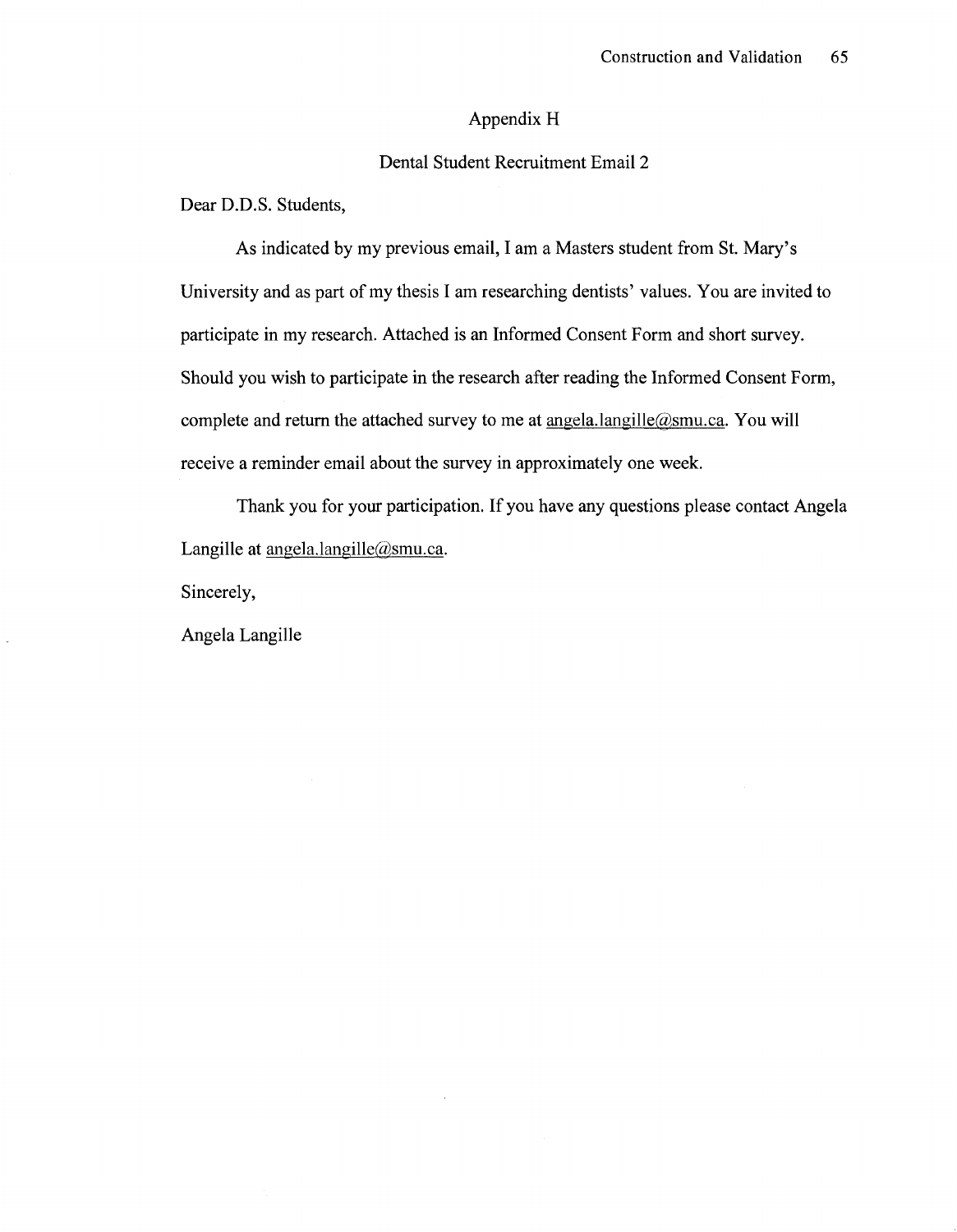# Appendix H

## Dental Student Recruitment Email 2

Dear D.D.S. Students,

As indicated by my previous email, I am a Masters student from St. Mary's University and as part of my thesis I am researching dentists' values. You are invited to participate in my research. Attached is an Informed Consent Form and short survey. Should you wish to participate in the research after reading the Informed Consent Form, complete and return the attached survey to me at angela.langille@smu.ca. You will receive a reminder email about the survey in approximately one week.

Thank you for your participation. If you have any questions please contact Angela Langille at angela.langille@smu.ca.

Sincerely,

Angela Langille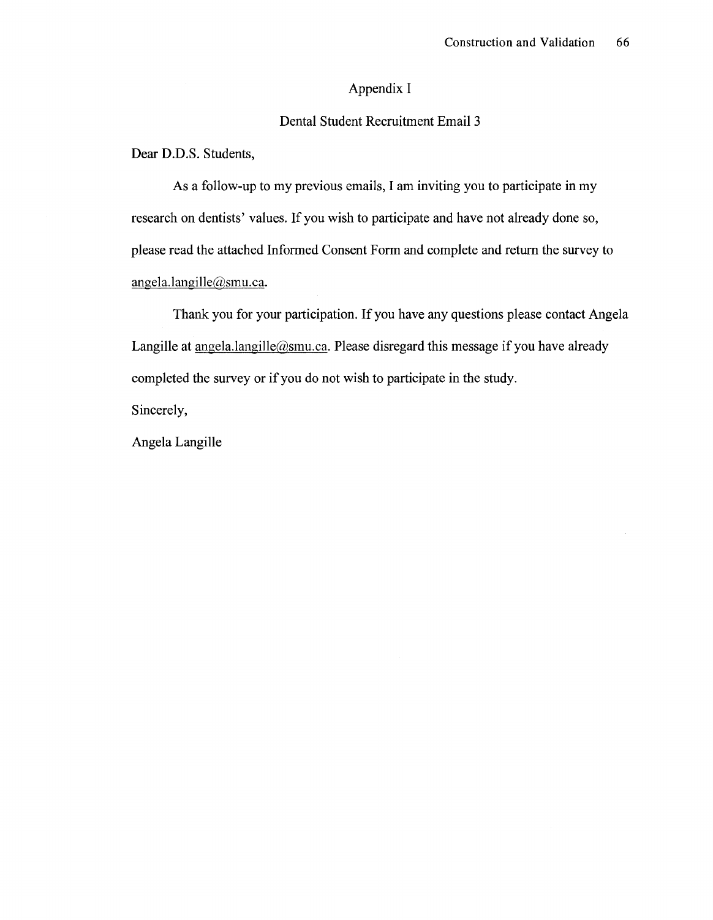# Appendix I

## Dental Student Recruitment Email 3

Dear D.D.S. Students,

As a follow-up to my previous emails, I am inviting you to participate in my research on dentists' values. If you wish to participate and have not already done so, please read the attached Informed Consent Form and complete and return the survey to angela.langille@smu.ca.

Thank you for your participation. If you have any questions please contact Angela Langille at angela.langille@smu.ca. Please disregard this message if you have already completed the survey or if you do not wish to participate in the study.

Sincerely,

Angela Langille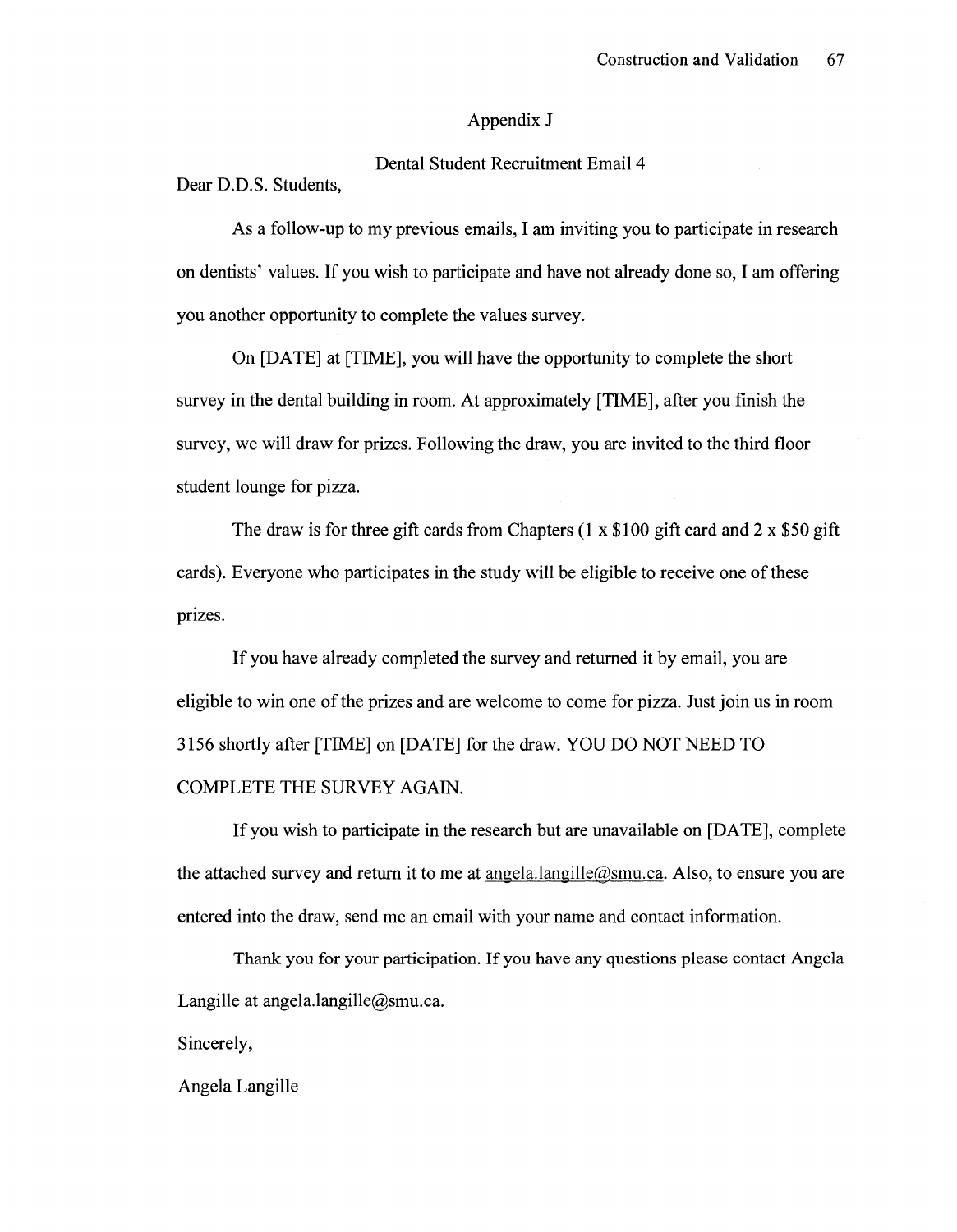# Appendix J

## Dental Student Recruitment Email 4

Dear D.D.S. Students,

As a follow-up to my previous emails, I am inviting you to participate in research on dentists' values. If you wish to participate and have not already done so, I am offering you another opportunity to complete the values survey.

On [DATE] at [TIME], you will have the opportunity to complete the short survey in the dental building in room. At approximately [TIME], after you finish the survey, we will draw for prizes. Following the draw, you are invited to the third floor student lounge for pizza.

The draw is for three gift cards from Chapters (1 x $100 gift card and 2 x $50 gift cards). Everyone who participates in the study will be eligible to receive one of these prizes.

If you have already completed the survey and returned it by email, you are eligible to win one of the prizes and are welcome to come for pizza. Just join us in room 3156 shortly after [TIME] on [DATE] for the draw. YOU DO NOT NEED TO COMPLETE THE SURVEY AGAIN.

If you wish to participate in the research but are unavailable on [DATE], complete the attached survey and return it to me at angela.langille@smu.ca. Also, to ensure you are entered into the draw, send me an email with your name and contact information.

Thank you for your participation. If you have any questions please contact Angela Langille at angela.langille@smu.ca.

Sincerely,

Angela Langille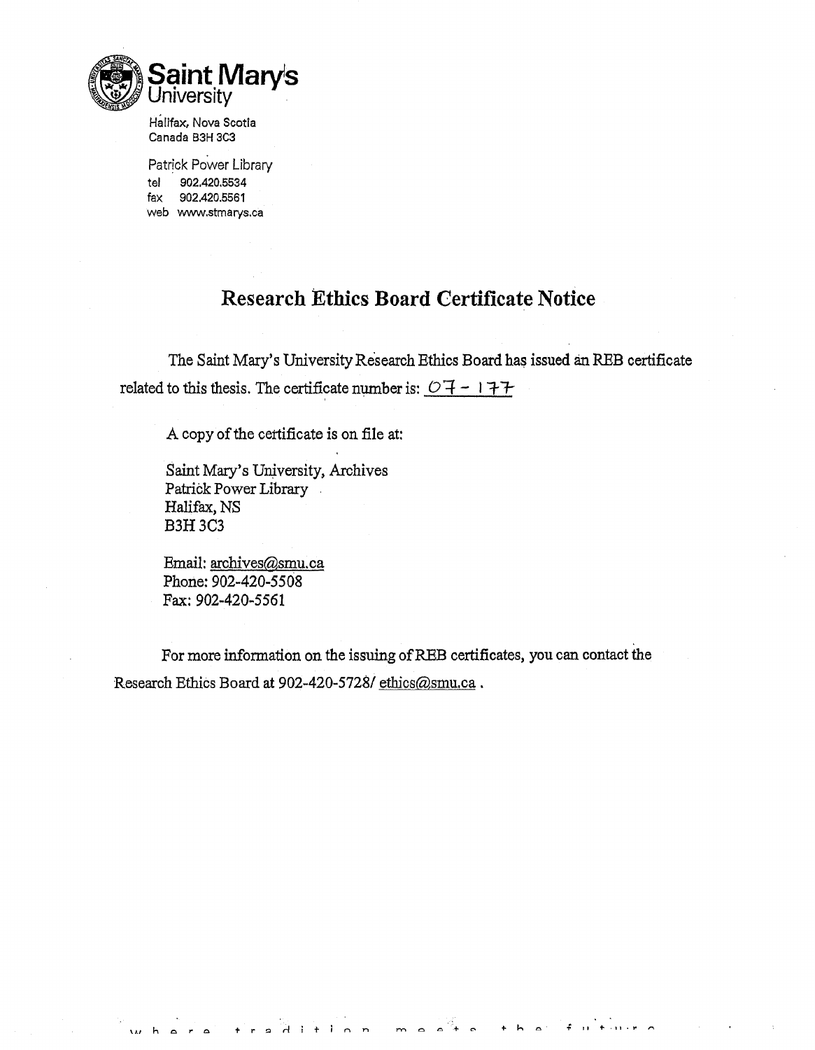Saint Mary's University

Halifax, Nova Scotia
Canada B3H 3C3

Patrick Power Library
tel 902.420.5534
fax 902.420.5561
web www.stmarys.ca

# Research Ethics Board Certificate Notice

The Saint Mary's University Research Ethics Board has issued an REB certificate related to this thesis. The certificate number is: 07 - 177

A copy of the certificate is on file at:

Saint Mary's University, Archives
Patrick Power Library
Halifax, NS
B3H 3C3

Email: archives@smu.ca
Phone: 902-420-5508
Fax: 902-420-5561

For more information on the issuing of REB certificates, you can contact the Research Ethics Board at 902-420-5728/ ethics@smu.ca .

where tradition meets the future